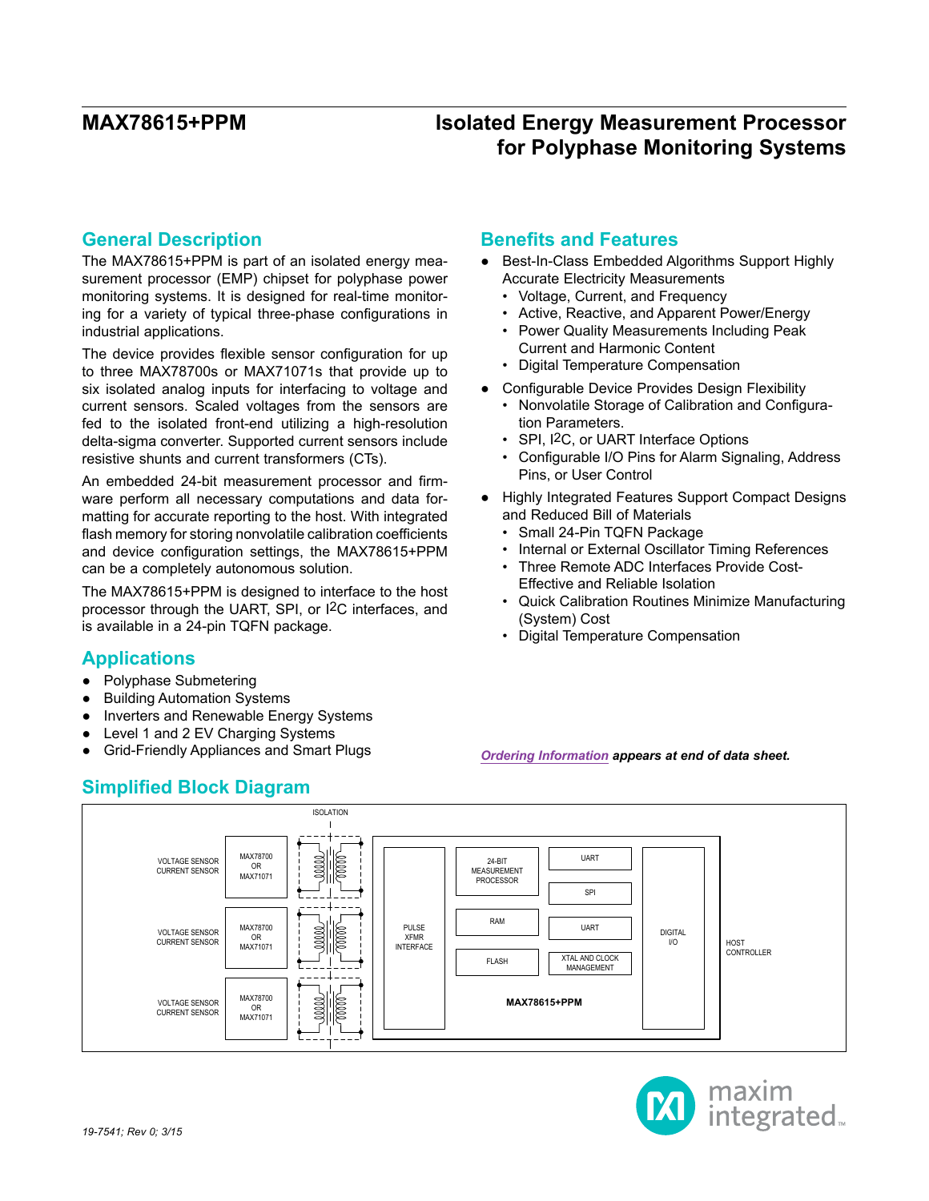# MAX78615+PPM

# Isolated Energy Measurement Processor for Polyphase Monitoring Systems

## General Description

The MAX78615+PPM is part of an isolated energy measurement processor (EMP) chipset for polyphase power monitoring systems. It is designed for real-time monitoring for a variety of typical three-phase configurations in industrial applications.

The device provides flexible sensor configuration for up to three MAX78700s or MAX71071s that provide up to six isolated analog inputs for interfacing to voltage and current sensors. Scaled voltages from the sensors are fed to the isolated front-end utilizing a high-resolution delta-sigma converter. Supported current sensors include resistive shunts and current transformers (CTs).

An embedded 24-bit measurement processor and firmware perform all necessary computations and data formatting for accurate reporting to the host. With integrated flash memory for storing nonvolatile calibration coefficients and device configuration settings, the MAX78615+PPM can be a completely autonomous solution.

The MAX78615+PPM is designed to interface to the host processor through the UART, SPI, or I2C interfaces, and is available in a 24-pin TQFN package.

## Applications

- Polyphase Submetering
- Building Automation Systems
- Inverters and Renewable Energy Systems
- Level 1 and 2 EV Charging Systems
- Grid-Friendly Appliances and Smart Plugs

## Benefits and Features

- Best-In-Class Embedded Algorithms Support Highly Accurate Electricity Measurements
  - Voltage, Current, and Frequency
  - Active, Reactive, and Apparent Power/Energy
  - Power Quality Measurements Including Peak Current and Harmonic Content
  - Digital Temperature Compensation
- Configurable Device Provides Design Flexibility
  - Nonvolatile Storage of Calibration and Configuration Parameters.
  - SPI, I2C, or UART Interface Options
  - Configurable I/O Pins for Alarm Signaling, Address Pins, or User Control
- Highly Integrated Features Support Compact Designs and Reduced Bill of Materials
  - Small 24-Pin TQFN Package
  - Internal or External Oscillator Timing References
  - Three Remote ADC Interfaces Provide Cost-Effective and Reliable Isolation
  - Quick Calibration Routines Minimize Manufacturing (System) Cost
  - Digital Temperature Compensation

*Ordering Information appears at end of data sheet.*

## Simplified Block Diagram

ISOLATION

VOLTAGE SENSOR
CURRENT SENSOR

MAX78700 OR MAX71071

VOLTAGE SENSOR
CURRENT SENSOR

MAX78700 OR MAX71071

VOLTAGE SENSOR
CURRENT SENSOR

MAX78700 OR MAX71071

PULSE XFMR INTERFACE

24-BIT MEASUREMENT PROCESSOR

RAM

FLASH

UART

SPI

UART

XTAL AND CLOCK MANAGEMENT

DIGITAL I/O

MAX78615+PPM

HOST CONTROLLER

19-7541; Rev 0; 3/15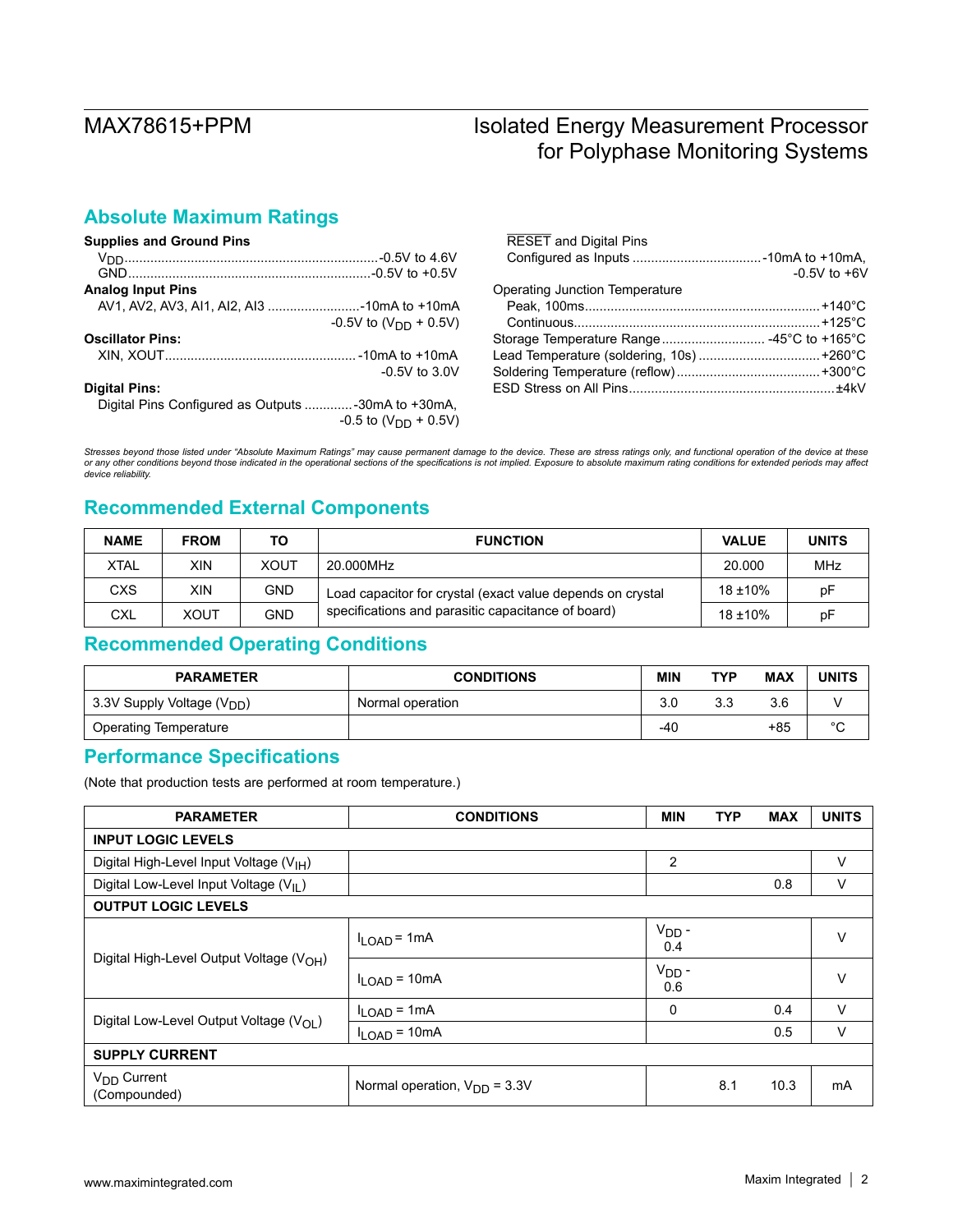## Absolute Maximum Ratings

**Supplies and Ground Pins**

$V_{DD}$ ............ -0.5V to 4.6V
GND ............ -0.5V to +0.5V

**Analog Input Pins**

AV1, AV2, AV3, AI1, AI2, AI3 ............ -10mA to +10mA
-0.5V to ($V_{DD}$ + 0.5V)

**Oscillator Pins:**

XIN, XOUT ............ -10mA to +10mA
-0.5V to 3.0V

**Digital Pins:**

Digital Pins Configured as Outputs ............ -30mA to +30mA,
-0.5 to ($V_{DD}$ + 0.5V)

RESET and Digital Pins
Configured as Inputs ............ -10mA to +10mA,
-0.5V to +6V

Operating Junction Temperature
Peak, 100ms ............ +140°C
Continuous ............ +125°C

Storage Temperature Range ............ -45°C to +165°C
Lead Temperature (soldering, 10s) ............ +260°C
Soldering Temperature (reflow) ............ +300°C
ESD Stress on All Pins ............ ±4kV

*Stresses beyond those listed under "Absolute Maximum Ratings" may cause permanent damage to the device. These are stress ratings only, and functional operation of the device at these or any other conditions beyond those indicated in the operational sections of the specifications is not implied. Exposure to absolute maximum rating conditions for extended periods may affect device reliability.*

## Recommended External Components

| NAME | FROM | TO | FUNCTION | VALUE | UNITS |
|---|---|---|---|---|---|
| XTAL | XIN | XOUT | 20.000MHz | 20.000 | MHz |
| CXS | XIN | GND | Load capacitor for crystal (exact value depends on crystal specifications and parasitic capacitance of board) | 18 ±10% | pF |
| CXL | XOUT | GND | | 18 ±10% | pF |

## Recommended Operating Conditions

| PARAMETER | CONDITIONS | MIN | TYP | MAX | UNITS |
|---|---|---|---|---|---|
| 3.3V Supply Voltage ($V_{DD}$) | Normal operation | 3.0 | 3.3 | 3.6 | V |
| Operating Temperature | | -40 | | +85 | °C |

## Performance Specifications

(Note that production tests are performed at room temperature.)

| PARAMETER | CONDITIONS | MIN | TYP | MAX | UNITS |
|---|---|---|---|---|---|
| **INPUT LOGIC LEVELS** | | | | | |
| Digital High-Level Input Voltage ($V_{IH}$) | | 2 | | | V |
| Digital Low-Level Input Voltage ($V_{IL}$) | | | | 0.8 | V |
| **OUTPUT LOGIC LEVELS** | | | | | |
| Digital High-Level Output Voltage ($V_{OH}$) | $I_{LOAD}$ = 1mA | $V_{DD}$ - 0.4 | | | V |
| | $I_{LOAD}$ = 10mA | $V_{DD}$ - 0.6 | | | V |
| Digital Low-Level Output Voltage ($V_{OL}$) | $I_{LOAD}$ = 1mA | 0 | | 0.4 | V |
| | $I_{LOAD}$ = 10mA | | | 0.5 | V |
| **SUPPLY CURRENT** | | | | | |
| $V_{DD}$ Current (Compounded) | Normal operation, $V_{DD}$ = 3.3V | | 8.1 | 10.3 | mA |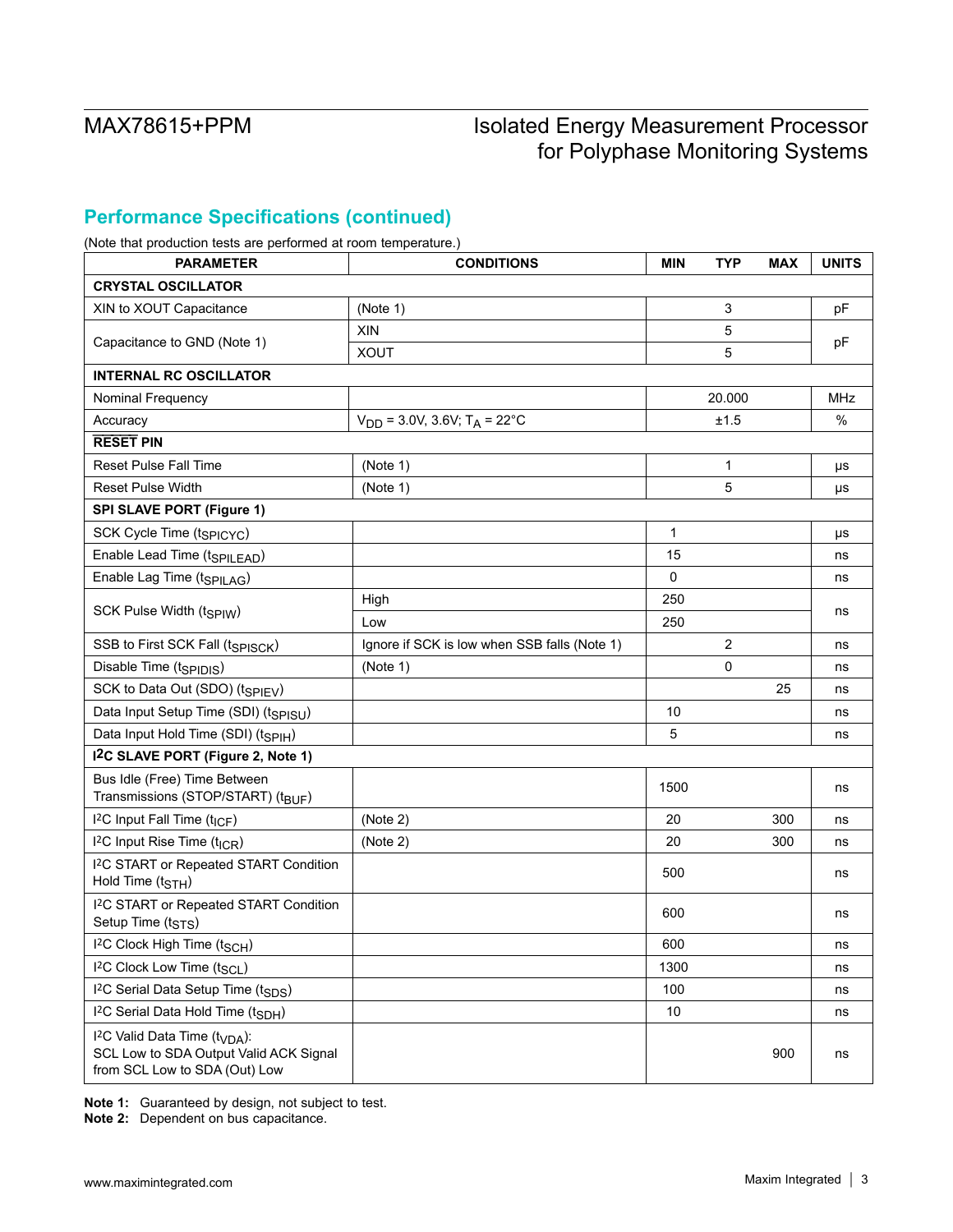## Performance Specifications (continued)

(Note that production tests are performed at room temperature.)

| PARAMETER | CONDITIONS | MIN | TYP | MAX | UNITS |
|---|---|---|---|---|---|
| **CRYSTAL OSCILLATOR** | | | | | |
| XIN to XOUT Capacitance | (Note 1) | | 3 | | pF |
| Capacitance to GND (Note 1) | XIN | | 5 | | pF |
| | XOUT | | 5 | | |
| **INTERNAL RC OSCILLATOR** | | | | | |
| Nominal Frequency | | | 20.000 | | MHz |
| Accuracy | $V_{DD}$ = 3.0V, 3.6V; $T_A$ = 22°C | | ±1.5 | | % |
| **$\overline{\text{RESET}}$ PIN** | | | | | |
| Reset Pulse Fall Time | (Note 1) | | 1 | | µs |
| Reset Pulse Width | (Note 1) | | 5 | | µs |
| **SPI SLAVE PORT (Figure 1)** | | | | | |
| SCK Cycle Time ($t_{SPICYC}$) | | 1 | | | µs |
| Enable Lead Time ($t_{SPILEAD}$) | | 15 | | | ns |
| Enable Lag Time ($t_{SPILAG}$) | | 0 | | | ns |
| SCK Pulse Width ($t_{SPIW}$) | High | 250 | | | ns |
| | Low | 250 | | | |
| SSB to First SCK Fall ($t_{SPISCK}$) | Ignore if SCK is low when SSB falls (Note 1) | | 2 | | ns |
| Disable Time ($t_{SPIDIS}$) | (Note 1) | | 0 | | ns |
| SCK to Data Out (SDO) ($t_{SPIEV}$) | | | | 25 | ns |
| Data Input Setup Time (SDI) ($t_{SPISU}$) | | 10 | | | ns |
| Data Input Hold Time (SDI) ($t_{SPIH}$) | | 5 | | | ns |
| **I²C SLAVE PORT (Figure 2, Note 1)** | | | | | |
| Bus Idle (Free) Time Between Transmissions (STOP/START) ($t_{BUF}$) | | 1500 | | | ns |
| I²C Input Fall Time ($t_{ICF}$) | (Note 2) | 20 | | 300 | ns |
| I²C Input Rise Time ($t_{ICR}$) | (Note 2) | 20 | | 300 | ns |
| I²C START or Repeated START Condition Hold Time ($t_{STH}$) | | 500 | | | ns |
| I²C START or Repeated START Condition Setup Time ($t_{STS}$) | | 600 | | | ns |
| I²C Clock High Time ($t_{SCH}$) | | 600 | | | ns |
| I²C Clock Low Time ($t_{SCL}$) | | 1300 | | | ns |
| I²C Serial Data Setup Time ($t_{SDS}$) | | 100 | | | ns |
| I²C Serial Data Hold Time ($t_{SDH}$) | | 10 | | | ns |
| I²C Valid Data Time ($t_{VDA}$): SCL Low to SDA Output Valid ACK Signal from SCL Low to SDA (Out) Low | | | | 900 | ns |

**Note 1:** Guaranteed by design, not subject to test.
**Note 2:** Dependent on bus capacitance.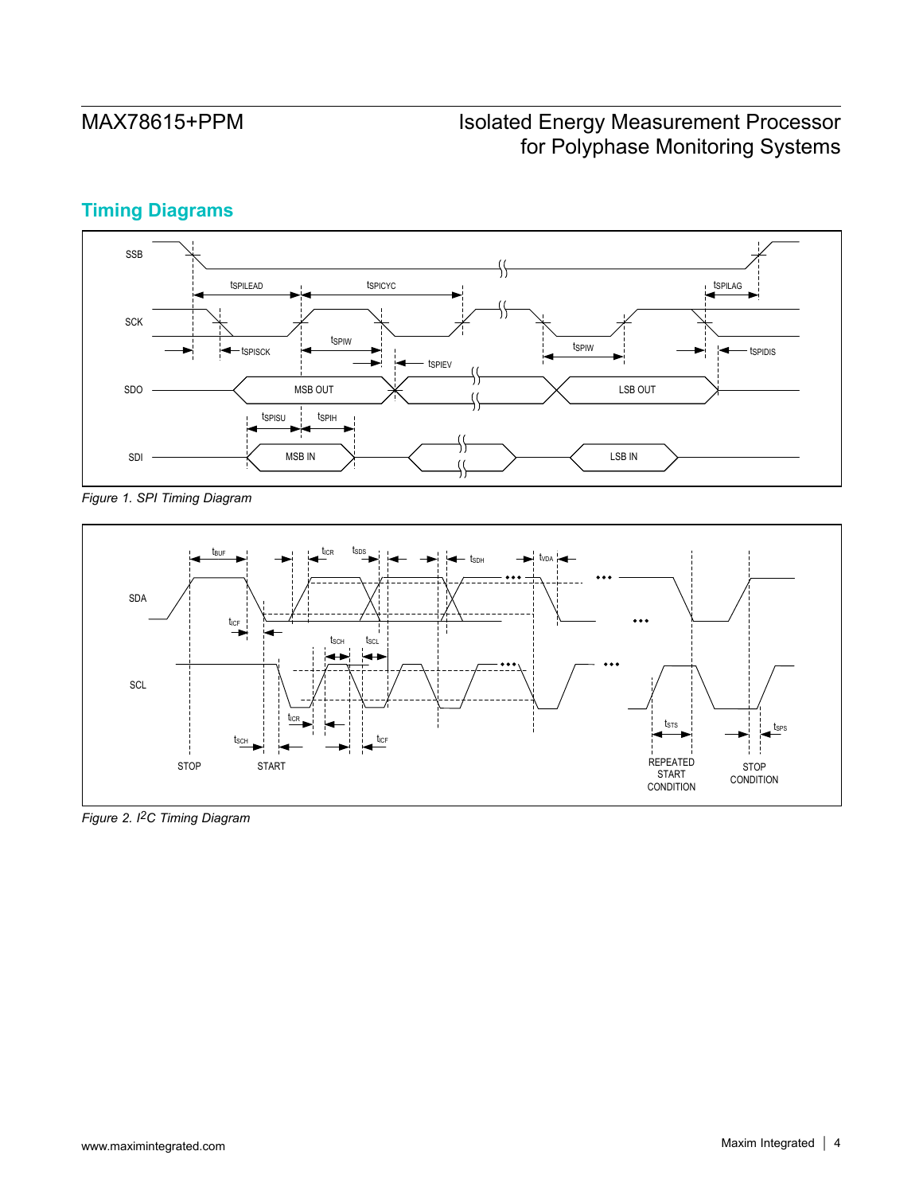## Timing Diagrams

*Figure 1. SPI Timing Diagram*

*Figure 2. I2C Timing Diagram*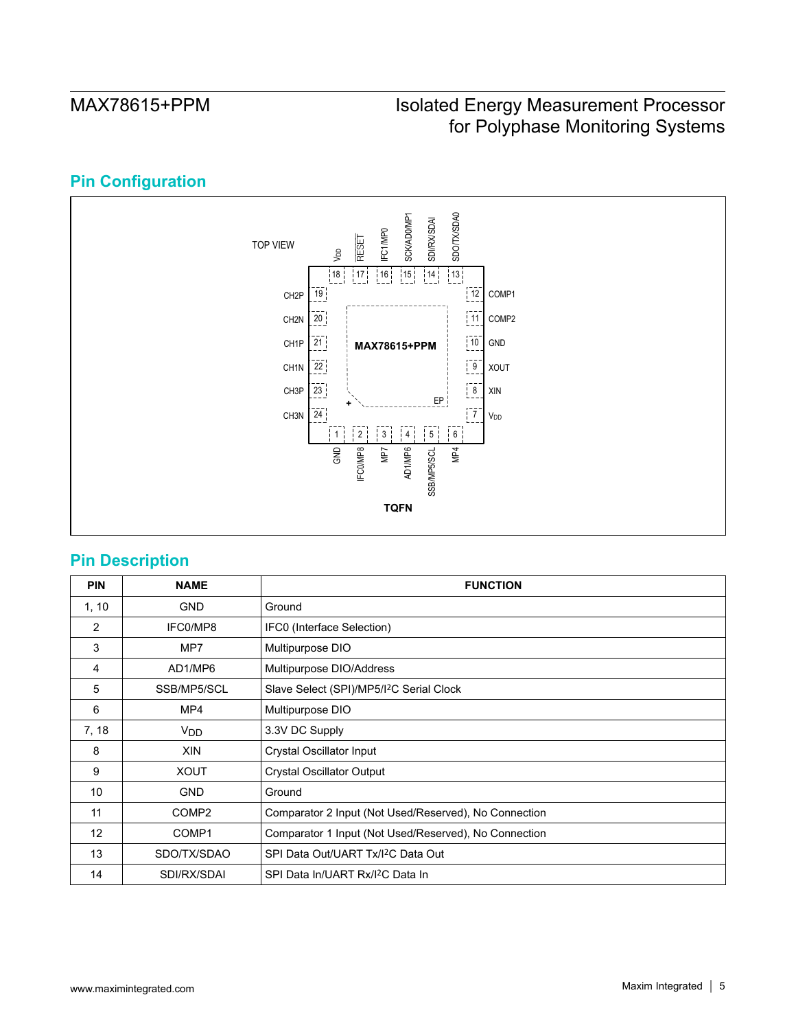## Pin Configuration

TOP VIEW

$V_{DD}$ 18
RESET 17
IFC1/MP0 16
SCK/AD0/MP1 15
SDI/RX/SDAI 14
SDO/TX/SDA0 13

CH2P 19
CH2N 20
CH1P 21
CH1N 22
CH3P 23
CH3N 24

12 COMP1
11 COMP2
10 GND
9 XOUT
8 XIN
7 $V_{DD}$

MAX78615+PPM

EP

1 GND
2 IFC0/MP8
3 MP7
4 AD1/MP6
5 SSB/MP5/SCL
6 MP4

TQFN

## Pin Description

| PIN | NAME | FUNCTION |
|---|---|---|
| 1, 10 | GND | Ground |
| 2 | IFC0/MP8 | IFC0 (Interface Selection) |
| 3 | MP7 | Multipurpose DIO |
| 4 | AD1/MP6 | Multipurpose DIO/Address |
| 5 | SSB/MP5/SCL | Slave Select (SPI)/MP5/I2C Serial Clock |
| 6 | MP4 | Multipurpose DIO |
| 7, 18 | $V_{DD}$ | 3.3V DC Supply |
| 8 | XIN | Crystal Oscillator Input |
| 9 | XOUT | Crystal Oscillator Output |
| 10 | GND | Ground |
| 11 | COMP2 | Comparator 2 Input (Not Used/Reserved), No Connection |
| 12 | COMP1 | Comparator 1 Input (Not Used/Reserved), No Connection |
| 13 | SDO/TX/SDAO | SPI Data Out/UART Tx/I2C Data Out |
| 14 | SDI/RX/SDAI | SPI Data In/UART Rx/I2C Data In |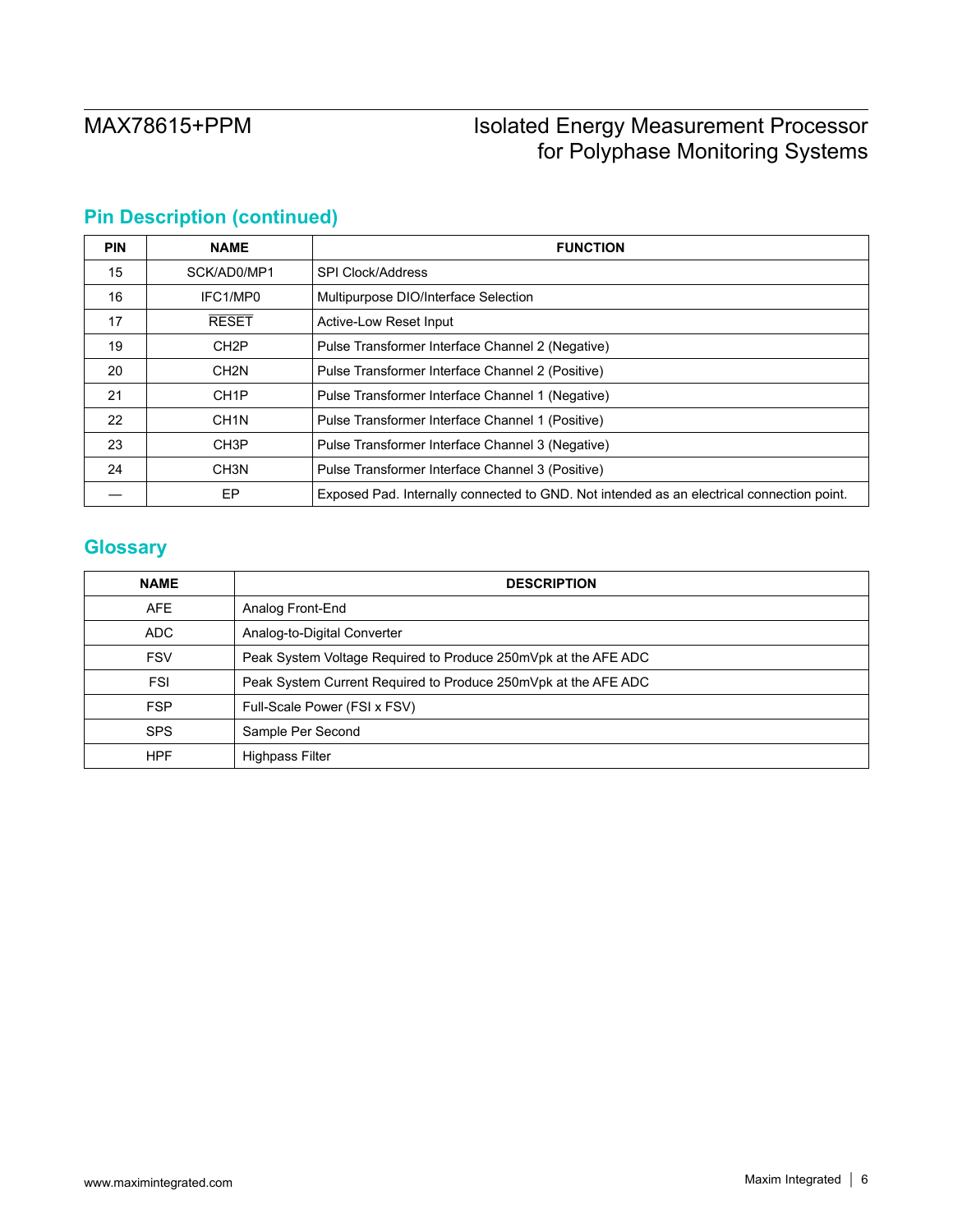## Pin Description (continued)

| PIN | NAME | FUNCTION |
|---|---|---|
| 15 | SCK/AD0/MP1 | SPI Clock/Address |
| 16 | IFC1/MP0 | Multipurpose DIO/Interface Selection |
| 17 | $\overline{\text{RESET}}$ | Active-Low Reset Input |
| 19 | CH2P | Pulse Transformer Interface Channel 2 (Negative) |
| 20 | CH2N | Pulse Transformer Interface Channel 2 (Positive) |
| 21 | CH1P | Pulse Transformer Interface Channel 1 (Negative) |
| 22 | CH1N | Pulse Transformer Interface Channel 1 (Positive) |
| 23 | CH3P | Pulse Transformer Interface Channel 3 (Negative) |
| 24 | CH3N | Pulse Transformer Interface Channel 3 (Positive) |
| — | EP | Exposed Pad. Internally connected to GND. Not intended as an electrical connection point. |

## Glossary

| NAME | DESCRIPTION |
|---|---|
| AFE | Analog Front-End |
| ADC | Analog-to-Digital Converter |
| FSV | Peak System Voltage Required to Produce 250mVpk at the AFE ADC |
| FSI | Peak System Current Required to Produce 250mVpk at the AFE ADC |
| FSP | Full-Scale Power (FSI x FSV) |
| SPS | Sample Per Second |
| HPF | Highpass Filter |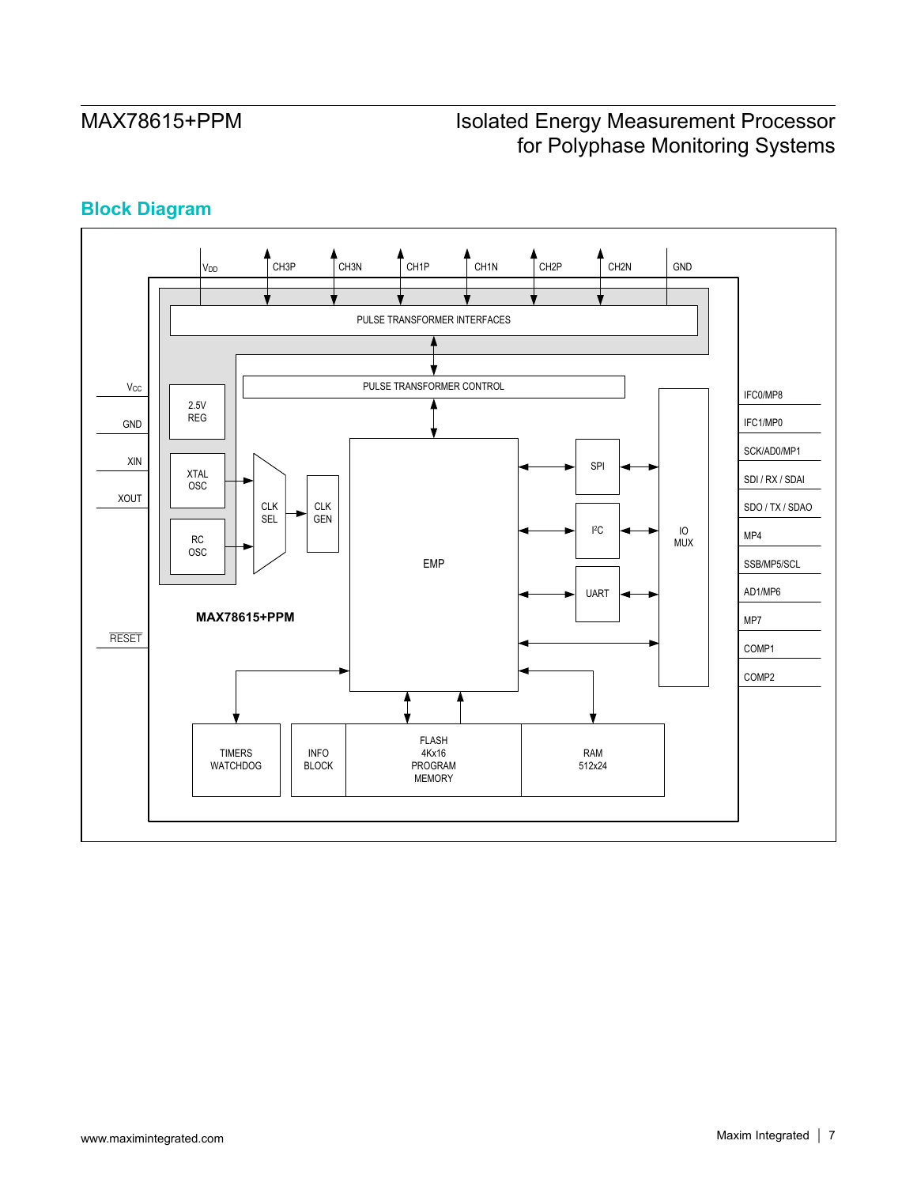## Block Diagram

VDD
CH3P
CH3N
CH1P
CH1N
CH2P
CH2N
GND

PULSE TRANSFORMER INTERFACES

PULSE TRANSFORMER CONTROL

VCC
GND
XIN
XOUT

2.5V REG
XTAL OSC
RC OSC
CLK SEL
CLK GEN

EMP

SPI
I²C
UART

IO MUX

IFC0/MP8
IFC1/MP0
SCK/AD0/MP1
SDI / RX / SDAI
SDO / TX / SDAO
MP4
SSB/MP5/SCL
AD1/MP6
MP7
COMP1
COMP2

MAX78615+PPM

RESET

TIMERS WATCHDOG
INFO BLOCK
FLASH 4Kx16 PROGRAM MEMORY
RAM 512x24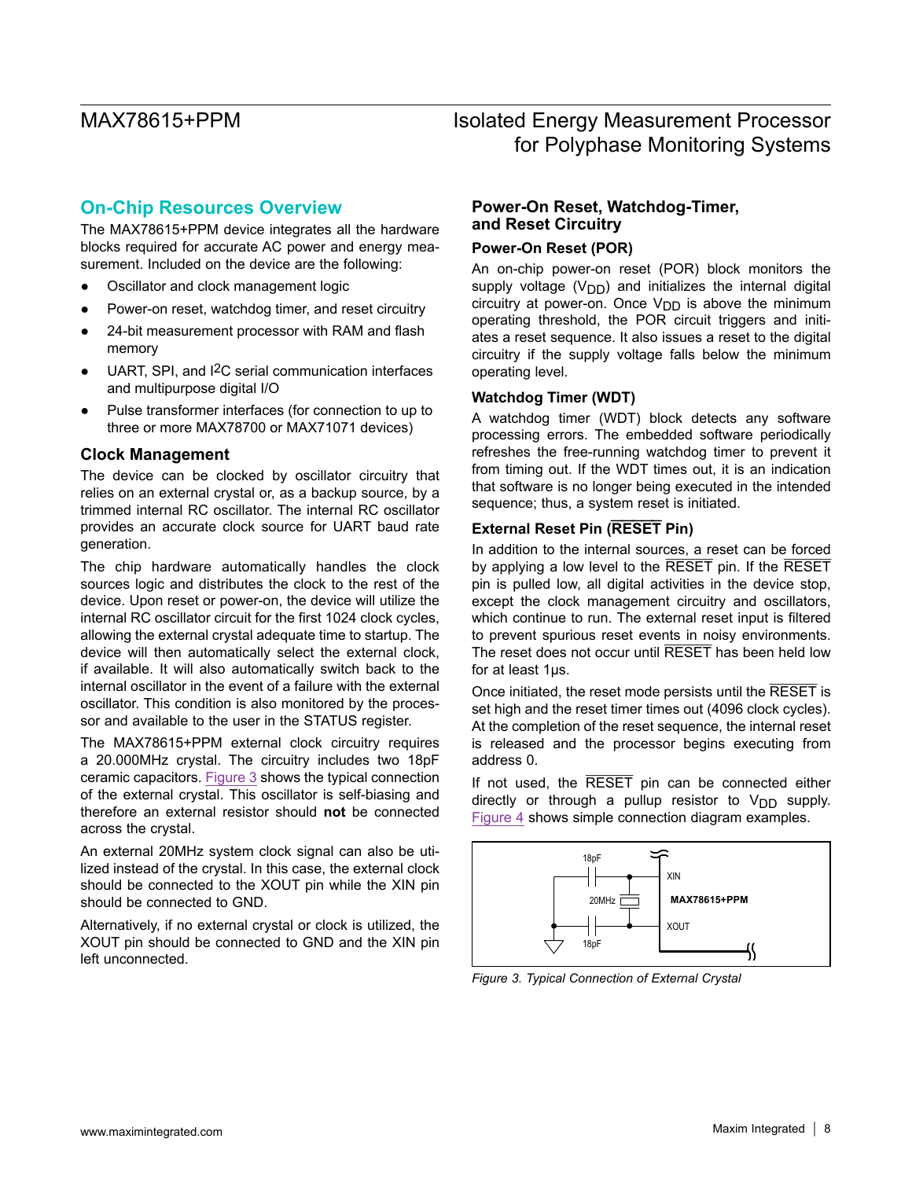## On-Chip Resources Overview

The MAX78615+PPM device integrates all the hardware blocks required for accurate AC power and energy measurement. Included on the device are the following:

- Oscillator and clock management logic
- Power-on reset, watchdog timer, and reset circuitry
- 24-bit measurement processor with RAM and flash memory
- UART, SPI, and $I^2C$ serial communication interfaces and multipurpose digital I/O
- Pulse transformer interfaces (for connection to up to three or more MAX78700 or MAX71071 devices)

### Clock Management

The device can be clocked by oscillator circuitry that relies on an external crystal or, as a backup source, by a trimmed internal RC oscillator. The internal RC oscillator provides an accurate clock source for UART baud rate generation.

The chip hardware automatically handles the clock sources logic and distributes the clock to the rest of the device. Upon reset or power-on, the device will utilize the internal RC oscillator circuit for the first 1024 clock cycles, allowing the external crystal adequate time to startup. The device will then automatically select the external clock, if available. It will also automatically switch back to the internal oscillator in the event of a failure with the external oscillator. This condition is also monitored by the processor and available to the user in the STATUS register.

The MAX78615+PPM external clock circuitry requires a 20.000MHz crystal. The circuitry includes two 18pF ceramic capacitors. Figure 3 shows the typical connection of the external crystal. This oscillator is self-biasing and therefore an external resistor should **not** be connected across the crystal.

An external 20MHz system clock signal can also be utilized instead of the crystal. In this case, the external clock should be connected to the XOUT pin while the XIN pin should be connected to GND.

Alternatively, if no external crystal or clock is utilized, the XOUT pin should be connected to GND and the XIN pin left unconnected.

### Power-On Reset, Watchdog-Timer, and Reset Circuitry

#### Power-On Reset (POR)

An on-chip power-on reset (POR) block monitors the supply voltage ($V_{DD}$) and initializes the internal digital circuitry at power-on. Once $V_{DD}$ is above the minimum operating threshold, the POR circuit triggers and initiates a reset sequence. It also issues a reset to the digital circuitry if the supply voltage falls below the minimum operating level.

#### Watchdog Timer (WDT)

A watchdog timer (WDT) block detects any software processing errors. The embedded software periodically refreshes the free-running watchdog timer to prevent it from timing out. If the WDT times out, it is an indication that software is no longer being executed in the intended sequence; thus, a system reset is initiated.

#### External Reset Pin ($\overline{RESET}$ Pin)

In addition to the internal sources, a reset can be forced by applying a low level to the $\overline{RESET}$ pin. If the $\overline{RESET}$ pin is pulled low, all digital activities in the device stop, except the clock management circuitry and oscillators, which continue to run. The external reset input is filtered to prevent spurious reset events in noisy environments. The reset does not occur until $\overline{RESET}$ has been held low for at least 1µs.

Once initiated, the reset mode persists until the $\overline{RESET}$ is set high and the reset timer times out (4096 clock cycles). At the completion of the reset sequence, the internal reset is released and the processor begins executing from address 0.

If not used, the $\overline{RESET}$ pin can be connected either directly or through a pullup resistor to $V_{DD}$ supply. Figure 4 shows simple connection diagram examples.

18pF
XIN
20MHz
MAX78615+PPM
XOUT
18pF

*Figure 3. Typical Connection of External Crystal*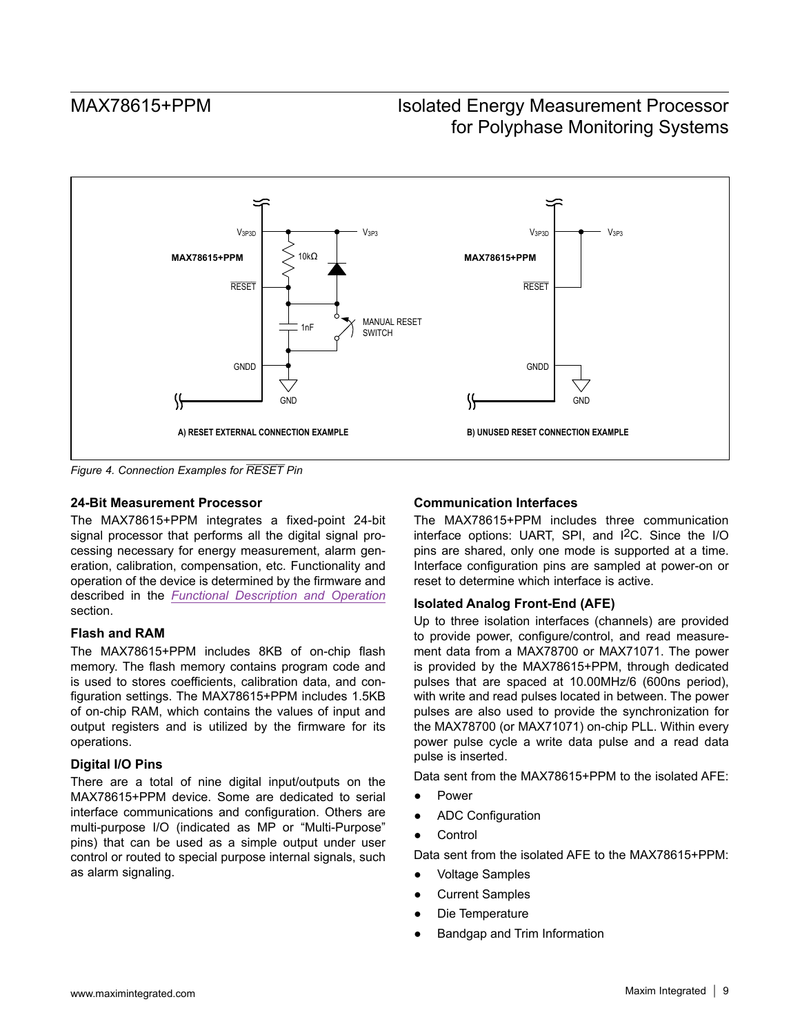V3P3D

V3P3

MAX78615+PPM

10kΩ

RESET

1nF

MANUAL RESET SWITCH

GNDD

GND

A) RESET EXTERNAL CONNECTION EXAMPLE

V3P3D

V3P3

MAX78615+PPM

RESET

GNDD

GND

B) UNUSED RESET CONNECTION EXAMPLE

*Figure 4. Connection Examples for RESET Pin*

### 24-Bit Measurement Processor

The MAX78615+PPM integrates a fixed-point 24-bit signal processor that performs all the digital signal processing necessary for energy measurement, alarm generation, calibration, compensation, etc. Functionality and operation of the device is determined by the firmware and described in the *Functional Description and Operation* section.

### Flash and RAM

The MAX78615+PPM includes 8KB of on-chip flash memory. The flash memory contains program code and is used to stores coefficients, calibration data, and configuration settings. The MAX78615+PPM includes 1.5KB of on-chip RAM, which contains the values of input and output registers and is utilized by the firmware for its operations.

### Digital I/O Pins

There are a total of nine digital input/outputs on the MAX78615+PPM device. Some are dedicated to serial interface communications and configuration. Others are multi-purpose I/O (indicated as MP or "Multi-Purpose" pins) that can be used as a simple output under user control or routed to special purpose internal signals, such as alarm signaling.

### Communication Interfaces

The MAX78615+PPM includes three communication interface options: UART, SPI, and I2C. Since the I/O pins are shared, only one mode is supported at a time. Interface configuration pins are sampled at power-on or reset to determine which interface is active.

### Isolated Analog Front-End (AFE)

Up to three isolation interfaces (channels) are provided to provide power, configure/control, and read measurement data from a MAX78700 or MAX71071. The power is provided by the MAX78615+PPM, through dedicated pulses that are spaced at 10.00MHz/6 (600ns period), with write and read pulses located in between. The power pulses are also used to provide the synchronization for the MAX78700 (or MAX71071) on-chip PLL. Within every power pulse cycle a write data pulse and a read data pulse is inserted.

Data sent from the MAX78615+PPM to the isolated AFE:

- Power
- ADC Configuration
- Control

Data sent from the isolated AFE to the MAX78615+PPM:

- Voltage Samples
- Current Samples
- Die Temperature
- Bandgap and Trim Information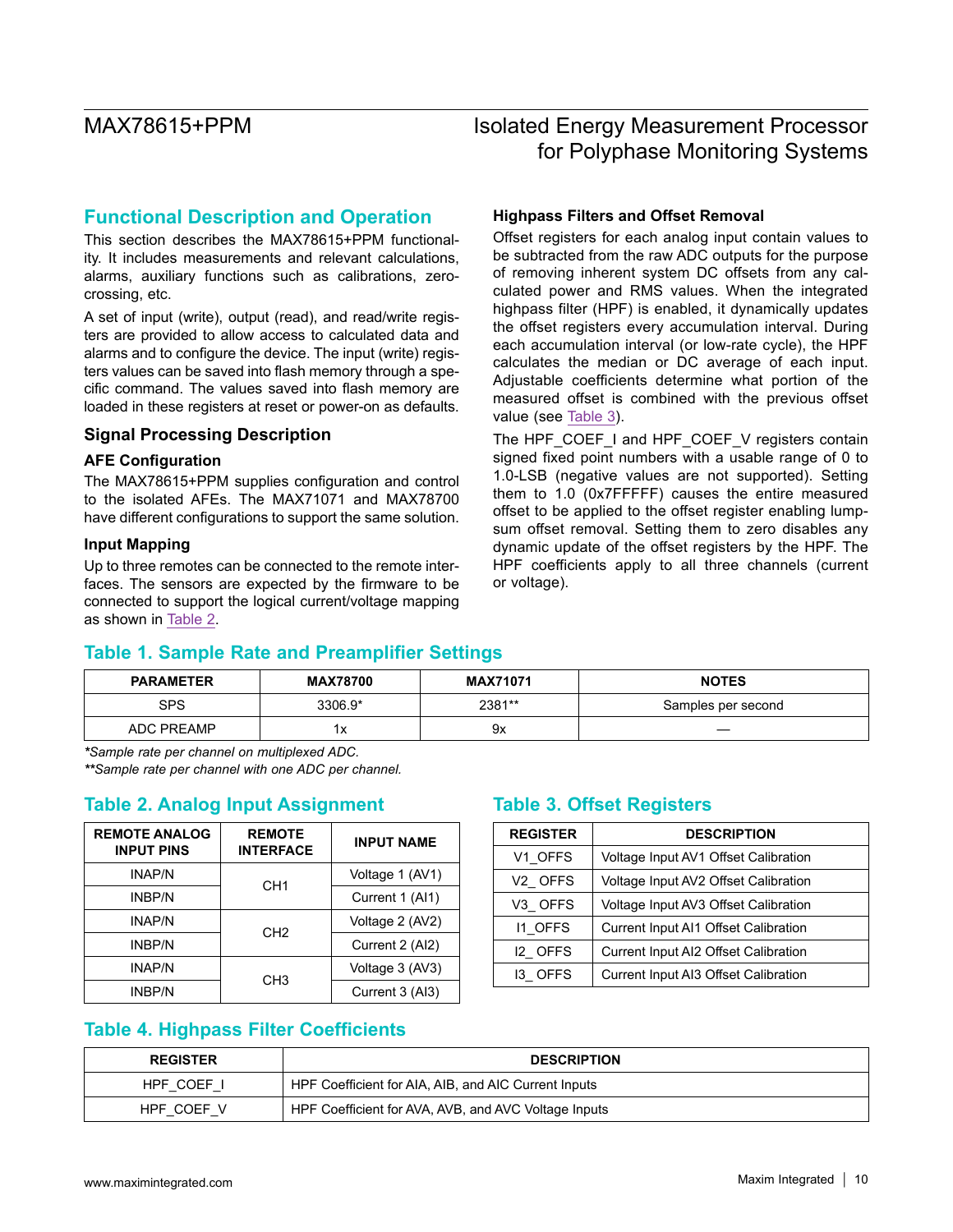## Functional Description and Operation

This section describes the MAX78615+PPM functionality. It includes measurements and relevant calculations, alarms, auxiliary functions such as calibrations, zero-crossing, etc.

A set of input (write), output (read), and read/write registers are provided to allow access to calculated data and alarms and to configure the device. The input (write) registers values can be saved into flash memory through a specific command. The values saved into flash memory are loaded in these registers at reset or power-on as defaults.

### Signal Processing Description

#### AFE Configuration

The MAX78615+PPM supplies configuration and control to the isolated AFEs. The MAX71071 and MAX78700 have different configurations to support the same solution.

#### Input Mapping

Up to three remotes can be connected to the remote interfaces. The sensors are expected by the firmware to be connected to support the logical current/voltage mapping as shown in Table 2.

#### Highpass Filters and Offset Removal

Offset registers for each analog input contain values to be subtracted from the raw ADC outputs for the purpose of removing inherent system DC offsets from any calculated power and RMS values. When the integrated highpass filter (HPF) is enabled, it dynamically updates the offset registers every accumulation interval. During each accumulation interval (or low-rate cycle), the HPF calculates the median or DC average of each input. Adjustable coefficients determine what portion of the measured offset is combined with the previous offset value (see Table 3).

The HPF_COEF_I and HPF_COEF_V registers contain signed fixed point numbers with a usable range of 0 to 1.0-LSB (negative values are not supported). Setting them to 1.0 (0x7FFFFF) causes the entire measured offset to be applied to the offset register enabling lump-sum offset removal. Setting them to zero disables any dynamic update of the offset registers by the HPF. The HPF coefficients apply to all three channels (current or voltage).

### Table 1. Sample Rate and Preamplifier Settings

| PARAMETER | MAX78700 | MAX71071 | NOTES |
|---|---|---|---|
| SPS | 3306.9* | 2381** | Samples per second |
| ADC PREAMP | 1x | 9x | — |

*\*Sample rate per channel on multiplexed ADC.*

*\*\*Sample rate per channel with one ADC per channel.*

### Table 2. Analog Input Assignment

| REMOTE ANALOG INPUT PINS | REMOTE INTERFACE | INPUT NAME |
|---|---|---|
| INAP/N | CH1 | Voltage 1 (AV1) |
| INBP/N | | Current 1 (AI1) |
| INAP/N | CH2 | Voltage 2 (AV2) |
| INBP/N | | Current 2 (AI2) |
| INAP/N | CH3 | Voltage 3 (AV3) |
| INBP/N | | Current 3 (AI3) |

### Table 3. Offset Registers

| REGISTER | DESCRIPTION |
|---|---|
| V1_OFFS | Voltage Input AV1 Offset Calibration |
| V2_ OFFS | Voltage Input AV2 Offset Calibration |
| V3_ OFFS | Voltage Input AV3 Offset Calibration |
| I1_OFFS | Current Input AI1 Offset Calibration |
| I2_ OFFS | Current Input AI2 Offset Calibration |
| I3_ OFFS | Current Input AI3 Offset Calibration |

### Table 4. Highpass Filter Coefficients

| REGISTER | DESCRIPTION |
|---|---|
| HPF_COEF_I | HPF Coefficient for AIA, AIB, and AIC Current Inputs |
| HPF_COEF_V | HPF Coefficient for AVA, AVB, and AVC Voltage Inputs |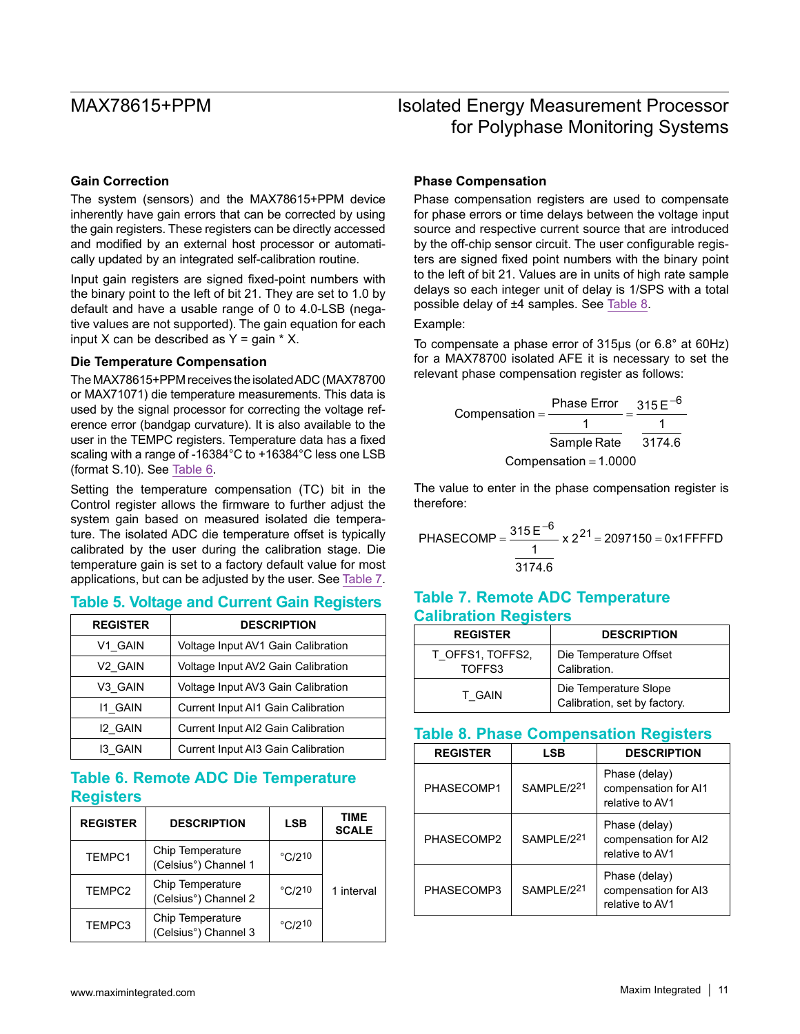### Gain Correction

The system (sensors) and the MAX78615+PPM device inherently have gain errors that can be corrected by using the gain registers. These registers can be directly accessed and modified by an external host processor or automatically updated by an integrated self-calibration routine.

Input gain registers are signed fixed-point numbers with the binary point to the left of bit 21. They are set to 1.0 by default and have a usable range of 0 to 4.0-LSB (negative values are not supported). The gain equation for each input X can be described as Y = gain * X.

### Die Temperature Compensation

The MAX78615+PPM receives the isolated ADC (MAX78700 or MAX71071) die temperature measurements. This data is used by the signal processor for correcting the voltage reference error (bandgap curvature). It is also available to the user in the TEMPC registers. Temperature data has a fixed scaling with a range of -16384°C to +16384°C less one LSB (format S.10). See Table 6.

Setting the temperature compensation (TC) bit in the Control register allows the firmware to further adjust the system gain based on measured isolated die temperature. The isolated ADC die temperature offset is typically calibrated by the user during the calibration stage. Die temperature gain is set to a factory default value for most applications, but can be adjusted by the user. See Table 7.

## Table 5. Voltage and Current Gain Registers

| REGISTER | DESCRIPTION |
|---|---|
| V1_GAIN | Voltage Input AV1 Gain Calibration |
| V2_GAIN | Voltage Input AV2 Gain Calibration |
| V3_GAIN | Voltage Input AV3 Gain Calibration |
| I1_GAIN | Current Input AI1 Gain Calibration |
| I2_GAIN | Current Input AI2 Gain Calibration |
| I3_GAIN | Current Input AI3 Gain Calibration |

## Table 6. Remote ADC Die Temperature Registers

| REGISTER | DESCRIPTION | LSB | TIME SCALE |
|---|---|---|---|
| TEMPC1 | Chip Temperature (Celsius°) Channel 1 | $°C/2^{10}$ | 1 interval |
| TEMPC2 | Chip Temperature (Celsius°) Channel 2 | $°C/2^{10}$ | |
| TEMPC3 | Chip Temperature (Celsius°) Channel 3 | $°C/2^{10}$ | |

### Phase Compensation

Phase compensation registers are used to compensate for phase errors or time delays between the voltage input source and respective current source that are introduced by the off-chip sensor circuit. The user configurable registers are signed fixed point numbers with the binary point to the left of bit 21. Values are in units of high rate sample delays so each integer unit of delay is 1/SPS with a total possible delay of ±4 samples. See Table 8.

Example:

To compensate a phase error of 315µs (or 6.8° at 60Hz) for a MAX78700 isolated AFE it is necessary to set the relevant phase compensation register as follows:

$$\text{Compensation} = \frac{\text{Phase Error}}{\frac{1}{\text{Sample Rate}}} = \frac{315\,E^{-6}}{\frac{1}{3174.6}}$$

$$\text{Compensation} = 1.0000$$

The value to enter in the phase compensation register is therefore:

$$\text{PHASECOMP} = \frac{315\,E^{-6}}{\frac{1}{3174.6}} \times 2^{21} = 2097150 = 0\text{x1FFFFD}$$

## Table 7. Remote ADC Temperature Calibration Registers

| REGISTER | DESCRIPTION |
|---|---|
| T_OFFS1, TOFFS2, TOFFS3 | Die Temperature Offset Calibration. |
| T_GAIN | Die Temperature Slope Calibration, set by factory. |

## Table 8. Phase Compensation Registers

| REGISTER | LSB | DESCRIPTION |
|---|---|---|
| PHASECOMP1 | $SAMPLE/2^{21}$ | Phase (delay) compensation for AI1 relative to AV1 |
| PHASECOMP2 | $SAMPLE/2^{21}$ | Phase (delay) compensation for AI2 relative to AV1 |
| PHASECOMP3 | $SAMPLE/2^{21}$ | Phase (delay) compensation for AI3 relative to AV1 |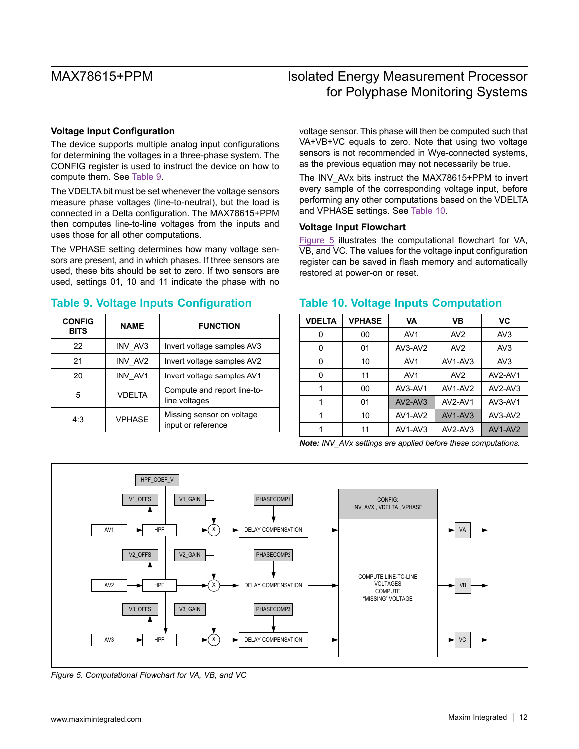### Voltage Input Configuration

The device supports multiple analog input configurations for determining the voltages in a three-phase system. The CONFIG register is used to instruct the device on how to compute them. See Table 9.

The VDELTA bit must be set whenever the voltage sensors measure phase voltages (line-to-neutral), but the load is connected in a Delta configuration. The MAX78615+PPM then computes line-to-line voltages from the inputs and uses those for all other computations.

The VPHASE setting determines how many voltage sensors are present, and in which phases. If three sensors are used, these bits should be set to zero. If two sensors are used, settings 01, 10 and 11 indicate the phase with no voltage sensor. This phase will then be computed such that VA+VB+VC equals to zero. Note that using two voltage sensors is not recommended in Wye-connected systems, as the previous equation may not necessarily be true.

The INV_AVx bits instruct the MAX78615+PPM to invert every sample of the corresponding voltage input, before performing any other computations based on the VDELTA and VPHASE settings. See Table 10.

### Voltage Input Flowchart

Figure 5 illustrates the computational flowchart for VA, VB, and VC. The values for the voltage input configuration register can be saved in flash memory and automatically restored at power-on or reset.

## Table 9. Voltage Inputs Configuration

| CONFIG BITS | NAME | FUNCTION |
|---|---|---|
| 22 | INV_AV3 | Invert voltage samples AV3 |
| 21 | INV_AV2 | Invert voltage samples AV2 |
| 20 | INV_AV1 | Invert voltage samples AV1 |
| 5 | VDELTA | Compute and report line-to-line voltages |
| 4:3 | VPHASE | Missing sensor on voltage input or reference |

## Table 10. Voltage Inputs Computation

| VDELTA | VPHASE | VA | VB | VC |
|---|---|---|---|---|
| 0 | 00 | AV1 | AV2 | AV3 |
| 0 | 01 | AV3-AV2 | AV2 | AV3 |
| 0 | 10 | AV1 | AV1-AV3 | AV3 |
| 0 | 11 | AV1 | AV2 | AV2-AV1 |
| 1 | 00 | AV3-AV1 | AV1-AV2 | AV2-AV3 |
| 1 | 01 | AV2-AV3 | AV2-AV1 | AV3-AV1 |
| 1 | 10 | AV1-AV2 | AV1-AV3 | AV3-AV2 |
| 1 | 11 | AV1-AV3 | AV2-AV3 | AV1-AV2 |

***Note:*** *INV_AVx settings are applied before these computations.*

HPF_COEF_V
V1_OFFS
V1_GAIN
PHASECOMP1
CONFIG: INV_AVX , VDELTA , VPHASE
AV1
HPF
X
DELAY COMPENSATION
VA
V2_OFFS
V2_GAIN
PHASECOMP2
COMPUTE LINE-TO-LINE VOLTAGES
COMPUTE "MISSING" VOLTAGE
AV2
HPF
X
DELAY COMPENSATION
VB
V3_OFFS
V3_GAIN
PHASECOMP3
AV3
HPF
X
DELAY COMPENSATION
VC

*Figure 5. Computational Flowchart for VA, VB, and VC*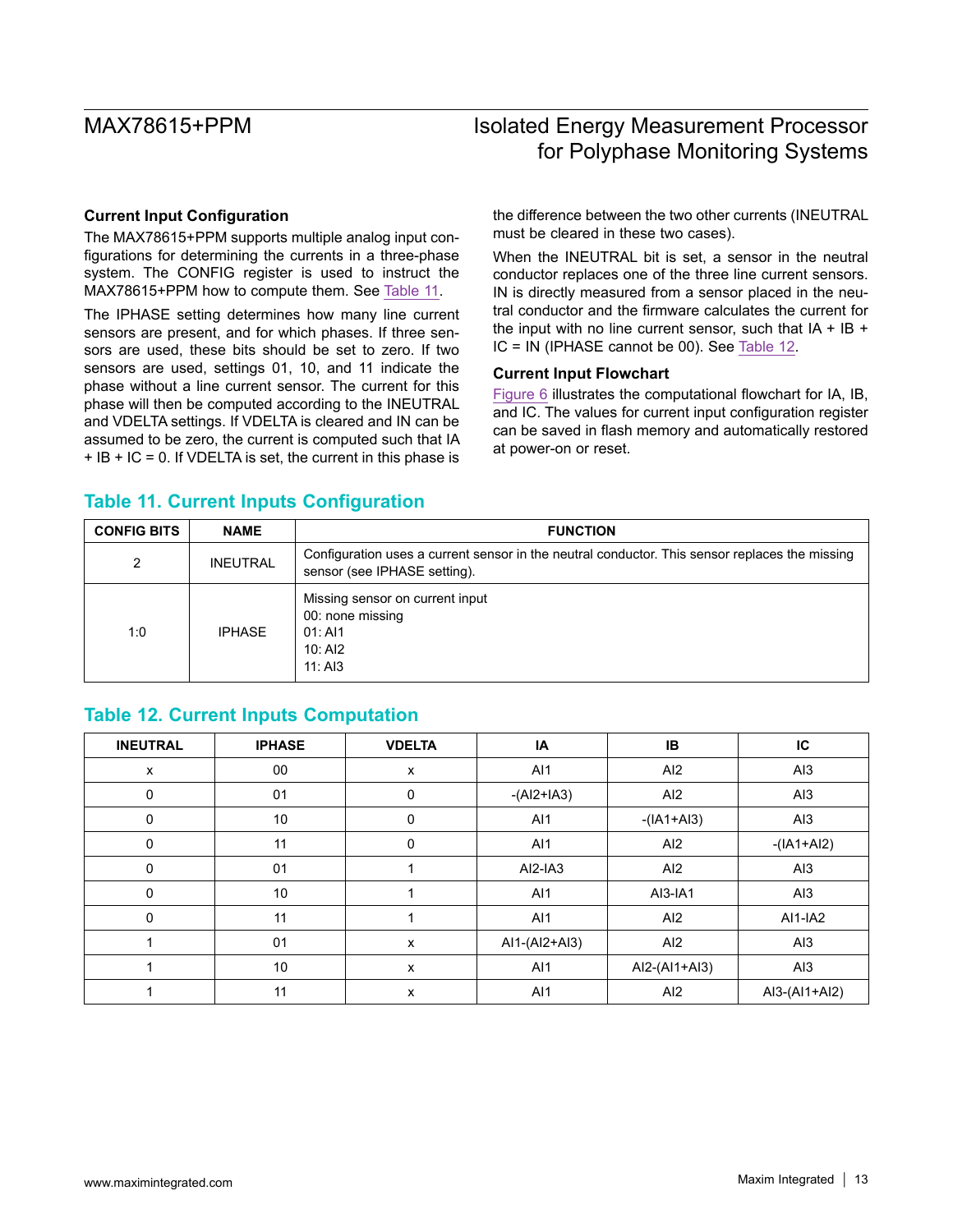### Current Input Configuration

The MAX78615+PPM supports multiple analog input configurations for determining the currents in a three-phase system. The CONFIG register is used to instruct the MAX78615+PPM how to compute them. See Table 11.

The IPHASE setting determines how many line current sensors are present, and for which phases. If three sensors are used, these bits should be set to zero. If two sensors are used, settings 01, 10, and 11 indicate the phase without a line current sensor. The current for this phase will then be computed according to the INEUTRAL and VDELTA settings. If VDELTA is cleared and IN can be assumed to be zero, the current is computed such that IA + IB + IC = 0. If VDELTA is set, the current in this phase is the difference between the two other currents (INEUTRAL must be cleared in these two cases).

When the INEUTRAL bit is set, a sensor in the neutral conductor replaces one of the three line current sensors. IN is directly measured from a sensor placed in the neutral conductor and the firmware calculates the current for the input with no line current sensor, such that IA + IB + IC = IN (IPHASE cannot be 00). See Table 12.

### Current Input Flowchart

Figure 6 illustrates the computational flowchart for IA, IB, and IC. The values for current input configuration register can be saved in flash memory and automatically restored at power-on or reset.

## Table 11. Current Inputs Configuration

| CONFIG BITS | NAME | FUNCTION |
|---|---|---|
| 2 | INEUTRAL | Configuration uses a current sensor in the neutral conductor. This sensor replaces the missing sensor (see IPHASE setting). |
| 1:0 | IPHASE | Missing sensor on current input<br>00: none missing<br>01: AI1<br>10: AI2<br>11: AI3 |

## Table 12. Current Inputs Computation

| INEUTRAL | IPHASE | VDELTA | IA | IB | IC |
|---|---|---|---|---|---|
| x | 00 | x | AI1 | AI2 | AI3 |
| 0 | 01 | 0 | -(AI2+IA3) | AI2 | AI3 |
| 0 | 10 | 0 | AI1 | -(IA1+AI3) | AI3 |
| 0 | 11 | 0 | AI1 | AI2 | -(IA1+AI2) |
| 0 | 01 | 1 | AI2-IA3 | AI2 | AI3 |
| 0 | 10 | 1 | AI1 | AI3-IA1 | AI3 |
| 0 | 11 | 1 | AI1 | AI2 | AI1-IA2 |
| 1 | 01 | x | AI1-(AI2+AI3) | AI2 | AI3 |
| 1 | 10 | x | AI1 | AI2-(AI1+AI3) | AI3 |
| 1 | 11 | x | AI1 | AI2 | AI3-(AI1+AI2) |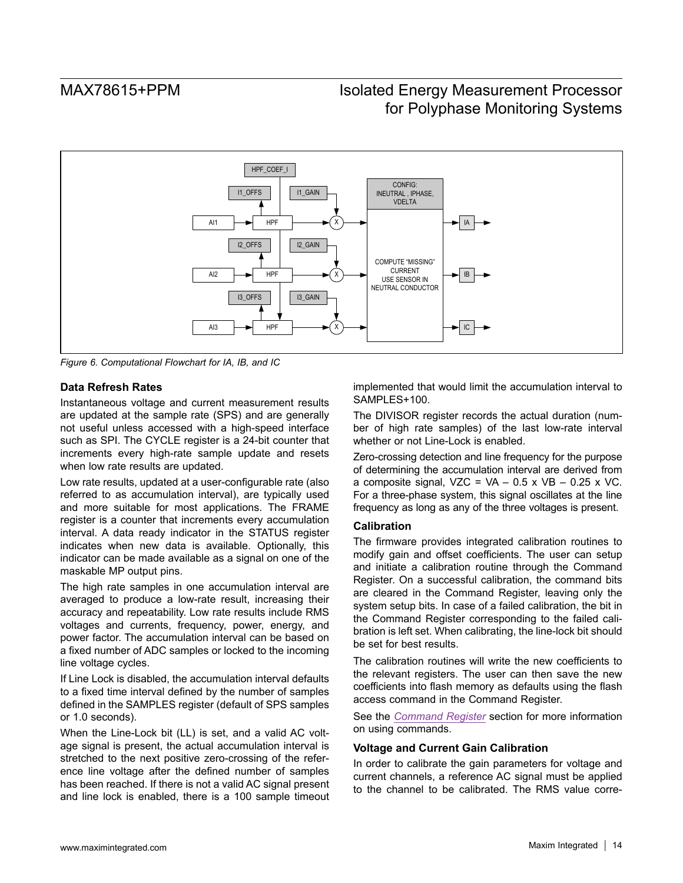HPF_COEF_I

I1_OFFS

I1_GAIN

AI1

HPF

X

I2_OFFS

I2_GAIN

AI2

HPF

X

I3_OFFS

I3_GAIN

AI3

HPF

X

CONFIG:
INEUTRAL , IPHASE,
VDELTA

COMPUTE "MISSING" CURRENT
USE SENSOR IN NEUTRAL CONDUCTOR

IA

IB

IC

*Figure 6. Computational Flowchart for IA, IB, and IC*

### Data Refresh Rates

Instantaneous voltage and current measurement results are updated at the sample rate (SPS) and are generally not useful unless accessed with a high-speed interface such as SPI. The CYCLE register is a 24-bit counter that increments every high-rate sample update and resets when low rate results are updated.

Low rate results, updated at a user-configurable rate (also referred to as accumulation interval), are typically used and more suitable for most applications. The FRAME register is a counter that increments every accumulation interval. A data ready indicator in the STATUS register indicates when new data is available. Optionally, this indicator can be made available as a signal on one of the maskable MP output pins.

The high rate samples in one accumulation interval are averaged to produce a low-rate result, increasing their accuracy and repeatability. Low rate results include RMS voltages and currents, frequency, power, energy, and power factor. The accumulation interval can be based on a fixed number of ADC samples or locked to the incoming line voltage cycles.

If Line Lock is disabled, the accumulation interval defaults to a fixed time interval defined by the number of samples defined in the SAMPLES register (default of SPS samples or 1.0 seconds).

When the Line-Lock bit (LL) is set, and a valid AC voltage signal is present, the actual accumulation interval is stretched to the next positive zero-crossing of the reference line voltage after the defined number of samples has been reached. If there is not a valid AC signal present and line lock is enabled, there is a 100 sample timeout implemented that would limit the accumulation interval to SAMPLES+100.

The DIVISOR register records the actual duration (number of high rate samples) of the last low-rate interval whether or not Line-Lock is enabled.

Zero-crossing detection and line frequency for the purpose of determining the accumulation interval are derived from a composite signal, VZC = VA – 0.5 x VB – 0.25 x VC. For a three-phase system, this signal oscillates at the line frequency as long as any of the three voltages is present.

### Calibration

The firmware provides integrated calibration routines to modify gain and offset coefficients. The user can setup and initiate a calibration routine through the Command Register. On a successful calibration, the command bits are cleared in the Command Register, leaving only the system setup bits. In case of a failed calibration, the bit in the Command Register corresponding to the failed calibration is left set. When calibrating, the line-lock bit should be set for best results.

The calibration routines will write the new coefficients to the relevant registers. The user can then save the new coefficients into flash memory as defaults using the flash access command in the Command Register.

See the *Command Register* section for more information on using commands.

### Voltage and Current Gain Calibration

In order to calibrate the gain parameters for voltage and current channels, a reference AC signal must be applied to the channel to be calibrated. The RMS value corre-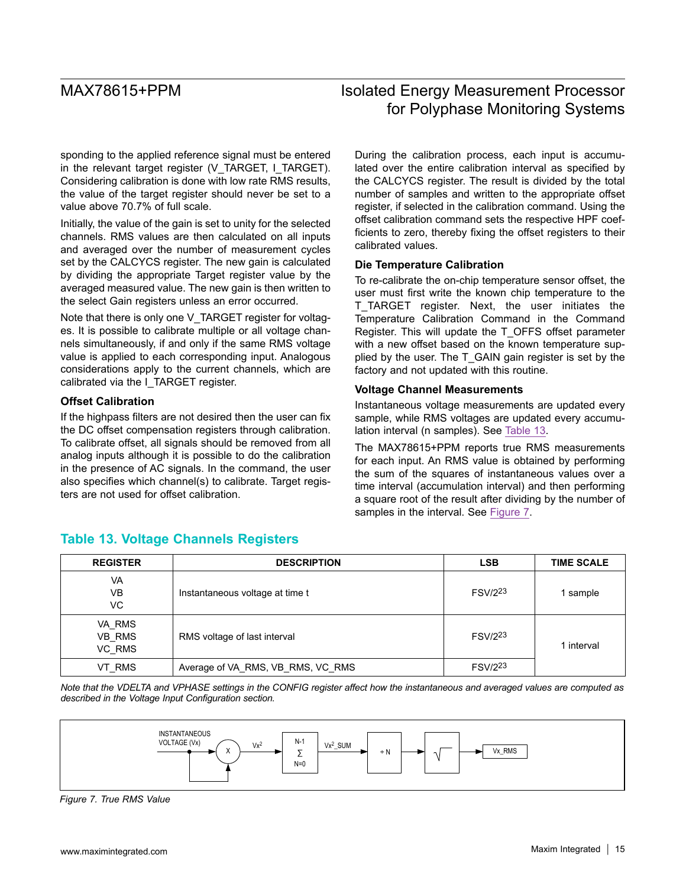sponding to the applied reference signal must be entered in the relevant target register (V_TARGET, I_TARGET). Considering calibration is done with low rate RMS results, the value of the target register should never be set to a value above 70.7% of full scale.

Initially, the value of the gain is set to unity for the selected channels. RMS values are then calculated on all inputs and averaged over the number of measurement cycles set by the CALCYCS register. The new gain is calculated by dividing the appropriate Target register value by the averaged measured value. The new gain is then written to the select Gain registers unless an error occurred.

Note that there is only one V_TARGET register for voltages. It is possible to calibrate multiple or all voltage channels simultaneously, if and only if the same RMS voltage value is applied to each corresponding input. Analogous considerations apply to the current channels, which are calibrated via the I_TARGET register.

### Offset Calibration

If the highpass filters are not desired then the user can fix the DC offset compensation registers through calibration. To calibrate offset, all signals should be removed from all analog inputs although it is possible to do the calibration in the presence of AC signals. In the command, the user also specifies which channel(s) to calibrate. Target registers are not used for offset calibration.

During the calibration process, each input is accumulated over the entire calibration interval as specified by the CALCYCS register. The result is divided by the total number of samples and written to the appropriate offset register, if selected in the calibration command. Using the offset calibration command sets the respective HPF coefficients to zero, thereby fixing the offset registers to their calibrated values.

### Die Temperature Calibration

To re-calibrate the on-chip temperature sensor offset, the user must first write the known chip temperature to the T_TARGET register. Next, the user initiates the Temperature Calibration Command in the Command Register. This will update the T_OFFS offset parameter with a new offset based on the known temperature supplied by the user. The T_GAIN gain register is set by the factory and not updated with this routine.

### Voltage Channel Measurements

Instantaneous voltage measurements are updated every sample, while RMS voltages are updated every accumulation interval (n samples). See Table 13.

The MAX78615+PPM reports true RMS measurements for each input. An RMS value is obtained by performing the sum of the squares of instantaneous values over a time interval (accumulation interval) and then performing a square root of the result after dividing by the number of samples in the interval. See Figure 7.

## Table 13. Voltage Channels Registers

| REGISTER | DESCRIPTION | LSB | TIME SCALE |
|---|---|---|---|
| VA<br>VB<br>VC | Instantaneous voltage at time t | FSV/$2^{23}$ | 1 sample |
| VA_RMS<br>VB_RMS<br>VC_RMS | RMS voltage of last interval | FSV/$2^{23}$ | 1 interval |
| VT_RMS | Average of VA_RMS, VB_RMS, VC_RMS | FSV/$2^{23}$ | |

*Note that the VDELTA and VPHASE settings in the CONFIG register affect how the instantaneous and averaged values are computed as described in the Voltage Input Configuration section.*

INSTANTANEOUS VOLTAGE (Vx) → X → $Vx^2$ → $\sum_{N=0}^{N-1}$ → $Vx^2$_SUM → ÷ N → $\sqrt{\ }$ → Vx_RMS

*Figure 7. True RMS Value*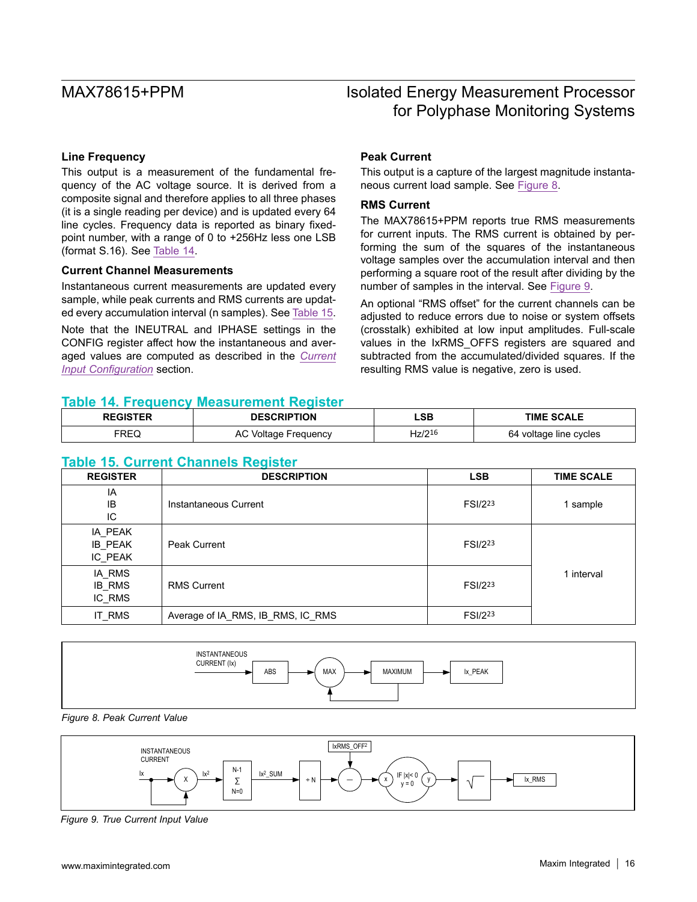### Line Frequency

This output is a measurement of the fundamental frequency of the AC voltage source. It is derived from a composite signal and therefore applies to all three phases (it is a single reading per device) and is updated every 64 line cycles. Frequency data is reported as binary fixed-point number, with a range of 0 to +256Hz less one LSB (format S.16). See Table 14.

### Current Channel Measurements

Instantaneous current measurements are updated every sample, while peak currents and RMS currents are updated every accumulation interval (n samples). See Table 15.

Note that the INEUTRAL and IPHASE settings in the CONFIG register affect how the instantaneous and averaged values are computed as described in the *Current Input Configuration* section.

### Peak Current

This output is a capture of the largest magnitude instantaneous current load sample. See Figure 8.

### RMS Current

The MAX78615+PPM reports true RMS measurements for current inputs. The RMS current is obtained by performing the sum of the squares of the instantaneous voltage samples over the accumulation interval and then performing a square root of the result after dividing by the number of samples in the interval. See Figure 9.

An optional "RMS offset" for the current channels can be adjusted to reduce errors due to noise or system offsets (crosstalk) exhibited at low input amplitudes. Full-scale values in the IxRMS_OFFS registers are squared and subtracted from the accumulated/divided squares. If the resulting RMS value is negative, zero is used.

## Table 14. Frequency Measurement Register

| REGISTER | DESCRIPTION | LSB | TIME SCALE |
|---|---|---|---|
| FREQ | AC Voltage Frequency | $Hz/2^{16}$ | 64 voltage line cycles |

## Table 15. Current Channels Register

| REGISTER | DESCRIPTION | LSB | TIME SCALE |
|---|---|---|---|
| IA<br>IB<br>IC | Instantaneous Current | $FSI/2^{23}$ | 1 sample |
| IA_PEAK<br>IB_PEAK<br>IC_PEAK | Peak Current | $FSI/2^{23}$ | 1 interval |
| IA_RMS<br>IB_RMS<br>IC_RMS | RMS Current | $FSI/2^{23}$ | 1 interval |
| IT_RMS | Average of IA_RMS, IB_RMS, IC_RMS | $FSI/2^{23}$ | 1 interval |

INSTANTANEOUS CURRENT (Ix)
ABS
MAX
MAXIMUM
Ix_PEAK

*Figure 8. Peak Current Value*

INSTANTANEOUS CURRENT
Ix
X
Ix²
N-1 Σ N=0
Ix²_SUM
÷ N
IxRMS_OFF²
—
x
IF |x|< 0 y = 0
y
√
Ix_RMS

*Figure 9. True Current Input Value*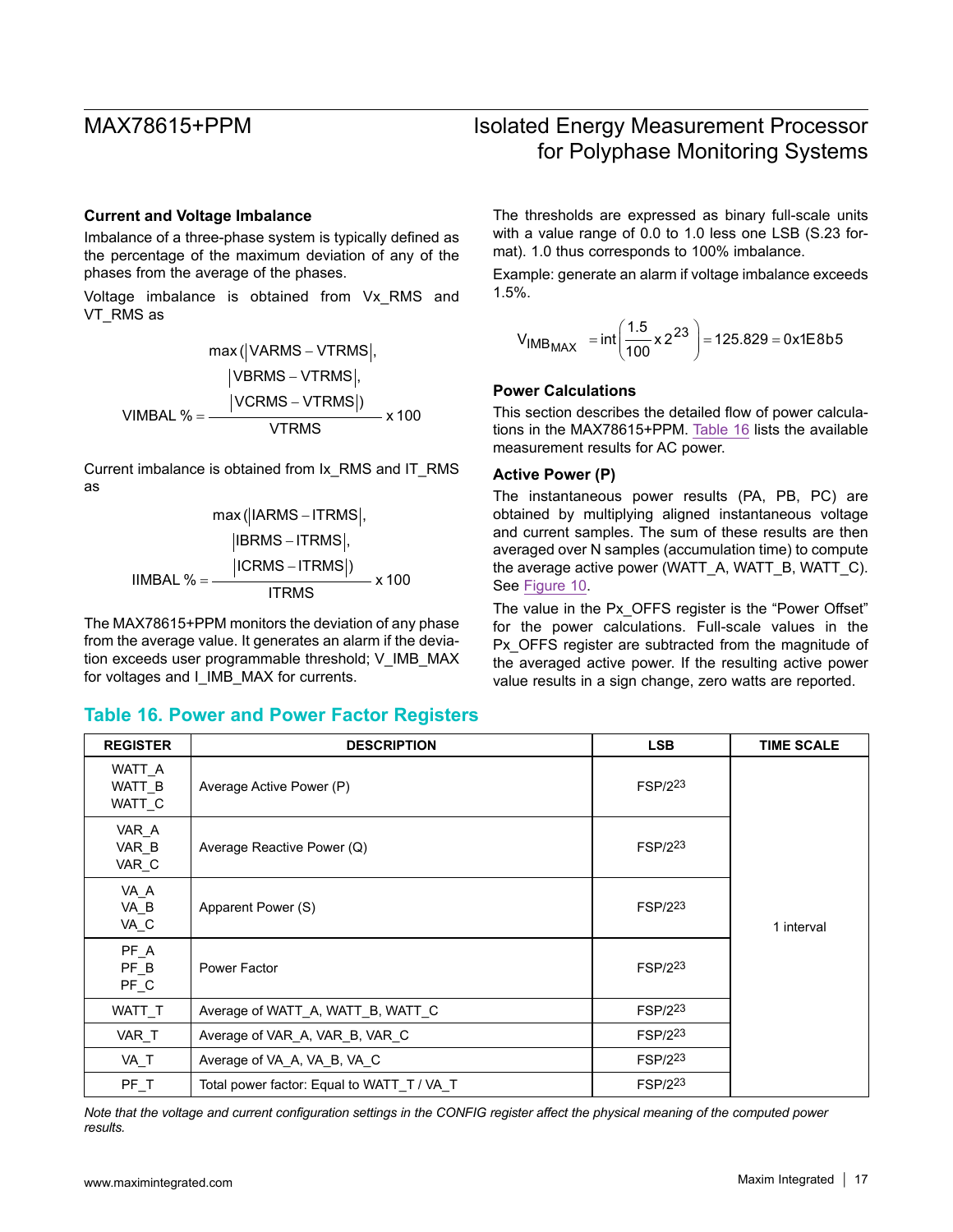### Current and Voltage Imbalance

Imbalance of a three-phase system is typically defined as the percentage of the maximum deviation of any of the phases from the average of the phases.

Voltage imbalance is obtained from Vx_RMS and VT_RMS as

$$\text{VIMBAL \%} = \frac{\max\left(\left|\text{VARMS} - \text{VTRMS}\right|, \left|\text{VBRMS} - \text{VTRMS}\right|, \left|\text{VCRMS} - \text{VTRMS}\right|\right)}{\text{VTRMS}} \times 100$$

Current imbalance is obtained from Ix_RMS and IT_RMS as

$$\text{IIMBAL \%} = \frac{\max\left(\left|\text{IARMS} - \text{ITRMS}\right|, \left|\text{IBRMS} - \text{ITRMS}\right|, \left|\text{ICRMS} - \text{ITRMS}\right|\right)}{\text{ITRMS}} \times 100$$

The MAX78615+PPM monitors the deviation of any phase from the average value. It generates an alarm if the deviation exceeds user programmable threshold; V_IMB_MAX for voltages and I_IMB_MAX for currents.

The thresholds are expressed as binary full-scale units with a value range of 0.0 to 1.0 less one LSB (S.23 format). 1.0 thus corresponds to 100% imbalance.

Example: generate an alarm if voltage imbalance exceeds 1.5%.

$$V_{IMB_{MAX}} = \text{int}\left(\frac{1.5}{100} \times 2^{23}\right) = 125.829 = \text{0x1E8b5}$$

### Power Calculations

This section describes the detailed flow of power calculations in the MAX78615+PPM. Table 16 lists the available measurement results for AC power.

### Active Power (P)

The instantaneous power results (PA, PB, PC) are obtained by multiplying aligned instantaneous voltage and current samples. The sum of these results are then averaged over N samples (accumulation time) to compute the average active power (WATT_A, WATT_B, WATT_C). See Figure 10.

The value in the Px_OFFS register is the “Power Offset” for the power calculations. Full-scale values in the Px_OFFS register are subtracted from the magnitude of the averaged active power. If the resulting active power value results in a sign change, zero watts are reported.

## Table 16. Power and Power Factor Registers

| REGISTER | DESCRIPTION | LSB | TIME SCALE |
|---|---|---|---|
| WATT_A<br>WATT_B<br>WATT_C | Average Active Power (P) | $FSP/2^{23}$ | 1 interval |
| VAR_A<br>VAR_B<br>VAR_C | Average Reactive Power (Q) | $FSP/2^{23}$ | |
| VA_A<br>VA_B<br>VA_C | Apparent Power (S) | $FSP/2^{23}$ | |
| PF_A<br>PF_B<br>PF_C | Power Factor | $FSP/2^{23}$ | |
| WATT_T | Average of WATT_A, WATT_B, WATT_C | $FSP/2^{23}$ | |
| VAR_T | Average of VAR_A, VAR_B, VAR_C | $FSP/2^{23}$ | |
| VA_T | Average of VA_A, VA_B, VA_C | $FSP/2^{23}$ | |
| PF_T | Total power factor: Equal to WATT_T / VA_T | $FSP/2^{23}$ | |

*Note that the voltage and current configuration settings in the CONFIG register affect the physical meaning of the computed power results.*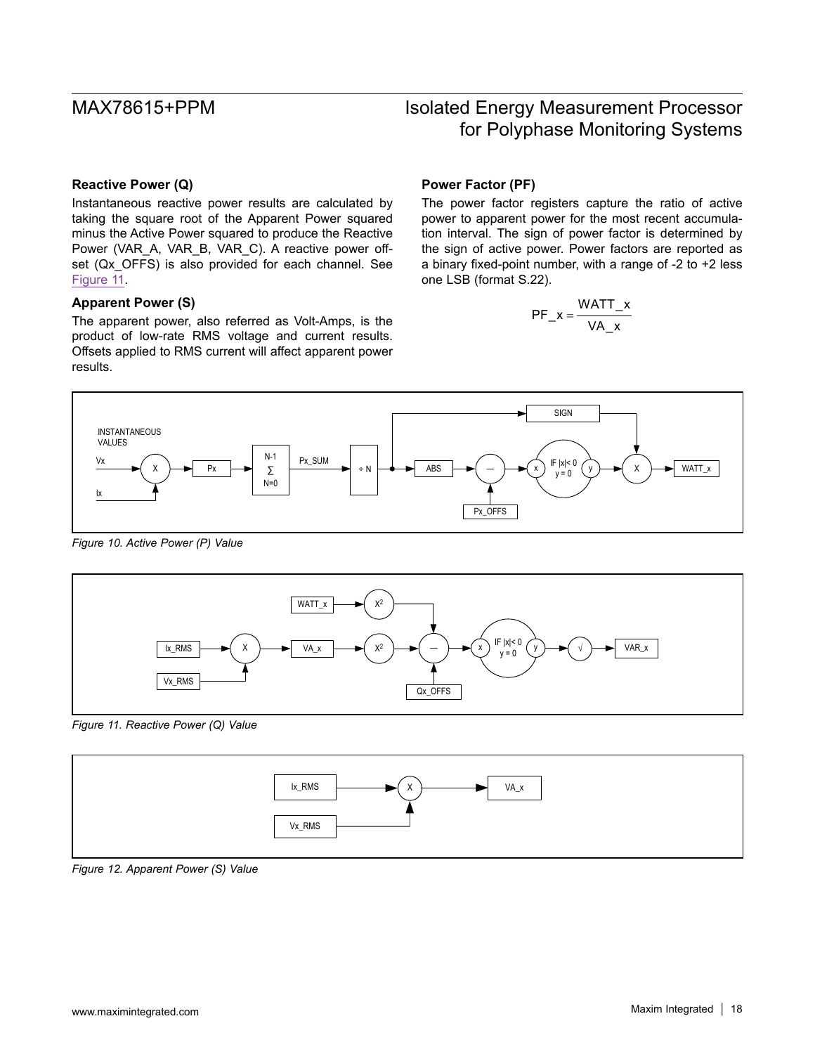### Reactive Power (Q)

Instantaneous reactive power results are calculated by taking the square root of the Apparent Power squared minus the Active Power squared to produce the Reactive Power (VAR_A, VAR_B, VAR_C). A reactive power offset (Qx_OFFS) is also provided for each channel. See Figure 11.

### Apparent Power (S)

The apparent power, also referred as Volt-Amps, is the product of low-rate RMS voltage and current results. Offsets applied to RMS current will affect apparent power results.

### Power Factor (PF)

The power factor registers capture the ratio of active power to apparent power for the most recent accumulation interval. The sign of power factor is determined by the sign of active power. Power factors are reported as a binary fixed-point number, with a range of -2 to +2 less one LSB (format S.22).

$$PF\_x = \frac{WATT\_x}{VA\_x}$$

INSTANTANEOUS VALUES

Vx

Ix

X

Px

N-1 ∑ N=0

Px_SUM

÷ N

ABS

—

Px_OFFS

x IF |x|< 0 y = 0 y

SIGN

X

WATT_x

*Figure 10. Active Power (P) Value*

WATT_x

X2

Ix_RMS

Vx_RMS

X

VA_x

X2

—

Qx_OFFS

x IF |x|< 0 y = 0 y

√

VAR_x

*Figure 11. Reactive Power (Q) Value*

Ix_RMS

Vx_RMS

X

VA_x

*Figure 12. Apparent Power (S) Value*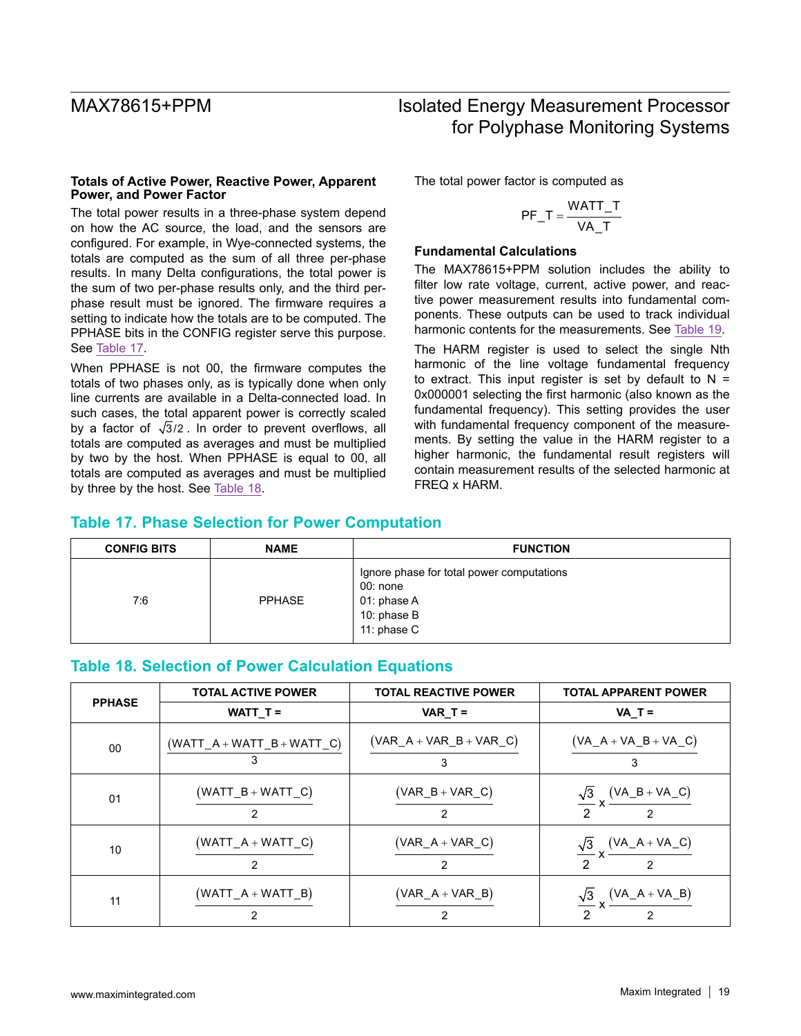### Totals of Active Power, Reactive Power, Apparent Power, and Power Factor

The total power results in a three-phase system depend on how the AC source, the load, and the sensors are configured. For example, in Wye-connected systems, the totals are computed as the sum of all three per-phase results. In many Delta configurations, the total power is the sum of two per-phase results only, and the third per-phase result must be ignored. The firmware requires a setting to indicate how the totals are to be computed. The PPHASE bits in the CONFIG register serve this purpose. See Table 17.

When PPHASE is not 00, the firmware computes the totals of two phases only, as is typically done when only line currents are available in a Delta-connected load. In such cases, the total apparent power is correctly scaled by a factor of $\sqrt{3}/2$. In order to prevent overflows, all totals are computed as averages and must be multiplied by two by the host. When PPHASE is equal to 00, all totals are computed as averages and must be multiplied by three by the host. See Table 18.

The total power factor is computed as

$$PF\_T = \frac{WATT\_T}{VA\_T}$$

### Fundamental Calculations

The MAX78615+PPM solution includes the ability to filter low rate voltage, current, active power, and reactive power measurement results into fundamental components. These outputs can be used to track individual harmonic contents for the measurements. See Table 19.

The HARM register is used to select the single Nth harmonic of the line voltage fundamental frequency to extract. This input register is set by default to N = 0x000001 selecting the first harmonic (also known as the fundamental frequency). This setting provides the user with fundamental frequency component of the measurements. By setting the value in the HARM register to a higher harmonic, the fundamental result registers will contain measurement results of the selected harmonic at FREQ x HARM.

## Table 17. Phase Selection for Power Computation

| CONFIG BITS | NAME | FUNCTION |
|---|---|---|
| 7:6 | PPHASE | Ignore phase for total power computations<br>00: none<br>01: phase A<br>10: phase B<br>11: phase C |

## Table 18. Selection of Power Calculation Equations

| PPHASE | TOTAL ACTIVE POWER | TOTAL REACTIVE POWER | TOTAL APPARENT POWER |
|---|---|---|---|
| | WATT_T = | VAR_T = | VA_T = |
| 00 | $\frac{(WATT\_A + WATT\_B + WATT\_C)}{3}$ | $\frac{(VAR\_A + VAR\_B + VAR\_C)}{3}$ | $\frac{(VA\_A + VA\_B + VA\_C)}{3}$ |
| 01 | $\frac{(WATT\_B + WATT\_C)}{2}$ | $\frac{(VAR\_B + VAR\_C)}{2}$ | $\frac{\sqrt{3}}{2} \times \frac{(VA\_B + VA\_C)}{2}$ |
| 10 | $\frac{(WATT\_A + WATT\_C)}{2}$ | $\frac{(VAR\_A + VAR\_C)}{2}$ | $\frac{\sqrt{3}}{2} \times \frac{(VA\_A + VA\_C)}{2}$ |
| 11 | $\frac{(WATT\_A + WATT\_B)}{2}$ | $\frac{(VAR\_A + VAR\_B)}{2}$ | $\frac{\sqrt{3}}{2} \times \frac{(VA\_A + VA\_B)}{2}$ |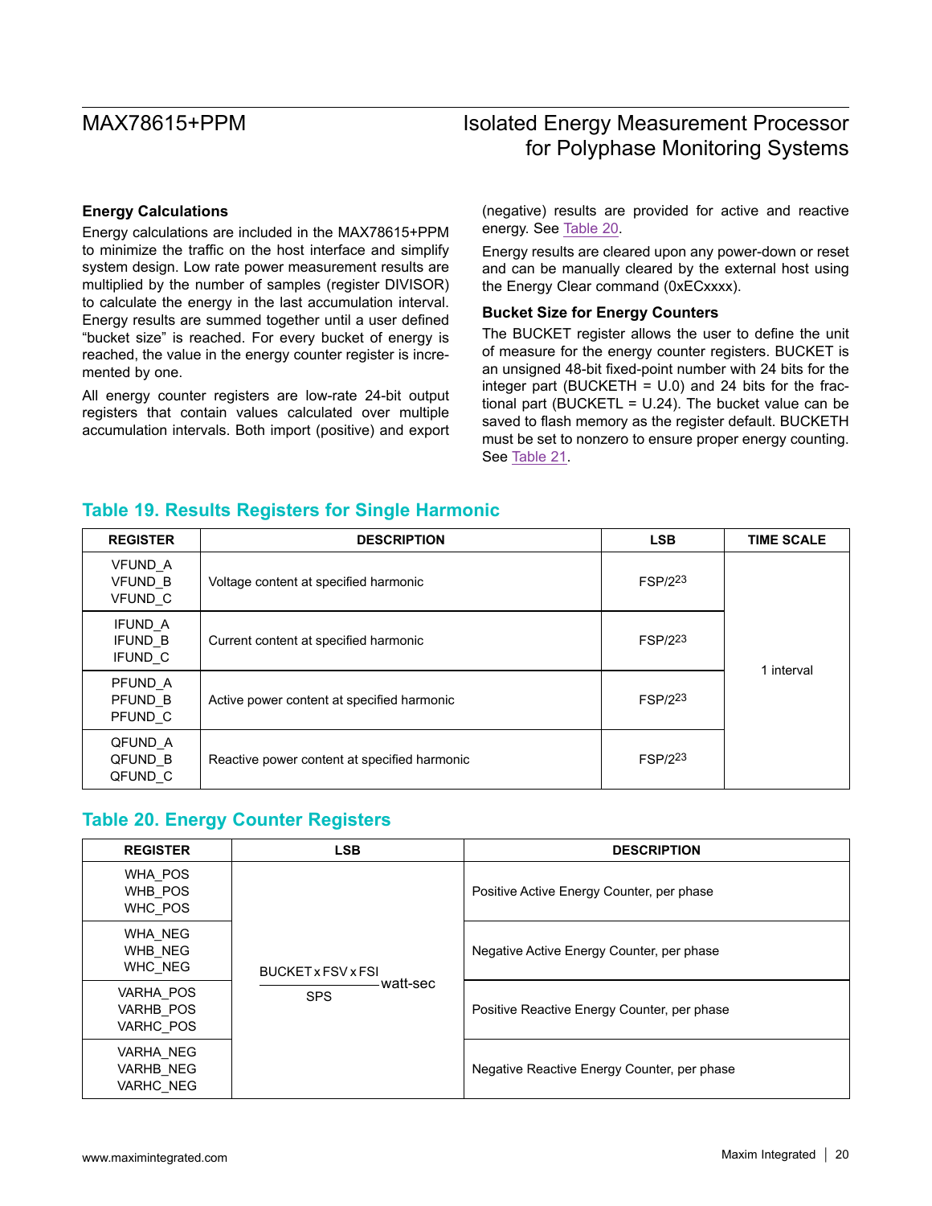## Energy Calculations

Energy calculations are included in the MAX78615+PPM to minimize the traffic on the host interface and simplify system design. Low rate power measurement results are multiplied by the number of samples (register DIVISOR) to calculate the energy in the last accumulation interval. Energy results are summed together until a user defined "bucket size" is reached. For every bucket of energy is reached, the value in the energy counter register is incremented by one.

All energy counter registers are low-rate 24-bit output registers that contain values calculated over multiple accumulation intervals. Both import (positive) and export (negative) results are provided for active and reactive energy. See Table 20.

Energy results are cleared upon any power-down or reset and can be manually cleared by the external host using the Energy Clear command (0xECxxxx).

### Bucket Size for Energy Counters

The BUCKET register allows the user to define the unit of measure for the energy counter registers. BUCKET is an unsigned 48-bit fixed-point number with 24 bits for the integer part (BUCKETH = U.0) and 24 bits for the fractional part (BUCKETL = U.24). The bucket value can be saved to flash memory as the register default. BUCKETH must be set to nonzero to ensure proper energy counting. See Table 21.

### Table 19. Results Registers for Single Harmonic

| REGISTER | DESCRIPTION | LSB | TIME SCALE |
|---|---|---|---|
| VFUND_A<br>VFUND_B<br>VFUND_C | Voltage content at specified harmonic | $FSP/2^{23}$ | 1 interval |
| IFUND_A<br>IFUND_B<br>IFUND_C | Current content at specified harmonic | $FSP/2^{23}$ | |
| PFUND_A<br>PFUND_B<br>PFUND_C | Active power content at specified harmonic | $FSP/2^{23}$ | |
| QFUND_A<br>QFUND_B<br>QFUND_C | Reactive power content at specified harmonic | $FSP/2^{23}$ | |

### Table 20. Energy Counter Registers

| REGISTER | LSB | DESCRIPTION |
|---|---|---|
| WHA_POS<br>WHB_POS<br>WHC_POS | $\frac{BUCKET \times FSV \times FSI}{SPS}$ watt-sec | Positive Active Energy Counter, per phase |
| WHA_NEG<br>WHB_NEG<br>WHC_NEG | | Negative Active Energy Counter, per phase |
| VARHA_POS<br>VARHB_POS<br>VARHC_POS | | Positive Reactive Energy Counter, per phase |
| VARHA_NEG<br>VARHB_NEG<br>VARHC_NEG | | Negative Reactive Energy Counter, per phase |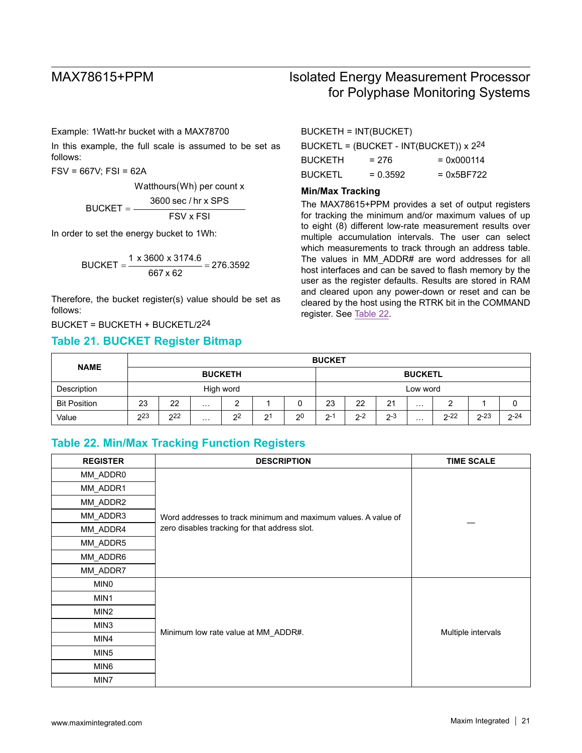Example: 1Watt-hr bucket with a MAX78700

In this example, the full scale is assumed to be set as follows:

FSV = 667V; FSI = 62A

$$\text{BUCKET} = \frac{\text{Watthours(Wh) per count x 3600 sec / hr x SPS}}{\text{FSV x FSI}}$$

In order to set the energy bucket to 1Wh:

$$\text{BUCKET} = \frac{1 \times 3600 \times 3174.6}{667 \times 62} = 276.3592$$

Therefore, the bucket register(s) value should be set as follows:

BUCKET = BUCKETH + BUCKETL/$2^{24}$

BUCKETH = INT(BUCKET)

BUCKETL = (BUCKET - INT(BUCKET)) x $2^{24}$

| | | |
|---|---|---|
| BUCKETH | = 276 | = 0x000114 |
| BUCKETL | = 0.3592 | = 0x5BF722 |

### Min/Max Tracking

The MAX78615+PPM provides a set of output registers for tracking the minimum and/or maximum values of up to eight (8) different low-rate measurement results over multiple accumulation intervals. The user can select which measurements to track through an address table. The values in MM_ADDR# are word addresses for all host interfaces and can be saved to flash memory by the user as the register defaults. Results are stored in RAM and cleared upon any power-down or reset and can be cleared by the host using the RTRK bit in the COMMAND register. See Table 22.

## Table 21. BUCKET Register Bitmap

| NAME | BUCKET | | | | | | | | | | | | |
|---|---|---|---|---|---|---|---|---|---|---|---|---|---|
| | BUCKETH | | | | | | BUCKETL | | | | | | |
| Description | High word | | | | | | Low word | | | | | | |
| Bit Position | 23 | 22 | … | 2 | 1 | 0 | 23 | 22 | 21 | … | 2 | 1 | 0 |
| Value | $2^{23}$ | $2^{22}$ | … | $2^{2}$ | $2^{1}$ | $2^{0}$ | $2^{-1}$ | $2^{-2}$ | $2^{-3}$ | … | $2^{-22}$ | $2^{-23}$ | $2^{-24}$ |

## Table 22. Min/Max Tracking Function Registers

| REGISTER | DESCRIPTION | TIME SCALE |
|---|---|---|
| MM_ADDR0 | Word addresses to track minimum and maximum values. A value of zero disables tracking for that address slot. | — |
| MM_ADDR1 | | |
| MM_ADDR2 | | |
| MM_ADDR3 | | |
| MM_ADDR4 | | |
| MM_ADDR5 | | |
| MM_ADDR6 | | |
| MM_ADDR7 | | |
| MIN0 | Minimum low rate value at MM_ADDR#. | Multiple intervals |
| MIN1 | | |
| MIN2 | | |
| MIN3 | | |
| MIN4 | | |
| MIN5 | | |
| MIN6 | | |
| MIN7 | | |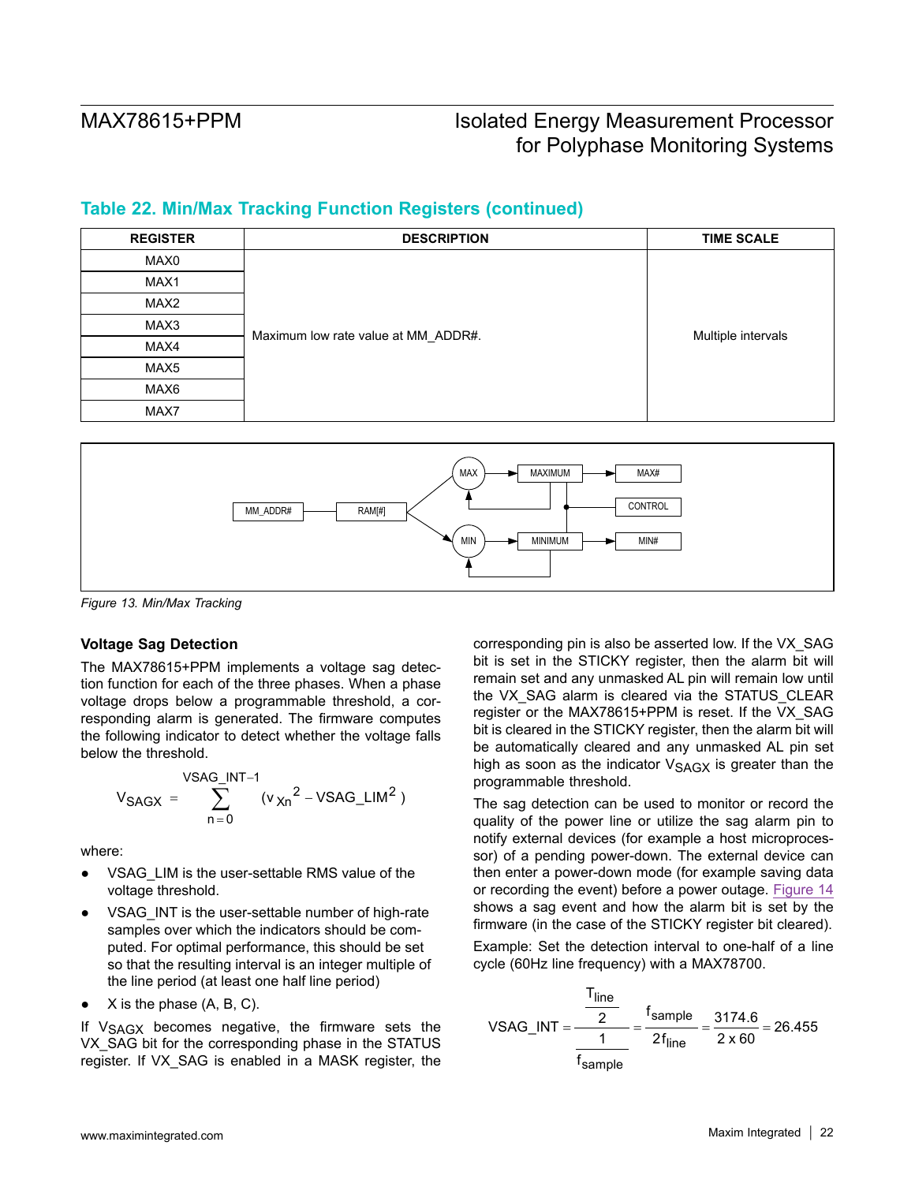## Table 22. Min/Max Tracking Function Registers (continued)

| REGISTER | DESCRIPTION | TIME SCALE |
|---|---|---|
| MAX0 | Maximum low rate value at MM_ADDR#. | Multiple intervals |
| MAX1 | | |
| MAX2 | | |
| MAX3 | | |
| MAX4 | | |
| MAX5 | | |
| MAX6 | | |
| MAX7 | | |

MM_ADDR#
RAM[#]
MAX
MAXIMUM
MAX#
CONTROL
MIN
MINIMUM
MIN#

*Figure 13. Min/Max Tracking*

### Voltage Sag Detection

The MAX78615+PPM implements a voltage sag detection function for each of the three phases. When a phase voltage drops below a programmable threshold, a corresponding alarm is generated. The firmware computes the following indicator to detect whether the voltage falls below the threshold.

$$V_{SAGX} = \sum_{n=0}^{VSAG\_INT-1} \left( v_{Xn}^{2} - VSAG\_LIM^{2} \right)$$

where:

- VSAG_LIM is the user-settable RMS value of the voltage threshold.
- VSAG_INT is the user-settable number of high-rate samples over which the indicators should be computed. For optimal performance, this should be set so that the resulting interval is an integer multiple of the line period (at least one half line period)
- X is the phase (A, B, C).

If $V_{SAGX}$ becomes negative, the firmware sets the VX_SAG bit for the corresponding phase in the STATUS register. If VX_SAG is enabled in a MASK register, the corresponding pin is also be asserted low. If the VX_SAG bit is set in the STICKY register, then the alarm bit will remain set and any unmasked AL pin will remain low until the VX_SAG alarm is cleared via the STATUS_CLEAR register or the MAX78615+PPM is reset. If the VX_SAG bit is cleared in the STICKY register, then the alarm bit will be automatically cleared and any unmasked AL pin set high as soon as the indicator $V_{SAGX}$ is greater than the programmable threshold.

The sag detection can be used to monitor or record the quality of the power line or utilize the sag alarm pin to notify external devices (for example a host microprocessor) of a pending power-down. The external device can then enter a power-down mode (for example saving data or recording the event) before a power outage. Figure 14 shows a sag event and how the alarm bit is set by the firmware (in the case of the STICKY register bit cleared).

Example: Set the detection interval to one-half of a line cycle (60Hz line frequency) with a MAX78700.

$$VSAG\_INT = \frac{\frac{T_{line}}{2}}{\frac{1}{f_{sample}}} = \frac{f_{sample}}{2f_{line}} = \frac{3174.6}{2 \times 60} = 26.455$$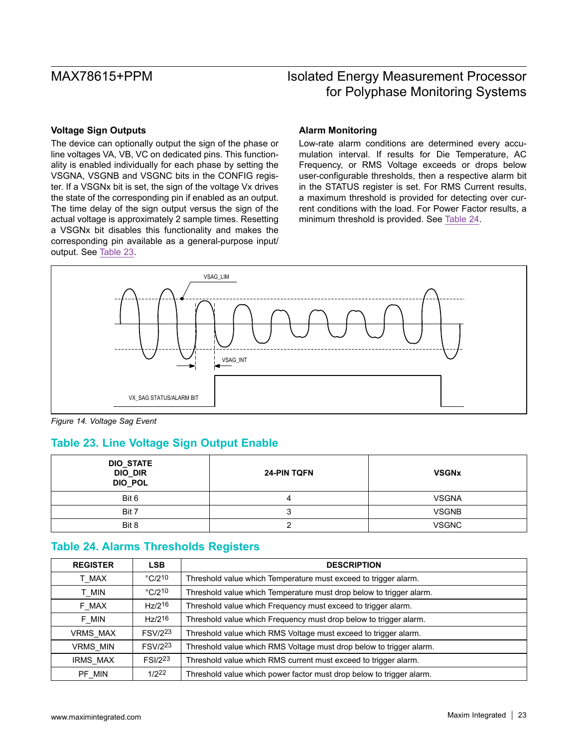### Voltage Sign Outputs

The device can optionally output the sign of the phase or line voltages VA, VB, VC on dedicated pins. This functionality is enabled individually for each phase by setting the VSGNA, VSGNB and VSGNC bits in the CONFIG register. If a VSGNx bit is set, the sign of the voltage Vx drives the state of the corresponding pin if enabled as an output. The time delay of the sign output versus the sign of the actual voltage is approximately 2 sample times. Resetting a VSGNx bit disables this functionality and makes the corresponding pin available as a general-purpose input/output. See Table 23.

### Alarm Monitoring

Low-rate alarm conditions are determined every accumulation interval. If results for Die Temperature, AC Frequency, or RMS Voltage exceeds or drops below user-configurable thresholds, then a respective alarm bit in the STATUS register is set. For RMS Current results, a maximum threshold is provided for detecting over current conditions with the load. For Power Factor results, a minimum threshold is provided. See Table 24.

VSAG_LIM

VSAG_INT

VX_SAG STATUS/ALARM BIT

*Figure 14. Voltage Sag Event*

## Table 23. Line Voltage Sign Output Enable

| DIO_STATE DIO_DIR DIO_POL | 24-PIN TQFN | VSGNx |
|---|---|---|
| Bit 6 | 4 | VSGNA |
| Bit 7 | 3 | VSGNB |
| Bit 8 | 2 | VSGNC |

## Table 24. Alarms Thresholds Registers

| REGISTER | LSB | DESCRIPTION |
|---|---|---|
| T_MAX | °C/$2^{10}$ | Threshold value which Temperature must exceed to trigger alarm. |
| T_MIN | °C/$2^{10}$ | Threshold value which Temperature must drop below to trigger alarm. |
| F_MAX | Hz/$2^{16}$ | Threshold value which Frequency must exceed to trigger alarm. |
| F_MIN | Hz/$2^{16}$ | Threshold value which Frequency must drop below to trigger alarm. |
| VRMS_MAX | FSV/$2^{23}$ | Threshold value which RMS Voltage must exceed to trigger alarm. |
| VRMS_MIN | FSV/$2^{23}$ | Threshold value which RMS Voltage must drop below to trigger alarm. |
| IRMS_MAX | FSI/$2^{23}$ | Threshold value which RMS current must exceed to trigger alarm. |
| PF_MIN | 1/$2^{22}$ | Threshold value which power factor must drop below to trigger alarm. |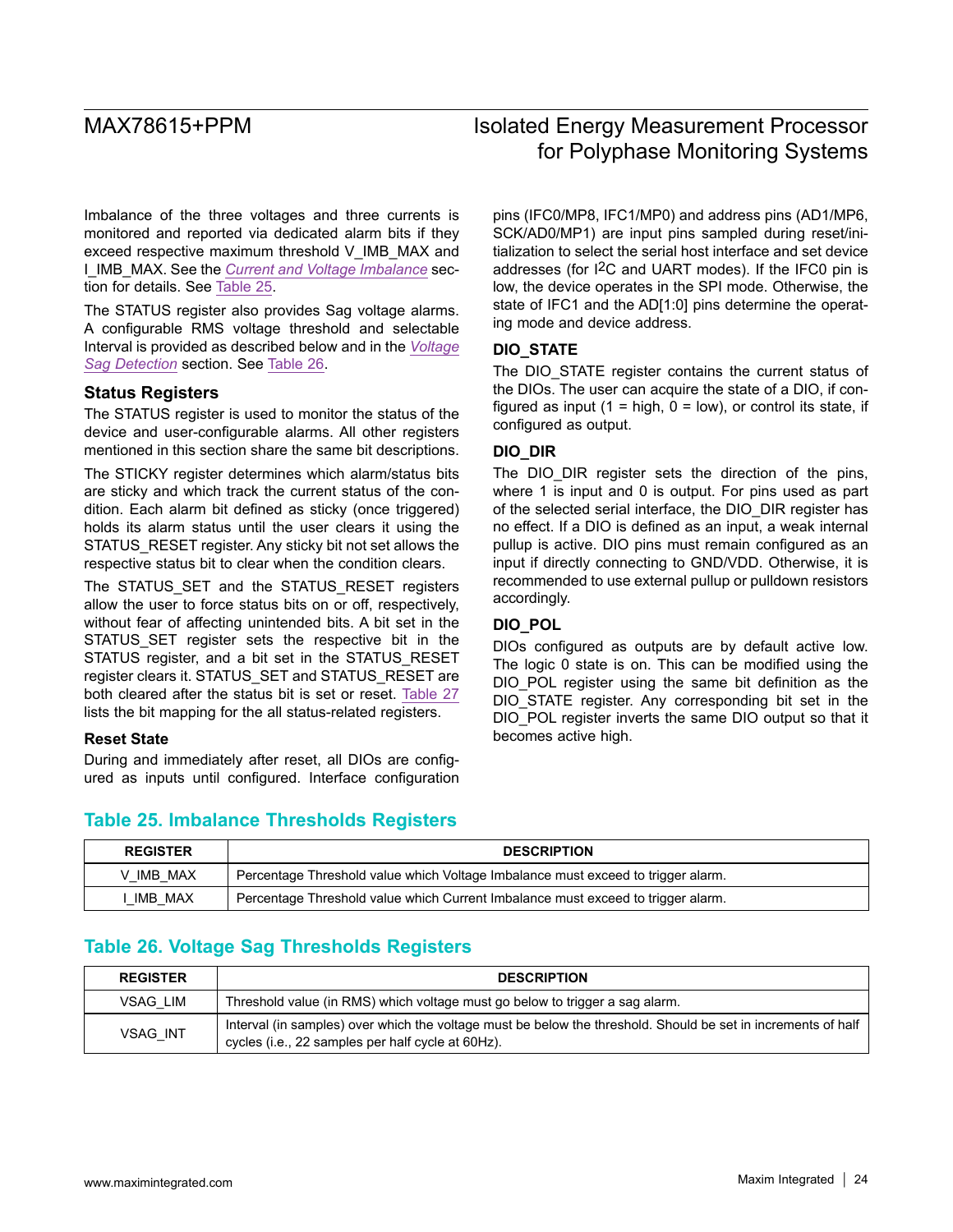Imbalance of the three voltages and three currents is monitored and reported via dedicated alarm bits if they exceed respective maximum threshold V_IMB_MAX and I_IMB_MAX. See the *Current and Voltage Imbalance* section for details. See Table 25.

The STATUS register also provides Sag voltage alarms. A configurable RMS voltage threshold and selectable Interval is provided as described below and in the *Voltage Sag Detection* section. See Table 26.

### Status Registers

The STATUS register is used to monitor the status of the device and user-configurable alarms. All other registers mentioned in this section share the same bit descriptions.

The STICKY register determines which alarm/status bits are sticky and which track the current status of the condition. Each alarm bit defined as sticky (once triggered) holds its alarm status until the user clears it using the STATUS_RESET register. Any sticky bit not set allows the respective status bit to clear when the condition clears.

The STATUS_SET and the STATUS_RESET registers allow the user to force status bits on or off, respectively, without fear of affecting unintended bits. A bit set in the STATUS_SET register sets the respective bit in the STATUS register, and a bit set in the STATUS_RESET register clears it. STATUS_SET and STATUS_RESET are both cleared after the status bit is set or reset. Table 27 lists the bit mapping for the all status-related registers.

#### Reset State

During and immediately after reset, all DIOs are configured as inputs until configured. Interface configuration pins (IFC0/MP8, IFC1/MP0) and address pins (AD1/MP6, SCK/AD0/MP1) are input pins sampled during reset/initialization to select the serial host interface and set device addresses (for I2C and UART modes). If the IFC0 pin is low, the device operates in the SPI mode. Otherwise, the state of IFC1 and the AD[1:0] pins determine the operating mode and device address.

#### DIO_STATE

The DIO_STATE register contains the current status of the DIOs. The user can acquire the state of a DIO, if configured as input (1 = high, 0 = low), or control its state, if configured as output.

#### DIO_DIR

The DIO_DIR register sets the direction of the pins, where 1 is input and 0 is output. For pins used as part of the selected serial interface, the DIO_DIR register has no effect. If a DIO is defined as an input, a weak internal pullup is active. DIO pins must remain configured as an input if directly connecting to GND/VDD. Otherwise, it is recommended to use external pullup or pulldown resistors accordingly.

#### DIO_POL

DIOs configured as outputs are by default active low. The logic 0 state is on. This can be modified using the DIO_POL register using the same bit definition as the DIO_STATE register. Any corresponding bit set in the DIO_POL register inverts the same DIO output so that it becomes active high.

### Table 25. Imbalance Thresholds Registers

| REGISTER | DESCRIPTION |
|---|---|
| V_IMB_MAX | Percentage Threshold value which Voltage Imbalance must exceed to trigger alarm. |
| I_IMB_MAX | Percentage Threshold value which Current Imbalance must exceed to trigger alarm. |

### Table 26. Voltage Sag Thresholds Registers

| REGISTER | DESCRIPTION |
|---|---|
| VSAG_LIM | Threshold value (in RMS) which voltage must go below to trigger a sag alarm. |
| VSAG_INT | Interval (in samples) over which the voltage must be below the threshold. Should be set in increments of half cycles (i.e., 22 samples per half cycle at 60Hz). |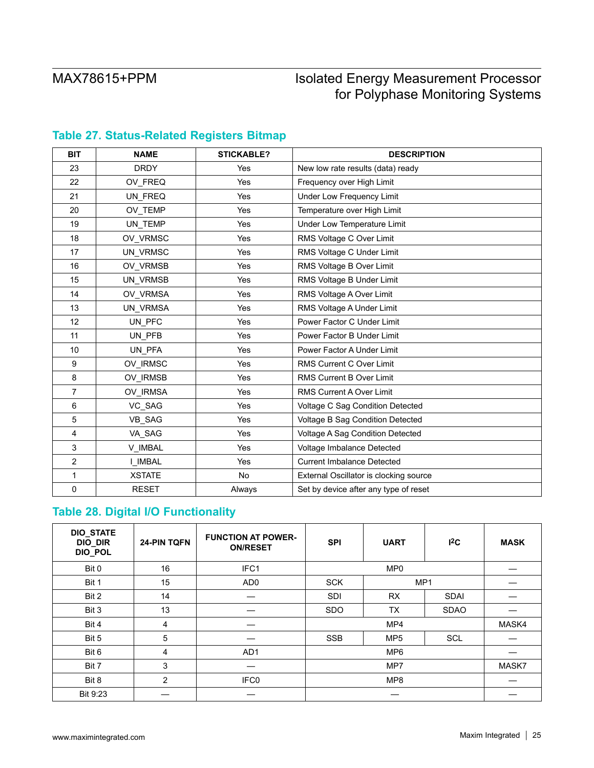## Table 27. Status-Related Registers Bitmap

| BIT | NAME | STICKABLE? | DESCRIPTION |
|---|---|---|---|
| 23 | DRDY | Yes | New low rate results (data) ready |
| 22 | OV_FREQ | Yes | Frequency over High Limit |
| 21 | UN_FREQ | Yes | Under Low Frequency Limit |
| 20 | OV_TEMP | Yes | Temperature over High Limit |
| 19 | UN_TEMP | Yes | Under Low Temperature Limit |
| 18 | OV_VRMSC | Yes | RMS Voltage C Over Limit |
| 17 | UN_VRMSC | Yes | RMS Voltage C Under Limit |
| 16 | OV_VRMSB | Yes | RMS Voltage B Over Limit |
| 15 | UN_VRMSB | Yes | RMS Voltage B Under Limit |
| 14 | OV_VRMSA | Yes | RMS Voltage A Over Limit |
| 13 | UN_VRMSA | Yes | RMS Voltage A Under Limit |
| 12 | UN_PFC | Yes | Power Factor C Under Limit |
| 11 | UN_PFB | Yes | Power Factor B Under Limit |
| 10 | UN_PFA | Yes | Power Factor A Under Limit |
| 9 | OV_IRMSC | Yes | RMS Current C Over Limit |
| 8 | OV_IRMSB | Yes | RMS Current B Over Limit |
| 7 | OV_IRMSA | Yes | RMS Current A Over Limit |
| 6 | VC_SAG | Yes | Voltage C Sag Condition Detected |
| 5 | VB_SAG | Yes | Voltage B Sag Condition Detected |
| 4 | VA_SAG | Yes | Voltage A Sag Condition Detected |
| 3 | V_IMBAL | Yes | Voltage Imbalance Detected |
| 2 | I_IMBAL | Yes | Current Imbalance Detected |
| 1 | XSTATE | No | External Oscillator is clocking source |
| 0 | RESET | Always | Set by device after any type of reset |

## Table 28. Digital I/O Functionality

| DIO_STATE DIO_DIR DIO_POL | 24-PIN TQFN | FUNCTION AT POWER-ON/RESET | SPI | UART | I²C | MASK |
|---|---|---|---|---|---|---|
| Bit 0 | 16 | IFC1 | MP0 | | | — |
| Bit 1 | 15 | AD0 | SCK | MP1 | | — |
| Bit 2 | 14 | — | SDI | RX | SDAI | — |
| Bit 3 | 13 | — | SDO | TX | SDAO | — |
| Bit 4 | 4 | — | MP4 | | | MASK4 |
| Bit 5 | 5 | — | SSB | MP5 | SCL | — |
| Bit 6 | 4 | AD1 | MP6 | | | — |
| Bit 7 | 3 | — | MP7 | | | MASK7 |
| Bit 8 | 2 | IFC0 | MP8 | | | — |
| Bit 9:23 | — | — | — | | | — |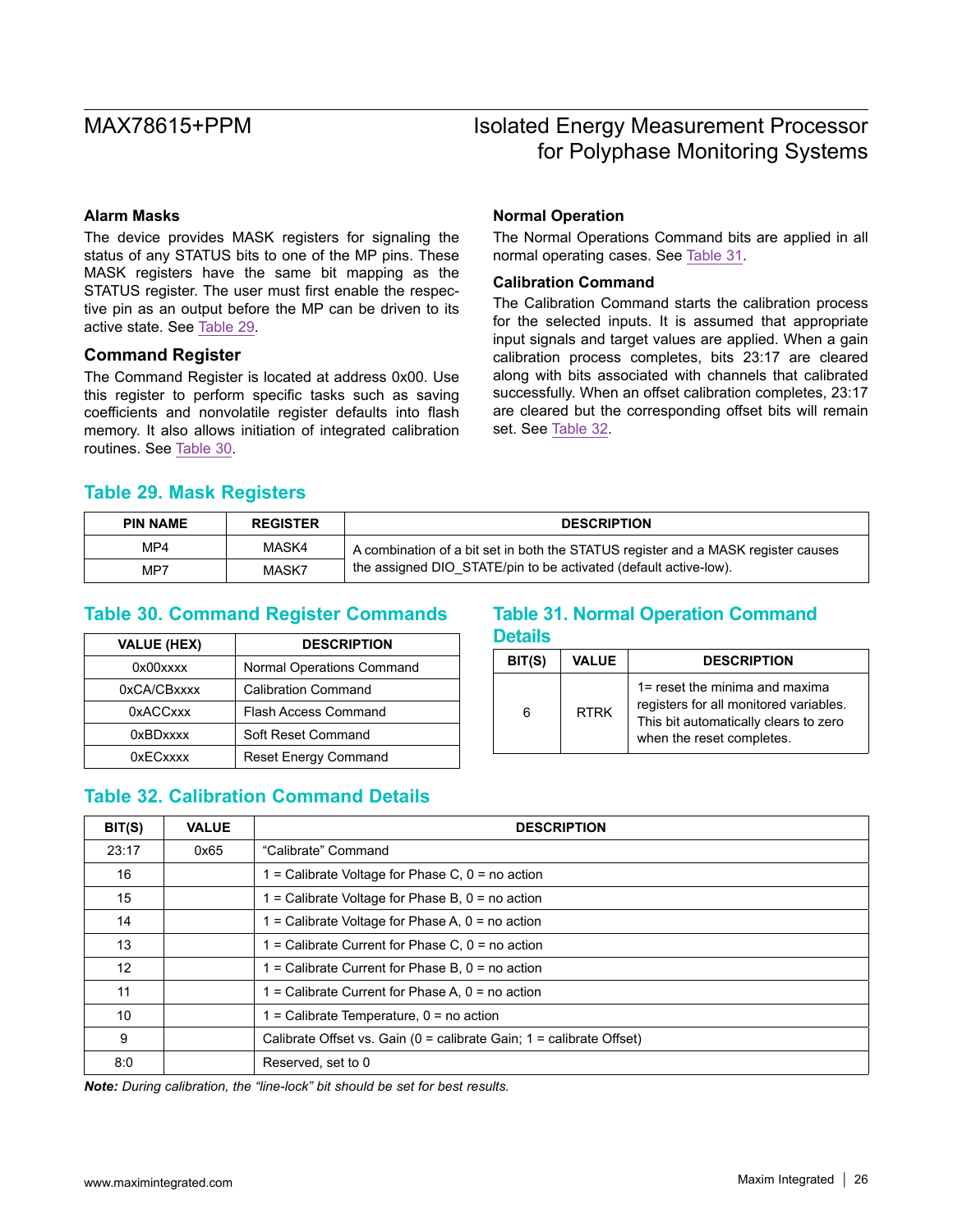### Alarm Masks

The device provides MASK registers for signaling the status of any STATUS bits to one of the MP pins. These MASK registers have the same bit mapping as the STATUS register. The user must first enable the respective pin as an output before the MP can be driven to its active state. See Table 29.

### Command Register

The Command Register is located at address 0x00. Use this register to perform specific tasks such as saving coefficients and nonvolatile register defaults into flash memory. It also allows initiation of integrated calibration routines. See Table 30.

### Normal Operation

The Normal Operations Command bits are applied in all normal operating cases. See Table 31.

### Calibration Command

The Calibration Command starts the calibration process for the selected inputs. It is assumed that appropriate input signals and target values are applied. When a gain calibration process completes, bits 23:17 are cleared along with bits associated with channels that calibrated successfully. When an offset calibration completes, 23:17 are cleared but the corresponding offset bits will remain set. See Table 32.

## Table 29. Mask Registers

| PIN NAME | REGISTER | DESCRIPTION |
|---|---|---|
| MP4 | MASK4 | A combination of a bit set in both the STATUS register and a MASK register causes the assigned DIO_STATE/pin to be activated (default active-low). |
| MP7 | MASK7 | |

## Table 30. Command Register Commands

| VALUE (HEX) | DESCRIPTION |
|---|---|
| 0x00xxxx | Normal Operations Command |
| 0xCA/CBxxxx | Calibration Command |
| 0xACCxxx | Flash Access Command |
| 0xBDxxxx | Soft Reset Command |
| 0xECxxxx | Reset Energy Command |

## Table 31. Normal Operation Command Details

| BIT(S) | VALUE | DESCRIPTION |
|---|---|---|
| 6 | RTRK | 1= reset the minima and maxima registers for all monitored variables. This bit automatically clears to zero when the reset completes. |

## Table 32. Calibration Command Details

| BIT(S) | VALUE | DESCRIPTION |
|---|---|---|
| 23:17 | 0x65 | "Calibrate" Command |
| 16 | | 1 = Calibrate Voltage for Phase C, 0 = no action |
| 15 | | 1 = Calibrate Voltage for Phase B, 0 = no action |
| 14 | | 1 = Calibrate Voltage for Phase A, 0 = no action |
| 13 | | 1 = Calibrate Current for Phase C, 0 = no action |
| 12 | | 1 = Calibrate Current for Phase B, 0 = no action |
| 11 | | 1 = Calibrate Current for Phase A, 0 = no action |
| 10 | | 1 = Calibrate Temperature, 0 = no action |
| 9 | | Calibrate Offset vs. Gain (0 = calibrate Gain; 1 = calibrate Offset) |
| 8:0 | | Reserved, set to 0 |

***Note:** During calibration, the "line-lock" bit should be set for best results.*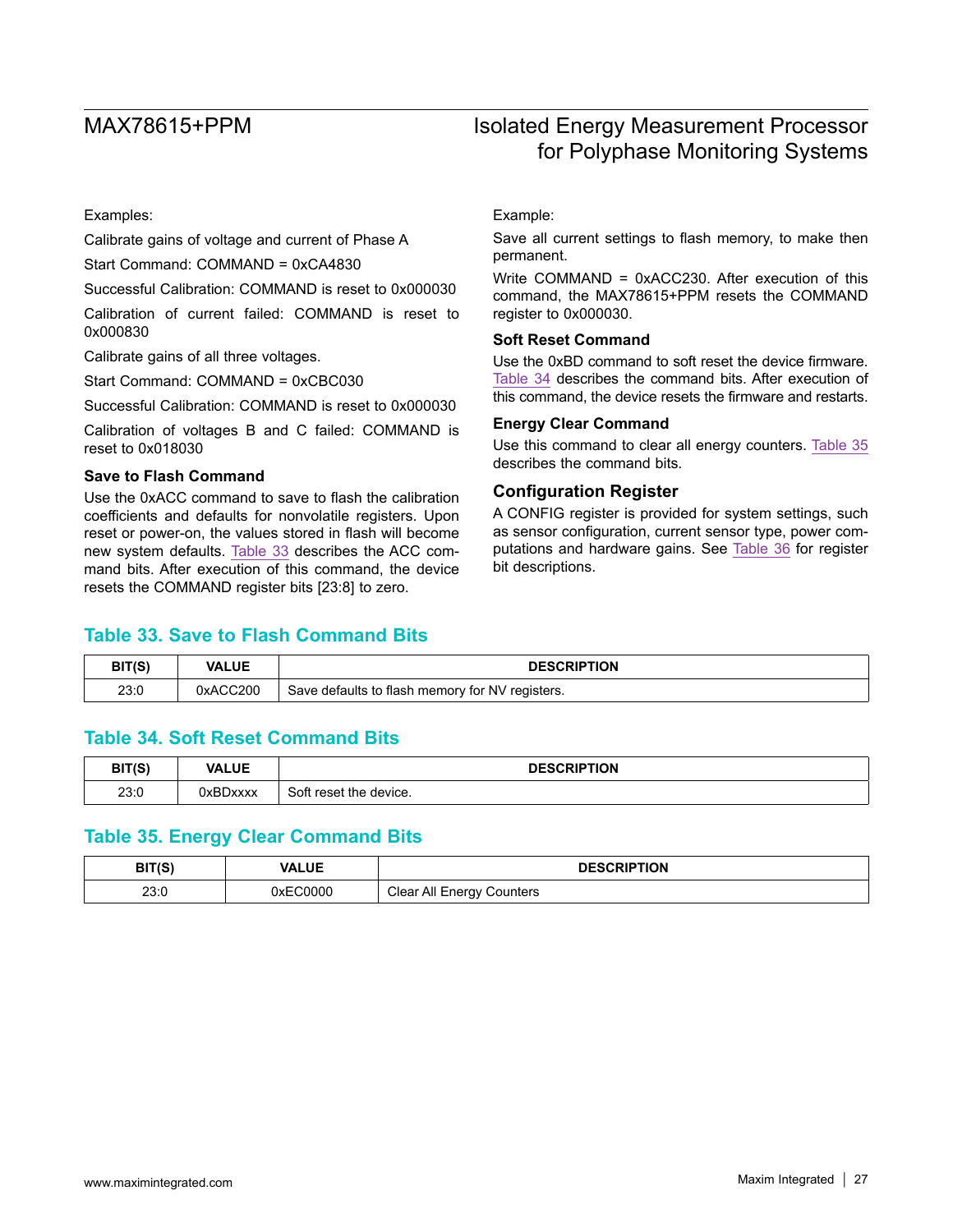Examples:

Calibrate gains of voltage and current of Phase A

Start Command: COMMAND = 0xCA4830

Successful Calibration: COMMAND is reset to 0x000030

Calibration of current failed: COMMAND is reset to 0x000830

Calibrate gains of all three voltages.

Start Command: COMMAND = 0xCBC030

Successful Calibration: COMMAND is reset to 0x000030

Calibration of voltages B and C failed: COMMAND is reset to 0x018030

### Save to Flash Command

Use the 0xACC command to save to flash the calibration coefficients and defaults for nonvolatile registers. Upon reset or power-on, the values stored in flash will become new system defaults. Table 33 describes the ACC command bits. After execution of this command, the device resets the COMMAND register bits [23:8] to zero.

Example:

Save all current settings to flash memory, to make then permanent.

Write COMMAND = 0xACC230. After execution of this command, the MAX78615+PPM resets the COMMAND register to 0x000030.

### Soft Reset Command

Use the 0xBD command to soft reset the device firmware. Table 34 describes the command bits. After execution of this command, the device resets the firmware and restarts.

### Energy Clear Command

Use this command to clear all energy counters. Table 35 describes the command bits.

## Configuration Register

A CONFIG register is provided for system settings, such as sensor configuration, current sensor type, power computations and hardware gains. See Table 36 for register bit descriptions.

### Table 33. Save to Flash Command Bits

| BIT(S) | VALUE | DESCRIPTION |
|---|---|---|
| 23:0 | 0xACC200 | Save defaults to flash memory for NV registers. |

### Table 34. Soft Reset Command Bits

| BIT(S) | VALUE | DESCRIPTION |
|---|---|---|
| 23:0 | 0xBDxxxx | Soft reset the device. |

### Table 35. Energy Clear Command Bits

| BIT(S) | VALUE | DESCRIPTION |
|---|---|---|
| 23:0 | 0xEC0000 | Clear All Energy Counters |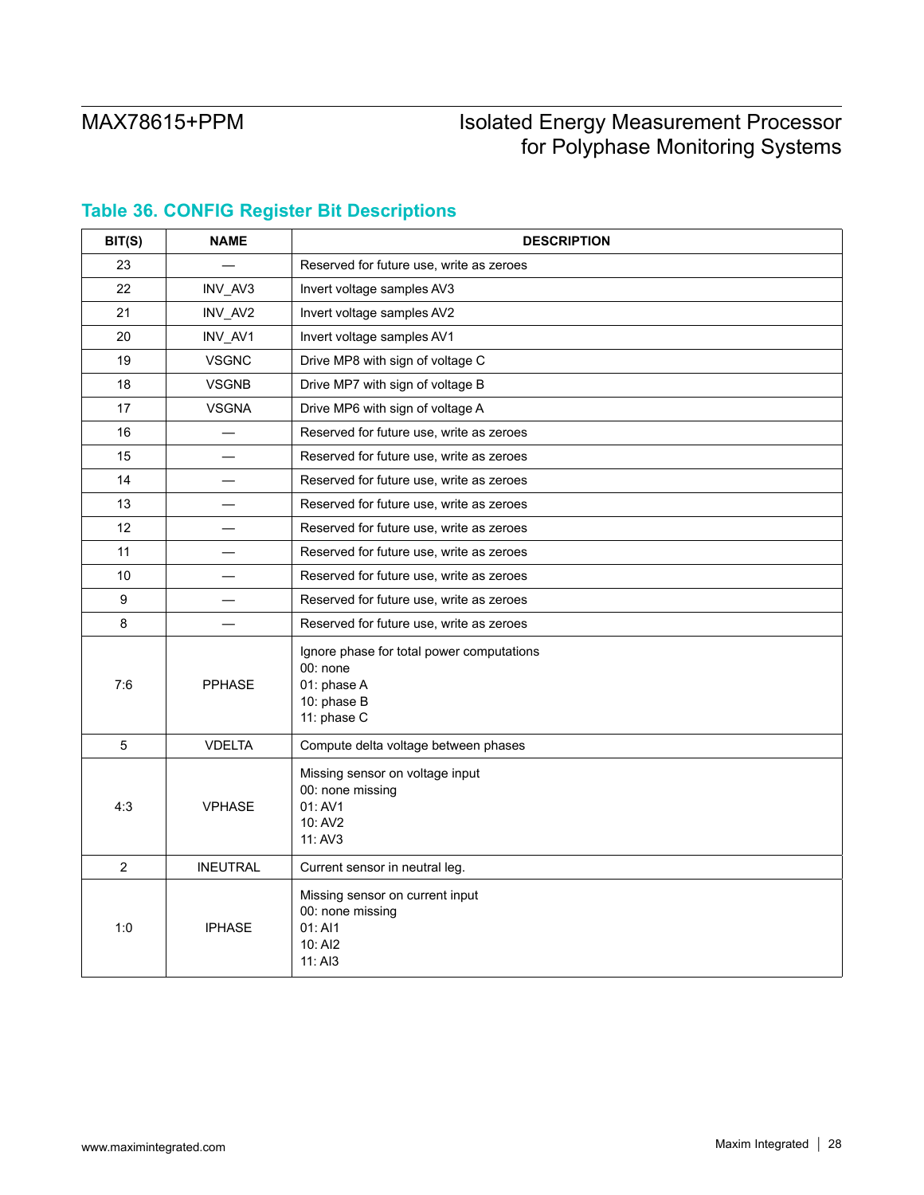## Table 36. CONFIG Register Bit Descriptions

| BIT(S) | NAME | DESCRIPTION |
|---|---|---|
| 23 | — | Reserved for future use, write as zeroes |
| 22 | INV_AV3 | Invert voltage samples AV3 |
| 21 | INV_AV2 | Invert voltage samples AV2 |
| 20 | INV_AV1 | Invert voltage samples AV1 |
| 19 | VSGNC | Drive MP8 with sign of voltage C |
| 18 | VSGNB | Drive MP7 with sign of voltage B |
| 17 | VSGNA | Drive MP6 with sign of voltage A |
| 16 | — | Reserved for future use, write as zeroes |
| 15 | — | Reserved for future use, write as zeroes |
| 14 | — | Reserved for future use, write as zeroes |
| 13 | — | Reserved for future use, write as zeroes |
| 12 | — | Reserved for future use, write as zeroes |
| 11 | — | Reserved for future use, write as zeroes |
| 10 | — | Reserved for future use, write as zeroes |
| 9 | — | Reserved for future use, write as zeroes |
| 8 | — | Reserved for future use, write as zeroes |
| 7:6 | PPHASE | Ignore phase for total power computations<br>00: none<br>01: phase A<br>10: phase B<br>11: phase C |
| 5 | VDELTA | Compute delta voltage between phases |
| 4:3 | VPHASE | Missing sensor on voltage input<br>00: none missing<br>01: AV1<br>10: AV2<br>11: AV3 |
| 2 | INEUTRAL | Current sensor in neutral leg. |
| 1:0 | IPHASE | Missing sensor on current input<br>00: none missing<br>01: AI1<br>10: AI2<br>11: AI3 |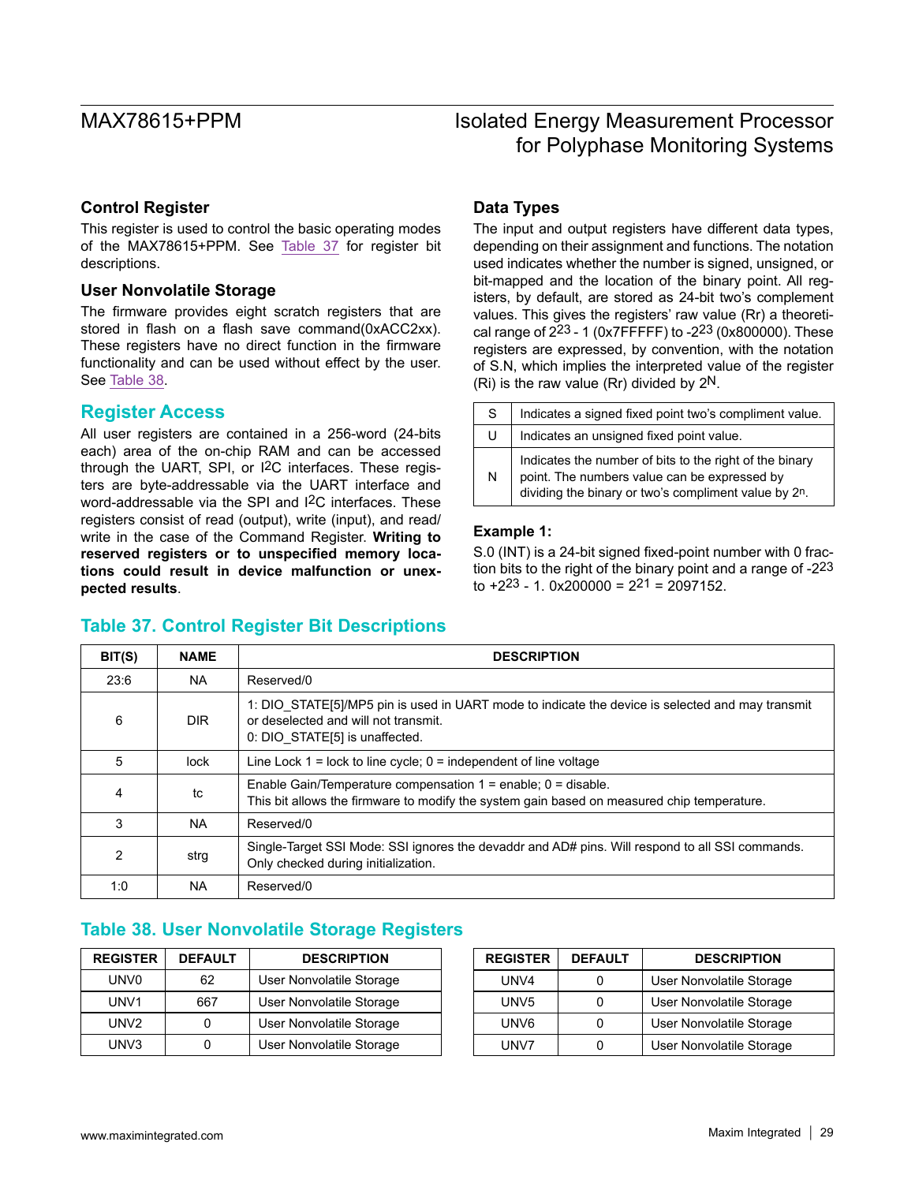### Control Register

This register is used to control the basic operating modes of the MAX78615+PPM. See Table 37 for register bit descriptions.

### User Nonvolatile Storage

The firmware provides eight scratch registers that are stored in flash on a flash save command(0xACC2xx). These registers have no direct function in the firmware functionality and can be used without effect by the user. See Table 38.

## Register Access

All user registers are contained in a 256-word (24-bits each) area of the on-chip RAM and can be accessed through the UART, SPI, or I2C interfaces. These registers are byte-addressable via the UART interface and word-addressable via the SPI and I2C interfaces. These registers consist of read (output), write (input), and read/write in the case of the Command Register. **Writing to reserved registers or to unspecified memory locations could result in device malfunction or unexpected results**.

### Data Types

The input and output registers have different data types, depending on their assignment and functions. The notation used indicates whether the number is signed, unsigned, or bit-mapped and the location of the binary point. All registers, by default, are stored as 24-bit two's complement values. This gives the registers' raw value (Rr) a theoretical range of $2^{23}$ - 1 (0x7FFFFF) to -$2^{23}$ (0x800000). These registers are expressed, by convention, with the notation of S.N, which implies the interpreted value of the register (Ri) is the raw value (Rr) divided by $2^N$.

| | |
|---|---|
| S | Indicates a signed fixed point two's compliment value. |
| U | Indicates an unsigned fixed point value. |
| N | Indicates the number of bits to the right of the binary point. The numbers value can be expressed by dividing the binary or two's compliment value by $2^n$. |

**Example 1:**

S.0 (INT) is a 24-bit signed fixed-point number with 0 fraction bits to the right of the binary point and a range of -$2^{23}$ to +$2^{23}$ - 1. 0x200000 = $2^{21}$ = 2097152.

## Table 37. Control Register Bit Descriptions

| BIT(S) | NAME | DESCRIPTION |
|---|---|---|
| 23:6 | NA | Reserved/0 |
| 6 | DIR | 1: DIO_STATE[5]/MP5 pin is used in UART mode to indicate the device is selected and may transmit or deselected and will not transmit.<br>0: DIO_STATE[5] is unaffected. |
| 5 | lock | Line Lock 1 = lock to line cycle; 0 = independent of line voltage |
| 4 | tc | Enable Gain/Temperature compensation 1 = enable; 0 = disable.<br>This bit allows the firmware to modify the system gain based on measured chip temperature. |
| 3 | NA | Reserved/0 |
| 2 | strg | Single-Target SSI Mode: SSI ignores the devaddr and AD# pins. Will respond to all SSI commands. Only checked during initialization. |
| 1:0 | NA | Reserved/0 |

## Table 38. User Nonvolatile Storage Registers

| REGISTER | DEFAULT | DESCRIPTION |
|---|---|---|
| UNV0 | 62 | User Nonvolatile Storage |
| UNV1 | 667 | User Nonvolatile Storage |
| UNV2 | 0 | User Nonvolatile Storage |
| UNV3 | 0 | User Nonvolatile Storage |
| UNV4 | 0 | User Nonvolatile Storage |
| UNV5 | 0 | User Nonvolatile Storage |
| UNV6 | 0 | User Nonvolatile Storage |
| UNV7 | 0 | User Nonvolatile Storage |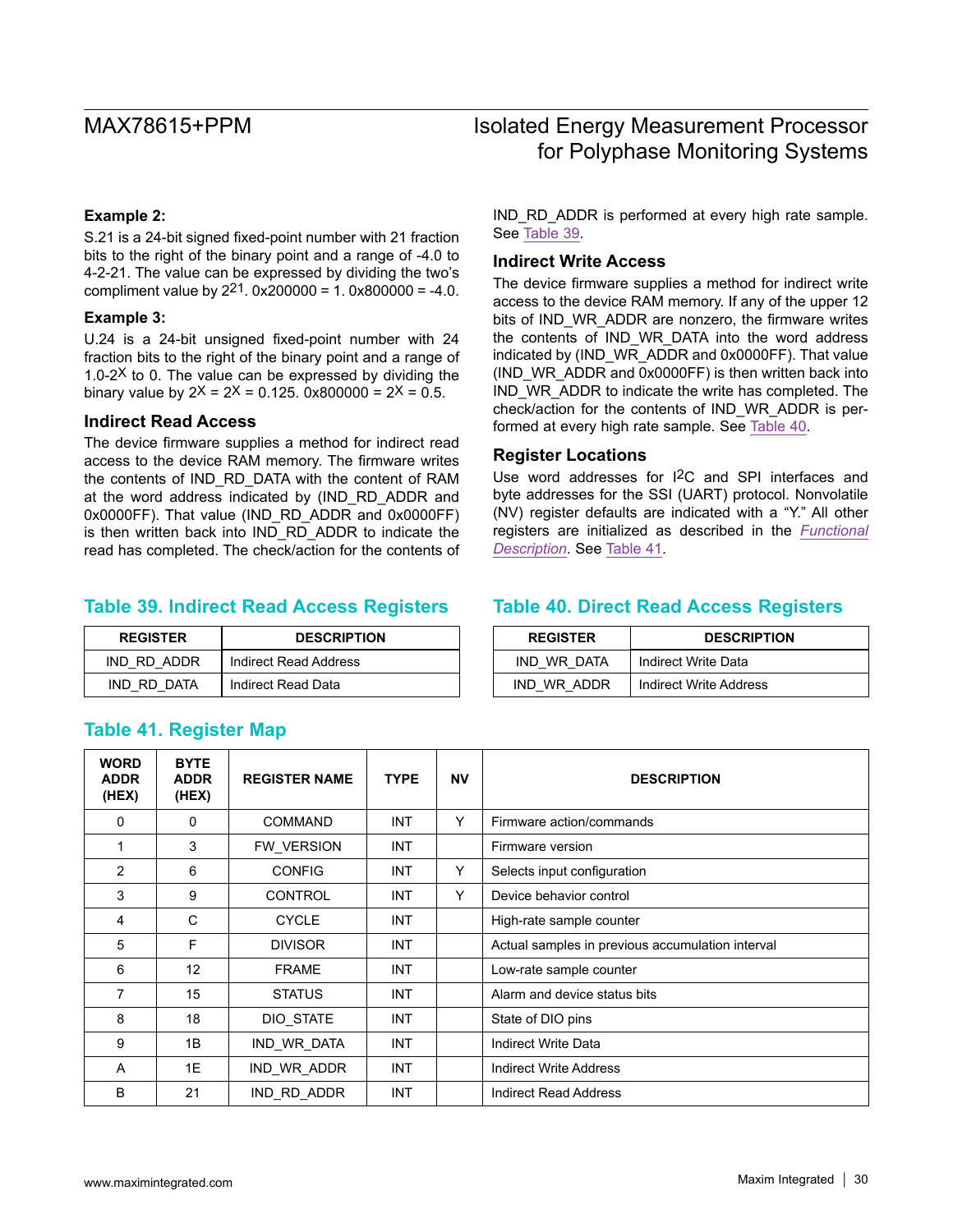**Example 2:**

S.21 is a 24-bit signed fixed-point number with 21 fraction bits to the right of the binary point and a range of -4.0 to $4\text{-}2^{-21}$. The value can be expressed by dividing the two's compliment value by $2^{21}$. 0x200000 = 1. 0x800000 = -4.0.

**Example 3:**

U.24 is a 24-bit unsigned fixed-point number with 24 fraction bits to the right of the binary point and a range of $1.0\text{-}2^{X}$ to 0. The value can be expressed by dividing the binary value by $2^{X}$ = $2^{X}$ = 0.125. 0x800000 = $2^{X}$ = 0.5.

### Indirect Read Access

The device firmware supplies a method for indirect read access to the device RAM memory. The firmware writes the contents of IND_RD_DATA with the content of RAM at the word address indicated by (IND_RD_ADDR and 0x0000FF). That value (IND_RD_ADDR and 0x0000FF) is then written back into IND_RD_ADDR to indicate the read has completed. The check/action for the contents of IND_RD_ADDR is performed at every high rate sample. See Table 39.

### Indirect Write Access

The device firmware supplies a method for indirect write access to the device RAM memory. If any of the upper 12 bits of IND_WR_ADDR are nonzero, the firmware writes the contents of IND_WR_DATA into the word address indicated by (IND_WR_ADDR and 0x0000FF). That value (IND_WR_ADDR and 0x0000FF) is then written back into IND_WR_ADDR to indicate the write has completed. The check/action for the contents of IND_WR_ADDR is performed at every high rate sample. See Table 40.

### Register Locations

Use word addresses for I2C and SPI interfaces and byte addresses for the SSI (UART) protocol. Nonvolatile (NV) register defaults are indicated with a "Y." All other registers are initialized as described in the *Functional Description*. See Table 41.

## Table 39. Indirect Read Access Registers

| REGISTER | DESCRIPTION |
|---|---|
| IND_RD_ADDR | Indirect Read Address |
| IND_RD_DATA | Indirect Read Data |

## Table 40. Direct Read Access Registers

| REGISTER | DESCRIPTION |
|---|---|
| IND_WR_DATA | Indirect Write Data |
| IND_WR_ADDR | Indirect Write Address |

## Table 41. Register Map

| WORD ADDR (HEX) | BYTE ADDR (HEX) | REGISTER NAME | TYPE | NV | DESCRIPTION |
|---|---|---|---|---|---|
| 0 | 0 | COMMAND | INT | Y | Firmware action/commands |
| 1 | 3 | FW_VERSION | INT | | Firmware version |
| 2 | 6 | CONFIG | INT | Y | Selects input configuration |
| 3 | 9 | CONTROL | INT | Y | Device behavior control |
| 4 | C | CYCLE | INT | | High-rate sample counter |
| 5 | F | DIVISOR | INT | | Actual samples in previous accumulation interval |
| 6 | 12 | FRAME | INT | | Low-rate sample counter |
| 7 | 15 | STATUS | INT | | Alarm and device status bits |
| 8 | 18 | DIO_STATE | INT | | State of DIO pins |
| 9 | 1B | IND_WR_DATA | INT | | Indirect Write Data |
| A | 1E | IND_WR_ADDR | INT | | Indirect Write Address |
| B | 21 | IND_RD_ADDR | INT | | Indirect Read Address |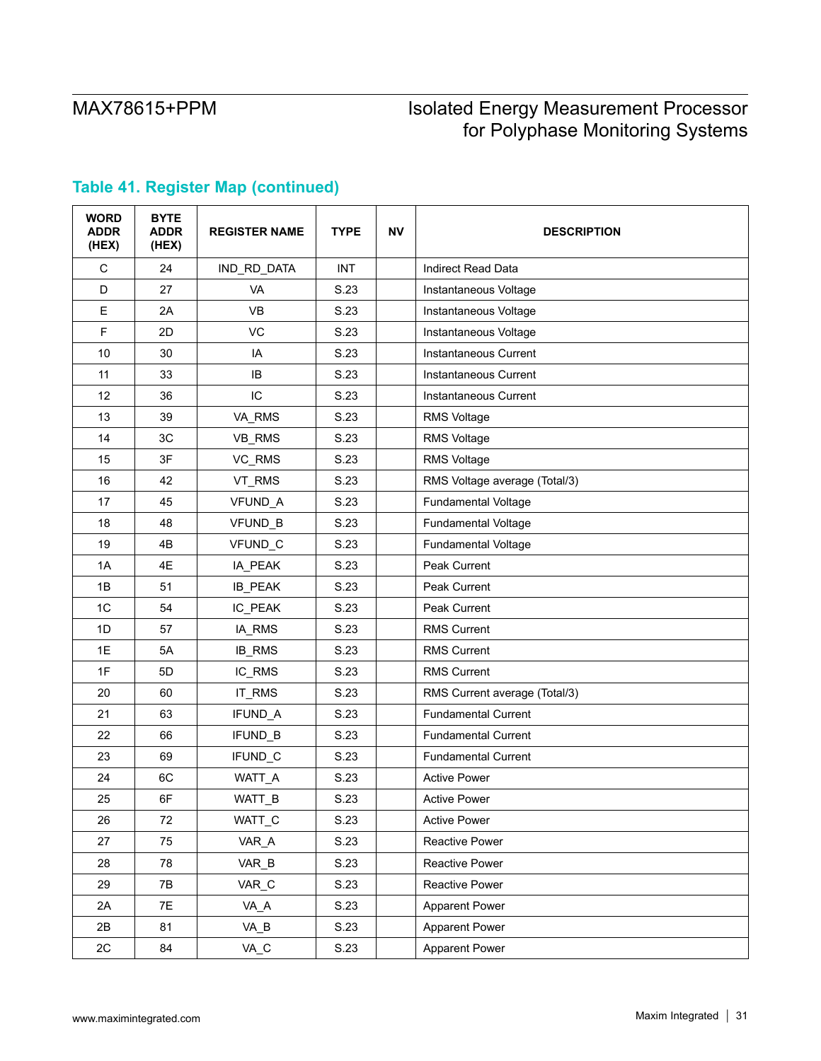## Table 41. Register Map (continued)

| WORD ADDR (HEX) | BYTE ADDR (HEX) | REGISTER NAME | TYPE | NV | DESCRIPTION |
|---|---|---|---|---|---|
| C | 24 | IND_RD_DATA | INT | | Indirect Read Data |
| D | 27 | VA | S.23 | | Instantaneous Voltage |
| E | 2A | VB | S.23 | | Instantaneous Voltage |
| F | 2D | VC | S.23 | | Instantaneous Voltage |
| 10 | 30 | IA | S.23 | | Instantaneous Current |
| 11 | 33 | IB | S.23 | | Instantaneous Current |
| 12 | 36 | IC | S.23 | | Instantaneous Current |
| 13 | 39 | VA_RMS | S.23 | | RMS Voltage |
| 14 | 3C | VB_RMS | S.23 | | RMS Voltage |
| 15 | 3F | VC_RMS | S.23 | | RMS Voltage |
| 16 | 42 | VT_RMS | S.23 | | RMS Voltage average (Total/3) |
| 17 | 45 | VFUND_A | S.23 | | Fundamental Voltage |
| 18 | 48 | VFUND_B | S.23 | | Fundamental Voltage |
| 19 | 4B | VFUND_C | S.23 | | Fundamental Voltage |
| 1A | 4E | IA_PEAK | S.23 | | Peak Current |
| 1B | 51 | IB_PEAK | S.23 | | Peak Current |
| 1C | 54 | IC_PEAK | S.23 | | Peak Current |
| 1D | 57 | IA_RMS | S.23 | | RMS Current |
| 1E | 5A | IB_RMS | S.23 | | RMS Current |
| 1F | 5D | IC_RMS | S.23 | | RMS Current |
| 20 | 60 | IT_RMS | S.23 | | RMS Current average (Total/3) |
| 21 | 63 | IFUND_A | S.23 | | Fundamental Current |
| 22 | 66 | IFUND_B | S.23 | | Fundamental Current |
| 23 | 69 | IFUND_C | S.23 | | Fundamental Current |
| 24 | 6C | WATT_A | S.23 | | Active Power |
| 25 | 6F | WATT_B | S.23 | | Active Power |
| 26 | 72 | WATT_C | S.23 | | Active Power |
| 27 | 75 | VAR_A | S.23 | | Reactive Power |
| 28 | 78 | VAR_B | S.23 | | Reactive Power |
| 29 | 7B | VAR_C | S.23 | | Reactive Power |
| 2A | 7E | VA_A | S.23 | | Apparent Power |
| 2B | 81 | VA_B | S.23 | | Apparent Power |
| 2C | 84 | VA_C | S.23 | | Apparent Power |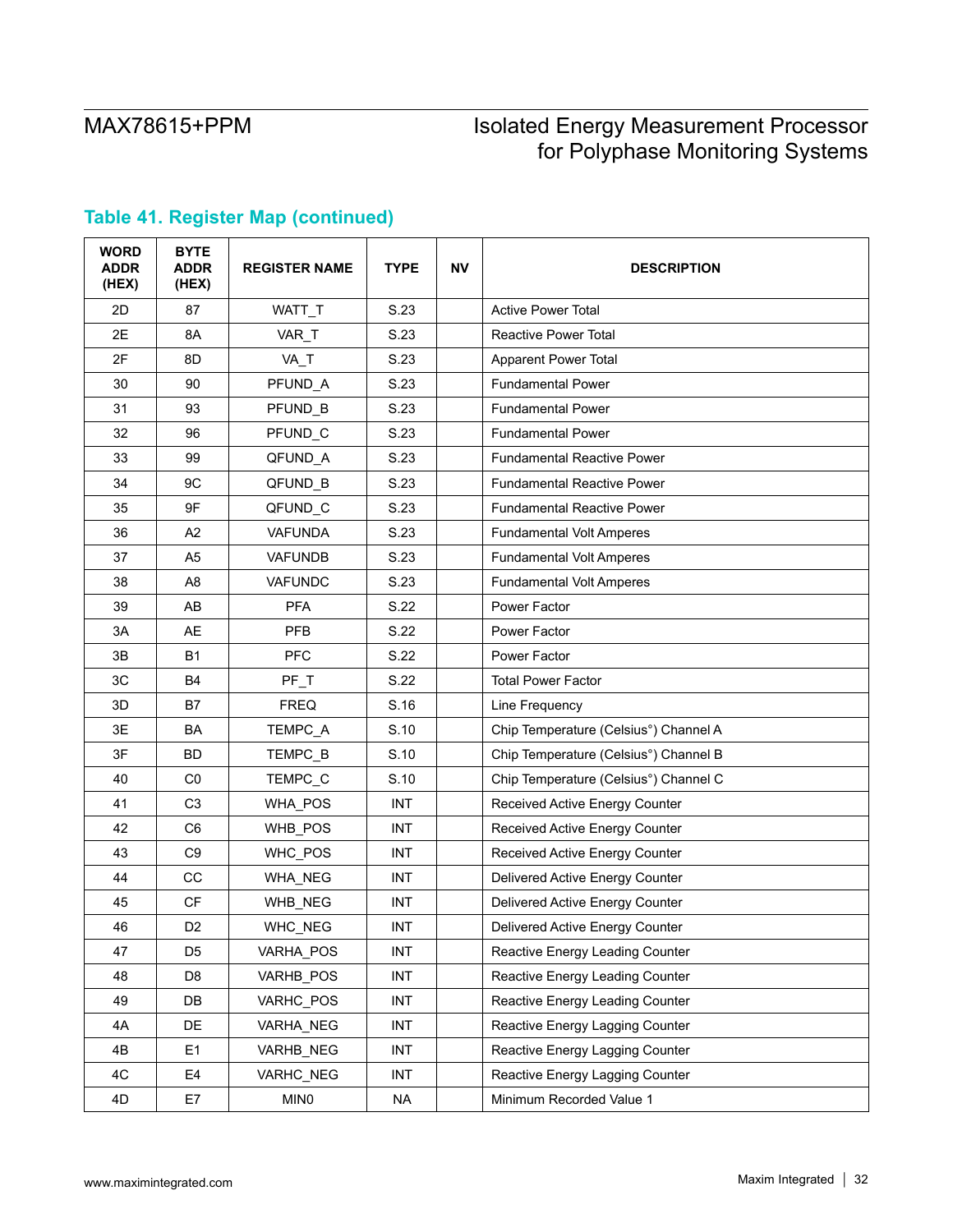## Table 41. Register Map (continued)

| WORD ADDR (HEX) | BYTE ADDR (HEX) | REGISTER NAME | TYPE | NV | DESCRIPTION |
|---|---|---|---|---|---|
| 2D | 87 | WATT_T | S.23 | | Active Power Total |
| 2E | 8A | VAR_T | S.23 | | Reactive Power Total |
| 2F | 8D | VA_T | S.23 | | Apparent Power Total |
| 30 | 90 | PFUND_A | S.23 | | Fundamental Power |
| 31 | 93 | PFUND_B | S.23 | | Fundamental Power |
| 32 | 96 | PFUND_C | S.23 | | Fundamental Power |
| 33 | 99 | QFUND_A | S.23 | | Fundamental Reactive Power |
| 34 | 9C | QFUND_B | S.23 | | Fundamental Reactive Power |
| 35 | 9F | QFUND_C | S.23 | | Fundamental Reactive Power |
| 36 | A2 | VAFUNDA | S.23 | | Fundamental Volt Amperes |
| 37 | A5 | VAFUNDB | S.23 | | Fundamental Volt Amperes |
| 38 | A8 | VAFUNDC | S.23 | | Fundamental Volt Amperes |
| 39 | AB | PFA | S.22 | | Power Factor |
| 3A | AE | PFB | S.22 | | Power Factor |
| 3B | B1 | PFC | S.22 | | Power Factor |
| 3C | B4 | PF_T | S.22 | | Total Power Factor |
| 3D | B7 | FREQ | S.16 | | Line Frequency |
| 3E | BA | TEMPC_A | S.10 | | Chip Temperature (Celsius°) Channel A |
| 3F | BD | TEMPC_B | S.10 | | Chip Temperature (Celsius°) Channel B |
| 40 | C0 | TEMPC_C | S.10 | | Chip Temperature (Celsius°) Channel C |
| 41 | C3 | WHA_POS | INT | | Received Active Energy Counter |
| 42 | C6 | WHB_POS | INT | | Received Active Energy Counter |
| 43 | C9 | WHC_POS | INT | | Received Active Energy Counter |
| 44 | CC | WHA_NEG | INT | | Delivered Active Energy Counter |
| 45 | CF | WHB_NEG | INT | | Delivered Active Energy Counter |
| 46 | D2 | WHC_NEG | INT | | Delivered Active Energy Counter |
| 47 | D5 | VARHA_POS | INT | | Reactive Energy Leading Counter |
| 48 | D8 | VARHB_POS | INT | | Reactive Energy Leading Counter |
| 49 | DB | VARHC_POS | INT | | Reactive Energy Leading Counter |
| 4A | DE | VARHA_NEG | INT | | Reactive Energy Lagging Counter |
| 4B | E1 | VARHB_NEG | INT | | Reactive Energy Lagging Counter |
| 4C | E4 | VARHC_NEG | INT | | Reactive Energy Lagging Counter |
| 4D | E7 | MIN0 | NA | | Minimum Recorded Value 1 |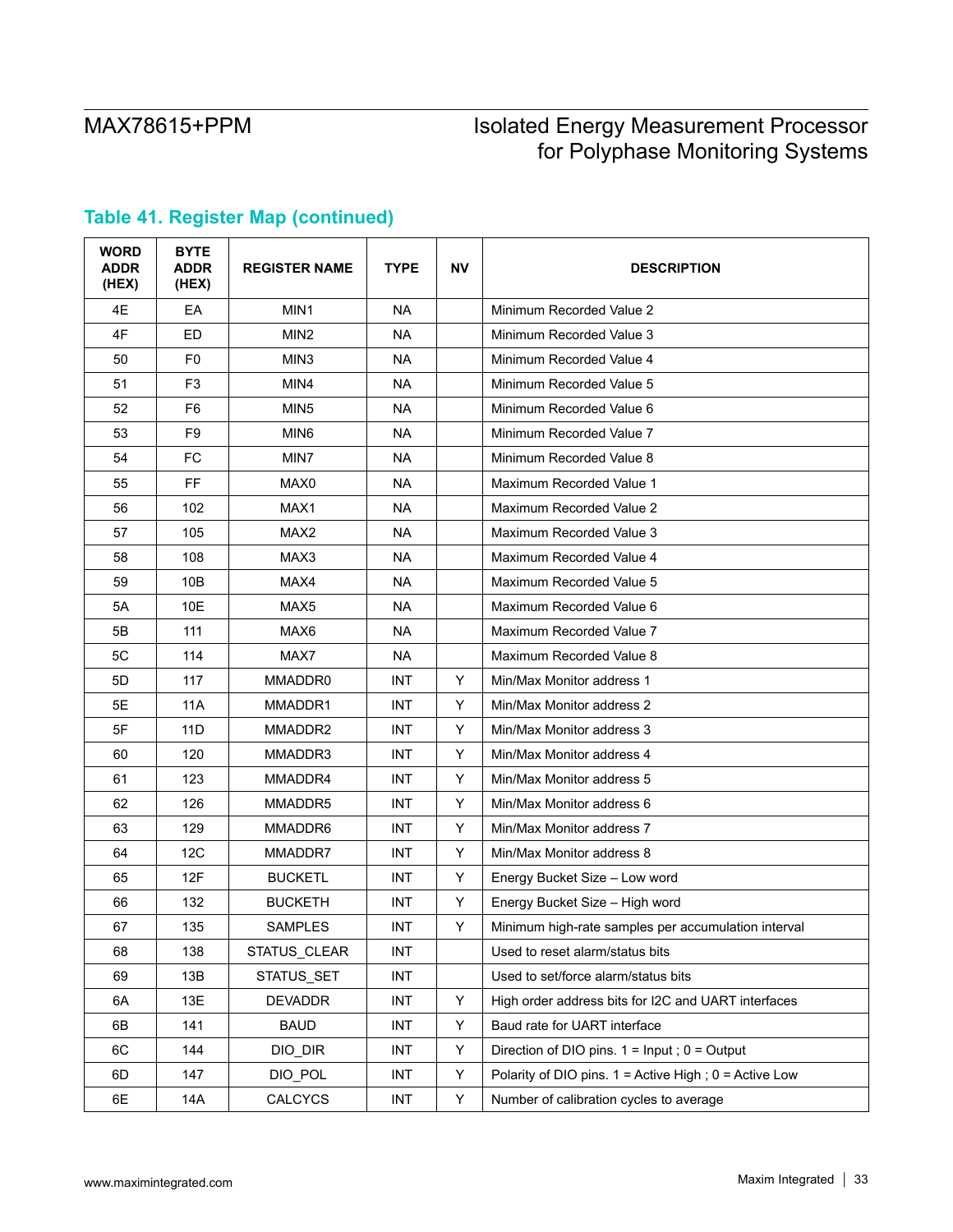### Table 41. Register Map (continued)

| WORD ADDR (HEX) | BYTE ADDR (HEX) | REGISTER NAME | TYPE | NV | DESCRIPTION |
|---|---|---|---|---|---|
| 4E | EA | MIN1 | NA | | Minimum Recorded Value 2 |
| 4F | ED | MIN2 | NA | | Minimum Recorded Value 3 |
| 50 | F0 | MIN3 | NA | | Minimum Recorded Value 4 |
| 51 | F3 | MIN4 | NA | | Minimum Recorded Value 5 |
| 52 | F6 | MIN5 | NA | | Minimum Recorded Value 6 |
| 53 | F9 | MIN6 | NA | | Minimum Recorded Value 7 |
| 54 | FC | MIN7 | NA | | Minimum Recorded Value 8 |
| 55 | FF | MAX0 | NA | | Maximum Recorded Value 1 |
| 56 | 102 | MAX1 | NA | | Maximum Recorded Value 2 |
| 57 | 105 | MAX2 | NA | | Maximum Recorded Value 3 |
| 58 | 108 | MAX3 | NA | | Maximum Recorded Value 4 |
| 59 | 10B | MAX4 | NA | | Maximum Recorded Value 5 |
| 5A | 10E | MAX5 | NA | | Maximum Recorded Value 6 |
| 5B | 111 | MAX6 | NA | | Maximum Recorded Value 7 |
| 5C | 114 | MAX7 | NA | | Maximum Recorded Value 8 |
| 5D | 117 | MMADDR0 | INT | Y | Min/Max Monitor address 1 |
| 5E | 11A | MMADDR1 | INT | Y | Min/Max Monitor address 2 |
| 5F | 11D | MMADDR2 | INT | Y | Min/Max Monitor address 3 |
| 60 | 120 | MMADDR3 | INT | Y | Min/Max Monitor address 4 |
| 61 | 123 | MMADDR4 | INT | Y | Min/Max Monitor address 5 |
| 62 | 126 | MMADDR5 | INT | Y | Min/Max Monitor address 6 |
| 63 | 129 | MMADDR6 | INT | Y | Min/Max Monitor address 7 |
| 64 | 12C | MMADDR7 | INT | Y | Min/Max Monitor address 8 |
| 65 | 12F | BUCKETL | INT | Y | Energy Bucket Size – Low word |
| 66 | 132 | BUCKETH | INT | Y | Energy Bucket Size – High word |
| 67 | 135 | SAMPLES | INT | Y | Minimum high-rate samples per accumulation interval |
| 68 | 138 | STATUS_CLEAR | INT | | Used to reset alarm/status bits |
| 69 | 13B | STATUS_SET | INT | | Used to set/force alarm/status bits |
| 6A | 13E | DEVADDR | INT | Y | High order address bits for I2C and UART interfaces |
| 6B | 141 | BAUD | INT | Y | Baud rate for UART interface |
| 6C | 144 | DIO_DIR | INT | Y | Direction of DIO pins. 1 = Input ; 0 = Output |
| 6D | 147 | DIO_POL | INT | Y | Polarity of DIO pins. 1 = Active High ; 0 = Active Low |
| 6E | 14A | CALCYCS | INT | Y | Number of calibration cycles to average |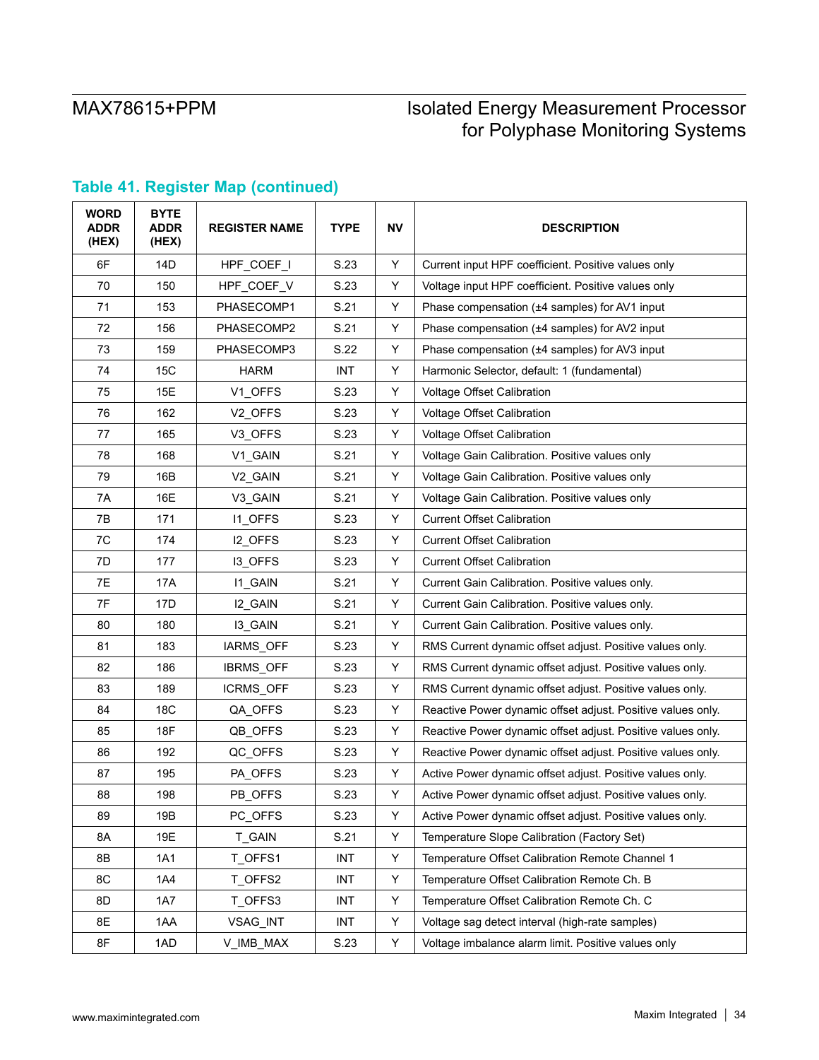## Table 41. Register Map (continued)

| WORD ADDR (HEX) | BYTE ADDR (HEX) | REGISTER NAME | TYPE | NV | DESCRIPTION |
|---|---|---|---|---|---|
| 6F | 14D | HPF_COEF_I | S.23 | Y | Current input HPF coefficient. Positive values only |
| 70 | 150 | HPF_COEF_V | S.23 | Y | Voltage input HPF coefficient. Positive values only |
| 71 | 153 | PHASECOMP1 | S.21 | Y | Phase compensation (±4 samples) for AV1 input |
| 72 | 156 | PHASECOMP2 | S.21 | Y | Phase compensation (±4 samples) for AV2 input |
| 73 | 159 | PHASECOMP3 | S.22 | Y | Phase compensation (±4 samples) for AV3 input |
| 74 | 15C | HARM | INT | Y | Harmonic Selector, default: 1 (fundamental) |
| 75 | 15E | V1_OFFS | S.23 | Y | Voltage Offset Calibration |
| 76 | 162 | V2_OFFS | S.23 | Y | Voltage Offset Calibration |
| 77 | 165 | V3_OFFS | S.23 | Y | Voltage Offset Calibration |
| 78 | 168 | V1_GAIN | S.21 | Y | Voltage Gain Calibration. Positive values only |
| 79 | 16B | V2_GAIN | S.21 | Y | Voltage Gain Calibration. Positive values only |
| 7A | 16E | V3_GAIN | S.21 | Y | Voltage Gain Calibration. Positive values only |
| 7B | 171 | I1_OFFS | S.23 | Y | Current Offset Calibration |
| 7C | 174 | I2_OFFS | S.23 | Y | Current Offset Calibration |
| 7D | 177 | I3_OFFS | S.23 | Y | Current Offset Calibration |
| 7E | 17A | I1_GAIN | S.21 | Y | Current Gain Calibration. Positive values only. |
| 7F | 17D | I2_GAIN | S.21 | Y | Current Gain Calibration. Positive values only. |
| 80 | 180 | I3_GAIN | S.21 | Y | Current Gain Calibration. Positive values only. |
| 81 | 183 | IARMS_OFF | S.23 | Y | RMS Current dynamic offset adjust. Positive values only. |
| 82 | 186 | IBRMS_OFF | S.23 | Y | RMS Current dynamic offset adjust. Positive values only. |
| 83 | 189 | ICRMS_OFF | S.23 | Y | RMS Current dynamic offset adjust. Positive values only. |
| 84 | 18C | QA_OFFS | S.23 | Y | Reactive Power dynamic offset adjust. Positive values only. |
| 85 | 18F | QB_OFFS | S.23 | Y | Reactive Power dynamic offset adjust. Positive values only. |
| 86 | 192 | QC_OFFS | S.23 | Y | Reactive Power dynamic offset adjust. Positive values only. |
| 87 | 195 | PA_OFFS | S.23 | Y | Active Power dynamic offset adjust. Positive values only. |
| 88 | 198 | PB_OFFS | S.23 | Y | Active Power dynamic offset adjust. Positive values only. |
| 89 | 19B | PC_OFFS | S.23 | Y | Active Power dynamic offset adjust. Positive values only. |
| 8A | 19E | T_GAIN | S.21 | Y | Temperature Slope Calibration (Factory Set) |
| 8B | 1A1 | T_OFFS1 | INT | Y | Temperature Offset Calibration Remote Channel 1 |
| 8C | 1A4 | T_OFFS2 | INT | Y | Temperature Offset Calibration Remote Ch. B |
| 8D | 1A7 | T_OFFS3 | INT | Y | Temperature Offset Calibration Remote Ch. C |
| 8E | 1AA | VSAG_INT | INT | Y | Voltage sag detect interval (high-rate samples) |
| 8F | 1AD | V_IMB_MAX | S.23 | Y | Voltage imbalance alarm limit. Positive values only |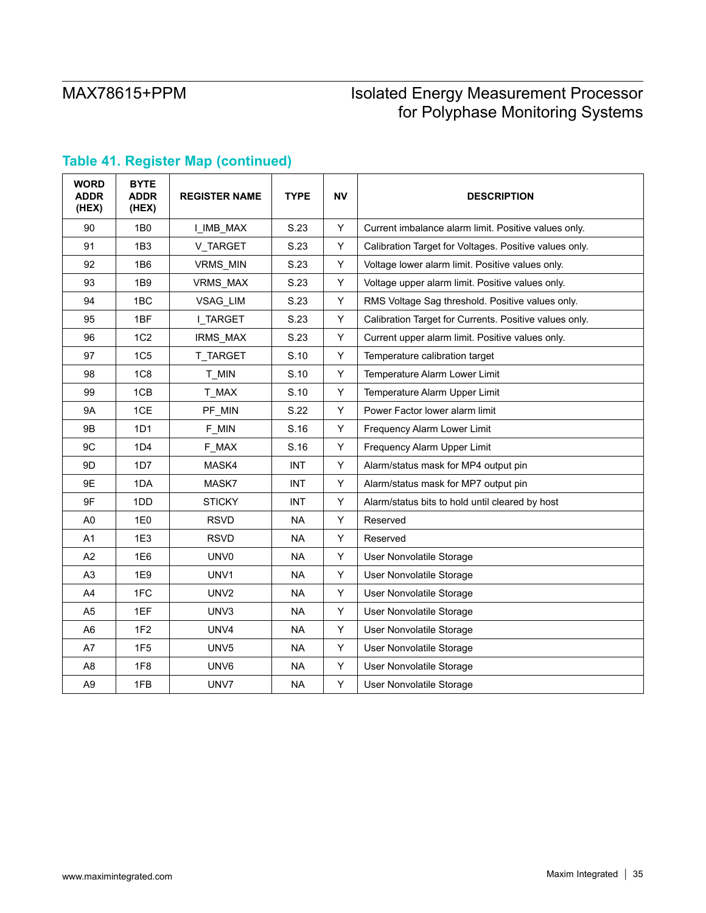## Table 41. Register Map (continued)

| WORD ADDR (HEX) | BYTE ADDR (HEX) | REGISTER NAME | TYPE | NV | DESCRIPTION |
|---|---|---|---|---|---|
| 90 | 1B0 | I_IMB_MAX | S.23 | Y | Current imbalance alarm limit. Positive values only. |
| 91 | 1B3 | V_TARGET | S.23 | Y | Calibration Target for Voltages. Positive values only. |
| 92 | 1B6 | VRMS_MIN | S.23 | Y | Voltage lower alarm limit. Positive values only. |
| 93 | 1B9 | VRMS_MAX | S.23 | Y | Voltage upper alarm limit. Positive values only. |
| 94 | 1BC | VSAG_LIM | S.23 | Y | RMS Voltage Sag threshold. Positive values only. |
| 95 | 1BF | I_TARGET | S.23 | Y | Calibration Target for Currents. Positive values only. |
| 96 | 1C2 | IRMS_MAX | S.23 | Y | Current upper alarm limit. Positive values only. |
| 97 | 1C5 | T_TARGET | S.10 | Y | Temperature calibration target |
| 98 | 1C8 | T_MIN | S.10 | Y | Temperature Alarm Lower Limit |
| 99 | 1CB | T_MAX | S.10 | Y | Temperature Alarm Upper Limit |
| 9A | 1CE | PF_MIN | S.22 | Y | Power Factor lower alarm limit |
| 9B | 1D1 | F_MIN | S.16 | Y | Frequency Alarm Lower Limit |
| 9C | 1D4 | F_MAX | S.16 | Y | Frequency Alarm Upper Limit |
| 9D | 1D7 | MASK4 | INT | Y | Alarm/status mask for MP4 output pin |
| 9E | 1DA | MASK7 | INT | Y | Alarm/status mask for MP7 output pin |
| 9F | 1DD | STICKY | INT | Y | Alarm/status bits to hold until cleared by host |
| A0 | 1E0 | RSVD | NA | Y | Reserved |
| A1 | 1E3 | RSVD | NA | Y | Reserved |
| A2 | 1E6 | UNV0 | NA | Y | User Nonvolatile Storage |
| A3 | 1E9 | UNV1 | NA | Y | User Nonvolatile Storage |
| A4 | 1FC | UNV2 | NA | Y | User Nonvolatile Storage |
| A5 | 1EF | UNV3 | NA | Y | User Nonvolatile Storage |
| A6 | 1F2 | UNV4 | NA | Y | User Nonvolatile Storage |
| A7 | 1F5 | UNV5 | NA | Y | User Nonvolatile Storage |
| A8 | 1F8 | UNV6 | NA | Y | User Nonvolatile Storage |
| A9 | 1FB | UNV7 | NA | Y | User Nonvolatile Storage |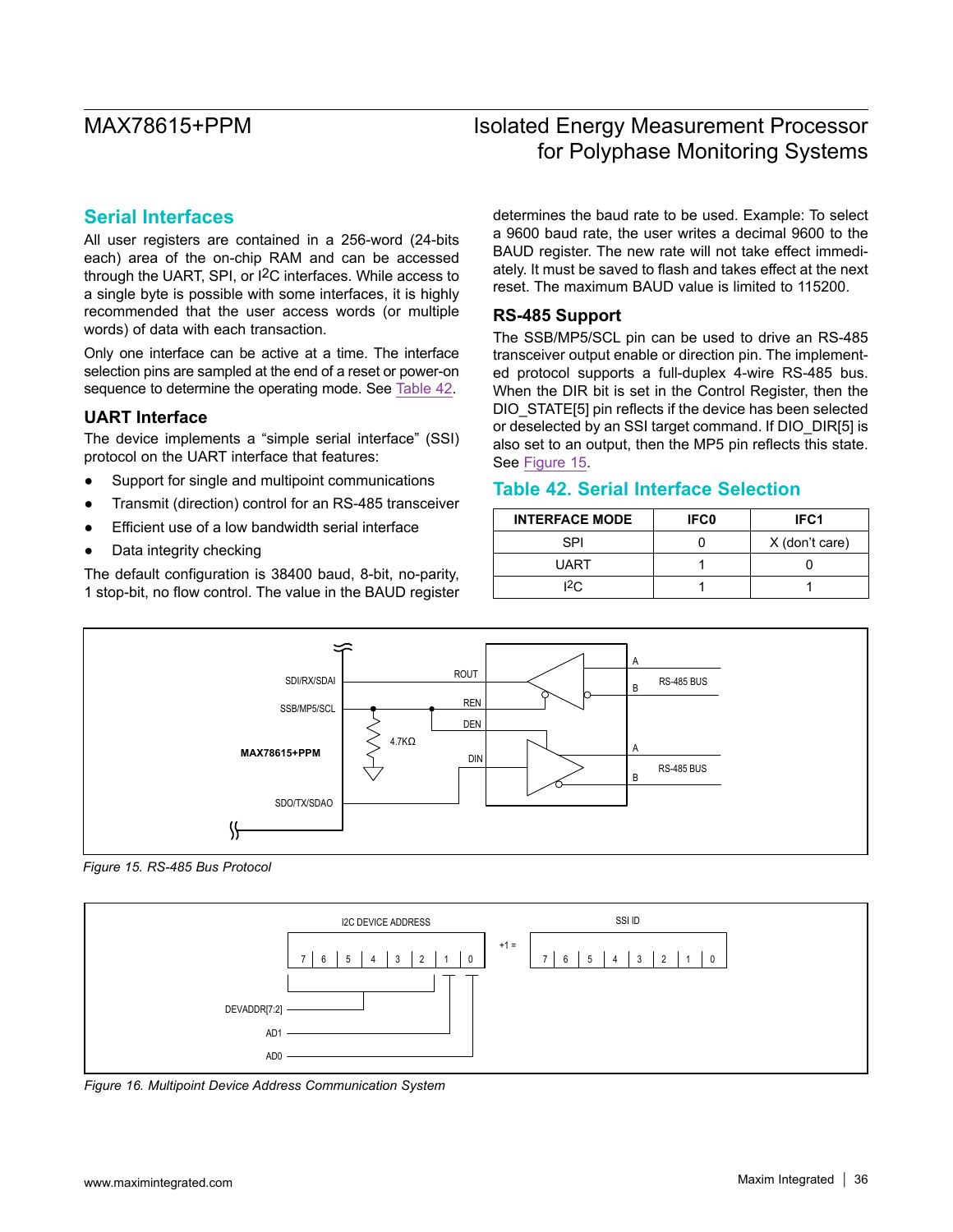## Serial Interfaces

All user registers are contained in a 256-word (24-bits each) area of the on-chip RAM and can be accessed through the UART, SPI, or I2C interfaces. While access to a single byte is possible with some interfaces, it is highly recommended that the user access words (or multiple words) of data with each transaction.

Only one interface can be active at a time. The interface selection pins are sampled at the end of a reset or power-on sequence to determine the operating mode. See Table 42.

### UART Interface

The device implements a "simple serial interface" (SSI) protocol on the UART interface that features:

- Support for single and multipoint communications
- Transmit (direction) control for an RS-485 transceiver
- Efficient use of a low bandwidth serial interface
- Data integrity checking

The default configuration is 38400 baud, 8-bit, no-parity, 1 stop-bit, no flow control. The value in the BAUD register determines the baud rate to be used. Example: To select a 9600 baud rate, the user writes a decimal 9600 to the BAUD register. The new rate will not take effect immediately. It must be saved to flash and takes effect at the next reset. The maximum BAUD value is limited to 115200.

### RS-485 Support

The SSB/MP5/SCL pin can be used to drive an RS-485 transceiver output enable or direction pin. The implemented protocol supports a full-duplex 4-wire RS-485 bus. When the DIR bit is set in the Control Register, then the DIO_STATE[5] pin reflects if the device has been selected or deselected by an SSI target command. If DIO_DIR[5] is also set to an output, then the MP5 pin reflects this state. See Figure 15.

## Table 42. Serial Interface Selection

| INTERFACE MODE | IFC0 | IFC1 |
|---|---|---|
| SPI | 0 | X (don't care) |
| UART | 1 | 0 |
| I2C | 1 | 1 |

SDI/RX/SDAI
SSB/MP5/SCL
MAX78615+PPM
SDO/TX/SDAO
4.7KΩ
ROUT
REN
DEN
DIN
A
B
RS-485 BUS
A
B
RS-485 BUS

*Figure 15. RS-485 Bus Protocol*

I2C DEVICE ADDRESS
7 6 5 4 3 2 1 0
+1 =
SSI ID
7 6 5 4 3 2 1 0
DEVADDR[7:2]
AD1
AD0

*Figure 16. Multipoint Device Address Communication System*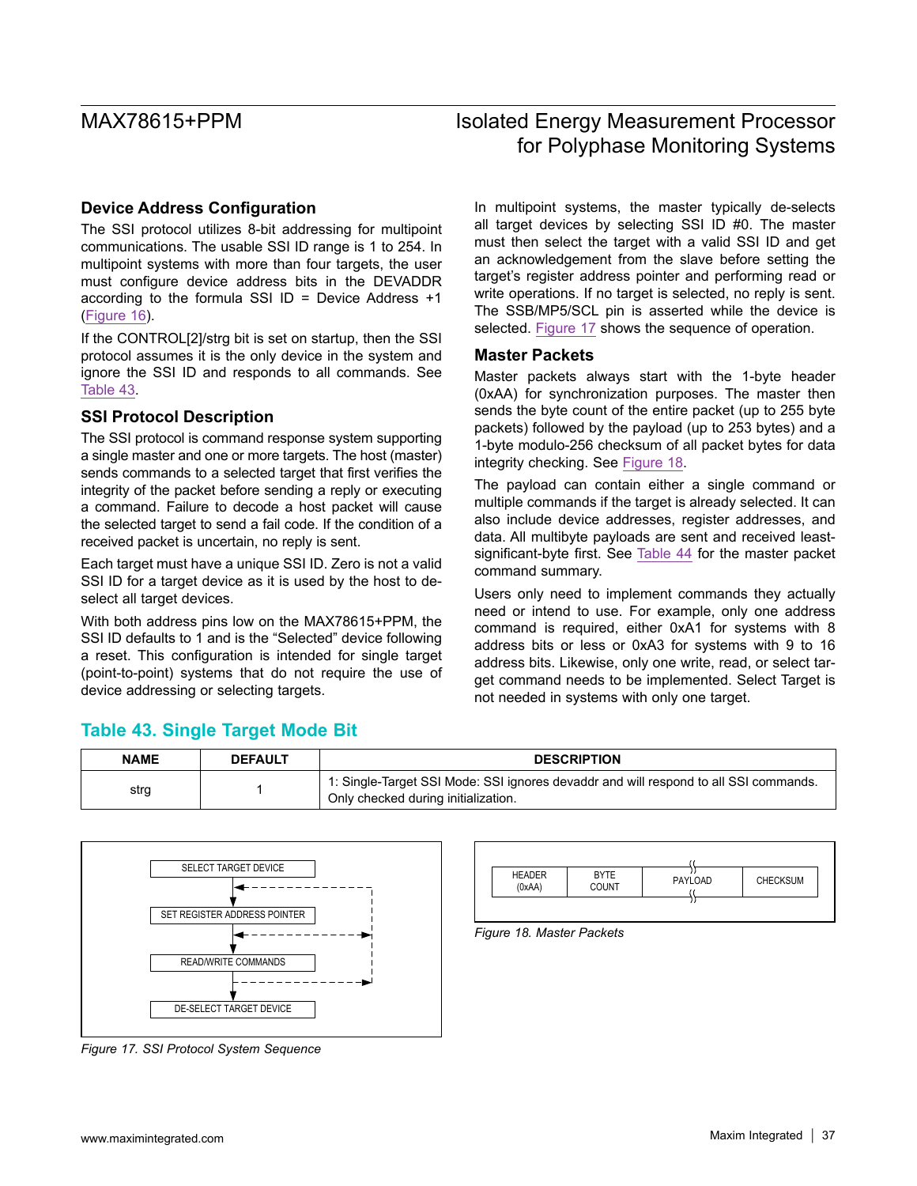## Device Address Configuration

The SSI protocol utilizes 8-bit addressing for multipoint communications. The usable SSI ID range is 1 to 254. In multipoint systems with more than four targets, the user must configure device address bits in the DEVADDR according to the formula SSI ID = Device Address +1 (Figure 16).

If the CONTROL[2]/strg bit is set on startup, then the SSI protocol assumes it is the only device in the system and ignore the SSI ID and responds to all commands. See Table 43.

## SSI Protocol Description

The SSI protocol is command response system supporting a single master and one or more targets. The host (master) sends commands to a selected target that first verifies the integrity of the packet before sending a reply or executing a command. Failure to decode a host packet will cause the selected target to send a fail code. If the condition of a received packet is uncertain, no reply is sent.

Each target must have a unique SSI ID. Zero is not a valid SSI ID for a target device as it is used by the host to de-select all target devices.

With both address pins low on the MAX78615+PPM, the SSI ID defaults to 1 and is the "Selected" device following a reset. This configuration is intended for single target (point-to-point) systems that do not require the use of device addressing or selecting targets.

In multipoint systems, the master typically de-selects all target devices by selecting SSI ID #0. The master must then select the target with a valid SSI ID and get an acknowledgement from the slave before setting the target's register address pointer and performing read or write operations. If no target is selected, no reply is sent. The SSB/MP5/SCL pin is asserted while the device is selected. Figure 17 shows the sequence of operation.

## Master Packets

Master packets always start with the 1-byte header (0xAA) for synchronization purposes. The master then sends the byte count of the entire packet (up to 255 byte packets) followed by the payload (up to 253 bytes) and a 1-byte modulo-256 checksum of all packet bytes for data integrity checking. See Figure 18.

The payload can contain either a single command or multiple commands if the target is already selected. It can also include device addresses, register addresses, and data. All multibyte payloads are sent and received least-significant-byte first. See Table 44 for the master packet command summary.

Users only need to implement commands they actually need or intend to use. For example, only one address command is required, either 0xA1 for systems with 8 address bits or less or 0xA3 for systems with 9 to 16 address bits. Likewise, only one write, read, or select target command needs to be implemented. Select Target is not needed in systems with only one target.

## Table 43. Single Target Mode Bit

| NAME | DEFAULT | DESCRIPTION |
|---|---|---|
| strg | 1 | 1: Single-Target SSI Mode: SSI ignores devaddr and will respond to all SSI commands. Only checked during initialization. |

SELECT TARGET DEVICE

SET REGISTER ADDRESS POINTER

READ/WRITE COMMANDS

DE-SELECT TARGET DEVICE

*Figure 17. SSI Protocol System Sequence*

HEADER (0xAA)

BYTE COUNT

PAYLOAD

CHECKSUM

*Figure 18. Master Packets*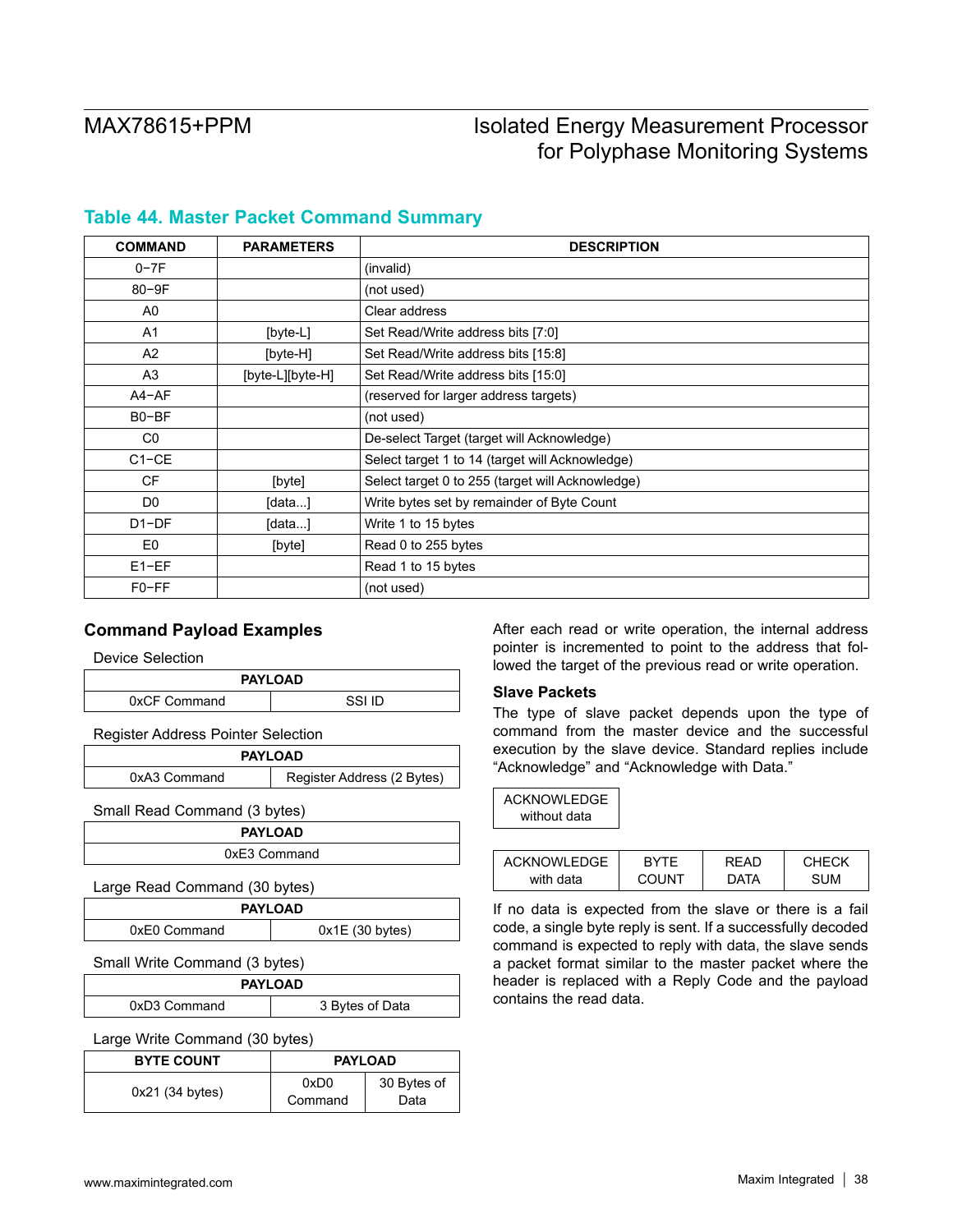## Table 44. Master Packet Command Summary

| COMMAND | PARAMETERS | DESCRIPTION |
|---|---|---|
| 0−7F | | (invalid) |
| 80−9F | | (not used) |
| A0 | | Clear address |
| A1 | [byte-L] | Set Read/Write address bits [7:0] |
| A2 | [byte-H] | Set Read/Write address bits [15:8] |
| A3 | [byte-L][byte-H] | Set Read/Write address bits [15:0] |
| A4−AF | | (reserved for larger address targets) |
| B0−BF | | (not used) |
| C0 | | De-select Target (target will Acknowledge) |
| C1−CE | | Select target 1 to 14 (target will Acknowledge) |
| CF | [byte] | Select target 0 to 255 (target will Acknowledge) |
| D0 | [data...] | Write bytes set by remainder of Byte Count |
| D1−DF | [data...] | Write 1 to 15 bytes |
| E0 | [byte] | Read 0 to 255 bytes |
| E1−EF | | Read 1 to 15 bytes |
| F0−FF | | (not used) |

### Command Payload Examples

Device Selection

| PAYLOAD | |
|---|---|
| 0xCF Command | SSI ID |

Register Address Pointer Selection

| PAYLOAD | |
|---|---|
| 0xA3 Command | Register Address (2 Bytes) |

Small Read Command (3 bytes)

| PAYLOAD |
|---|
| 0xE3 Command |

Large Read Command (30 bytes)

| PAYLOAD | |
|---|---|
| 0xE0 Command | 0x1E (30 bytes) |

Small Write Command (3 bytes)

| PAYLOAD | |
|---|---|
| 0xD3 Command | 3 Bytes of Data |

Large Write Command (30 bytes)

| BYTE COUNT | PAYLOAD | |
|---|---|---|
| 0x21 (34 bytes) | 0xD0 Command | 30 Bytes of Data |

After each read or write operation, the internal address pointer is incremented to point to the address that followed the target of the previous read or write operation.

### Slave Packets

The type of slave packet depends upon the type of command from the master device and the successful execution by the slave device. Standard replies include “Acknowledge” and “Acknowledge with Data.”

| |
|---|
| ACKNOWLEDGE without data |

| | | | |
|---|---|---|---|
| ACKNOWLEDGE with data | BYTE COUNT | READ DATA | CHECK SUM |

If no data is expected from the slave or there is a fail code, a single byte reply is sent. If a successfully decoded command is expected to reply with data, the slave sends a packet format similar to the master packet where the header is replaced with a Reply Code and the payload contains the read data.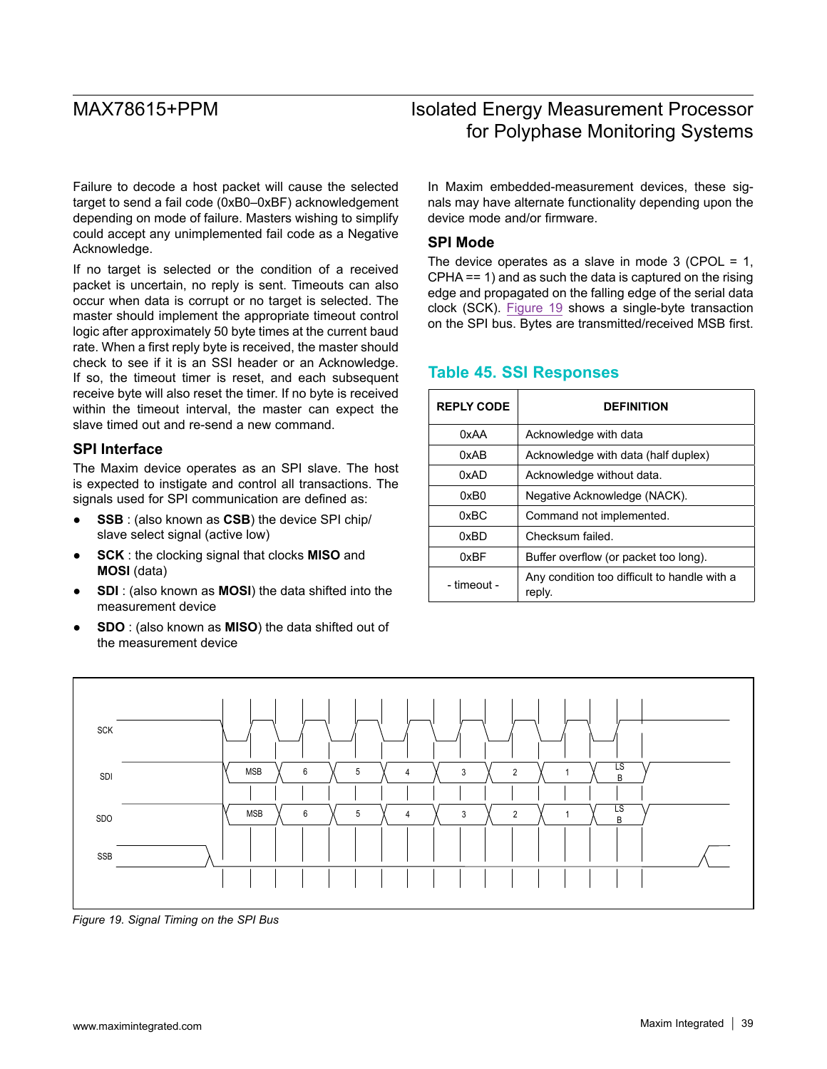Failure to decode a host packet will cause the selected target to send a fail code (0xB0–0xBF) acknowledgement depending on mode of failure. Masters wishing to simplify could accept any unimplemented fail code as a Negative Acknowledge.

If no target is selected or the condition of a received packet is uncertain, no reply is sent. Timeouts can also occur when data is corrupt or no target is selected. The master should implement the appropriate timeout control logic after approximately 50 byte times at the current baud rate. When a first reply byte is received, the master should check to see if it is an SSI header or an Acknowledge. If so, the timeout timer is reset, and each subsequent receive byte will also reset the timer. If no byte is received within the timeout interval, the master can expect the slave timed out and re-send a new command.

## SPI Interface

The Maxim device operates as an SPI slave. The host is expected to instigate and control all transactions. The signals used for SPI communication are defined as:

- **SSB** : (also known as **CSB**) the device SPI chip/slave select signal (active low)
- **SCK** : the clocking signal that clocks **MISO** and **MOSI** (data)
- **SDI** : (also known as **MOSI**) the data shifted into the measurement device
- **SDO** : (also known as **MISO**) the data shifted out of the measurement device

In Maxim embedded-measurement devices, these signals may have alternate functionality depending upon the device mode and/or firmware.

## SPI Mode

The device operates as a slave in mode 3 (CPOL = 1, CPHA == 1) and as such the data is captured on the rising edge and propagated on the falling edge of the serial data clock (SCK). Figure 19 shows a single-byte transaction on the SPI bus. Bytes are transmitted/received MSB first.

### Table 45. SSI Responses

| REPLY CODE | DEFINITION |
|---|---|
| 0xAA | Acknowledge with data |
| 0xAB | Acknowledge with data (half duplex) |
| 0xAD | Acknowledge without data. |
| 0xB0 | Negative Acknowledge (NACK). |
| 0xBC | Command not implemented. |
| 0xBD | Checksum failed. |
| 0xBF | Buffer overflow (or packet too long). |
| - timeout - | Any condition too difficult to handle with a reply. |

SCK
SDI
SDO
SSB
MSB 6 5 4 3 2 1 LSB
MSB 6 5 4 3 2 1 LSB

*Figure 19. Signal Timing on the SPI Bus*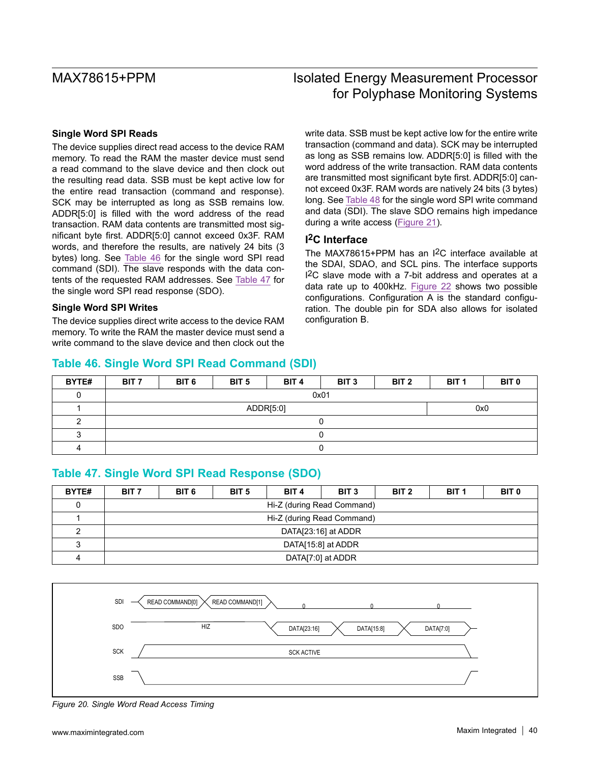### Single Word SPI Reads

The device supplies direct read access to the device RAM memory. To read the RAM the master device must send a read command to the slave device and then clock out the resulting read data. SSB must be kept active low for the entire read transaction (command and response). SCK may be interrupted as long as SSB remains low. ADDR[5:0] is filled with the word address of the read transaction. RAM data contents are transmitted most significant byte first. ADDR[5:0] cannot exceed 0x3F. RAM words, and therefore the results, are natively 24 bits (3 bytes) long. See Table 46 for the single word SPI read command (SDI). The slave responds with the data contents of the requested RAM addresses. See Table 47 for the single word SPI read response (SDO).

### Single Word SPI Writes

The device supplies direct write access to the device RAM memory. To write the RAM the master device must send a write command to the slave device and then clock out the write data. SSB must be kept active low for the entire write transaction (command and data). SCK may be interrupted as long as SSB remains low. ADDR[5:0] is filled with the word address of the write transaction. RAM data contents are transmitted most significant byte first. ADDR[5:0] cannot exceed 0x3F. RAM words are natively 24 bits (3 bytes) long. See Table 48 for the single word SPI write command and data (SDI). The slave SDO remains high impedance during a write access (Figure 21).

### I2C Interface

The MAX78615+PPM has an I2C interface available at the SDAI, SDAO, and SCL pins. The interface supports I2C slave mode with a 7-bit address and operates at a data rate up to 400kHz. Figure 22 shows two possible configurations. Configuration A is the standard configuration. The double pin for SDA also allows for isolated configuration B.

## Table 46. Single Word SPI Read Command (SDI)

| BYTE# | BIT 7 | BIT 6 | BIT 5 | BIT 4 | BIT 3 | BIT 2 | BIT 1 | BIT 0 |
|---|---|---|---|---|---|---|---|---|
| 0 | 0x01 | | | | | | | |
| 1 | ADDR[5:0] | | | | | | 0x0 | |
| 2 | 0 | | | | | | | |
| 3 | 0 | | | | | | | |
| 4 | 0 | | | | | | | |

## Table 47. Single Word SPI Read Response (SDO)

| BYTE# | BIT 7 | BIT 6 | BIT 5 | BIT 4 | BIT 3 | BIT 2 | BIT 1 | BIT 0 |
|---|---|---|---|---|---|---|---|---|
| 0 | Hi-Z (during Read Command) | | | | | | | |
| 1 | Hi-Z (during Read Command) | | | | | | | |
| 2 | DATA[23:16] at ADDR | | | | | | | |
| 3 | DATA[15:8] at ADDR | | | | | | | |
| 4 | DATA[7:0] at ADDR | | | | | | | |

SDI
READ COMMAND[0]
READ COMMAND[1]
0
0
0
SDO
HIZ
DATA[23:16]
DATA[15:8]
DATA[7:0]
SCK
SCK ACTIVE
SSB

*Figure 20. Single Word Read Access Timing*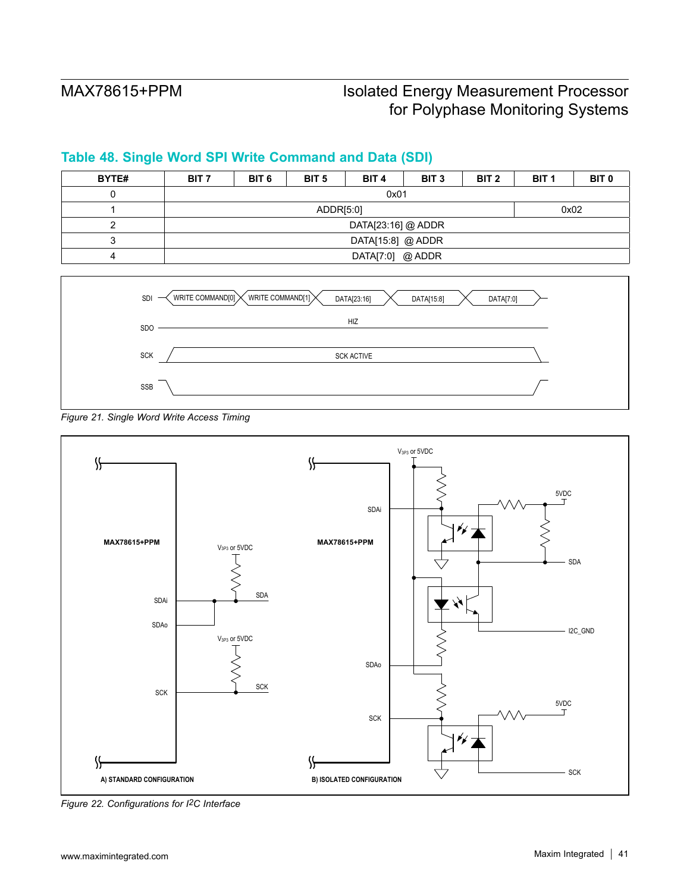### Table 48. Single Word SPI Write Command and Data (SDI)

| BYTE# | BIT 7 | BIT 6 | BIT 5 | BIT 4 | BIT 3 | BIT 2 | BIT 1 | BIT 0 |
|---|---|---|---|---|---|---|---|---|
| 0 | 0x01 | | | | | | | |
| 1 | ADDR[5:0] | | | | | | 0x02 | |
| 2 | DATA[23:16] @ ADDR | | | | | | | |
| 3 | DATA[15:8] @ ADDR | | | | | | | |
| 4 | DATA[7:0] @ ADDR | | | | | | | |

SDI
WRITE COMMAND[0]
WRITE COMMAND[1]
DATA[23:16]
DATA[15:8]
DATA[7:0]
SDO
HIZ
SCK
SCK ACTIVE
SSB

*Figure 21. Single Word Write Access Timing*

MAX78615+PPM
SDAi
SDAo
SCK
$V_{3P3}$ or 5VDC
SDA
$V_{3P3}$ or 5VDC
SCK
A) STANDARD CONFIGURATION

MAX78615+PPM
$V_{3P3}$ or 5VDC
SDAi
5VDC
SDA
I2C_GND
SDAo
SCK
5VDC
SCK
B) ISOLATED CONFIGURATION

*Figure 22. Configurations for I2C Interface*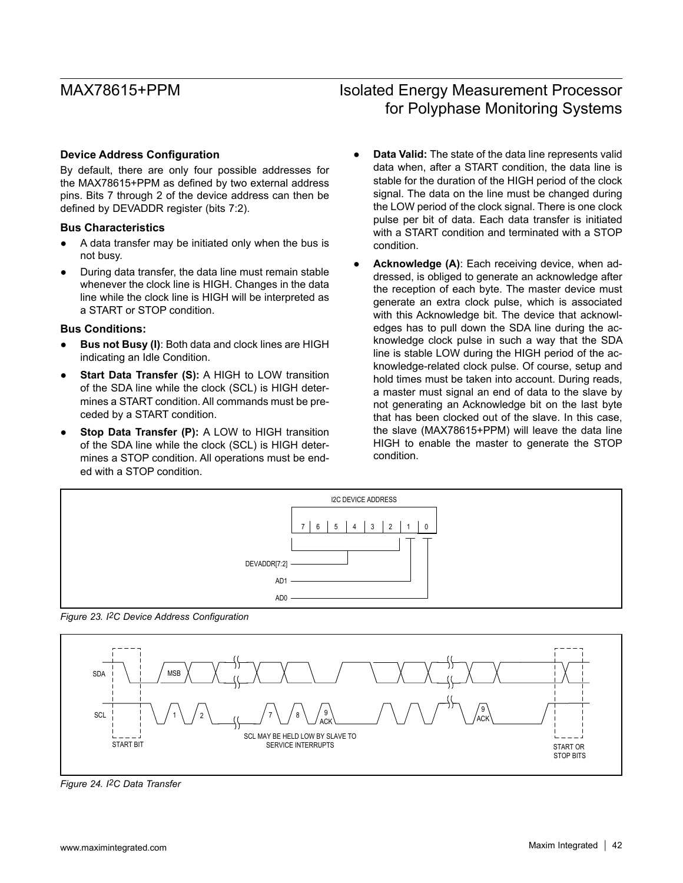### Device Address Configuration

By default, there are only four possible addresses for the MAX78615+PPM as defined by two external address pins. Bits 7 through 2 of the device address can then be defined by DEVADDR register (bits 7:2).

### Bus Characteristics

- A data transfer may be initiated only when the bus is not busy.
- During data transfer, the data line must remain stable whenever the clock line is HIGH. Changes in the data line while the clock line is HIGH will be interpreted as a START or STOP condition.

### Bus Conditions:

- **Bus not Busy (I)**: Both data and clock lines are HIGH indicating an Idle Condition.
- **Start Data Transfer (S):** A HIGH to LOW transition of the SDA line while the clock (SCL) is HIGH determines a START condition. All commands must be preceded by a START condition.
- **Stop Data Transfer (P):** A LOW to HIGH transition of the SDA line while the clock (SCL) is HIGH determines a STOP condition. All operations must be ended with a STOP condition.
- **Data Valid:** The state of the data line represents valid data when, after a START condition, the data line is stable for the duration of the HIGH period of the clock signal. The data on the line must be changed during the LOW period of the clock signal. There is one clock pulse per bit of data. Each data transfer is initiated with a START condition and terminated with a STOP condition.
- **Acknowledge (A)**: Each receiving device, when addressed, is obliged to generate an acknowledge after the reception of each byte. The master device must generate an extra clock pulse, which is associated with this Acknowledge bit. The device that acknowledges has to pull down the SDA line during the acknowledge clock pulse in such a way that the SDA line is stable LOW during the HIGH period of the acknowledge-related clock pulse. Of course, setup and hold times must be taken into account. During reads, a master must signal an end of data to the slave by not generating an Acknowledge bit on the last byte that has been clocked out of the slave. In this case, the slave (MAX78615+PPM) will leave the data line HIGH to enable the master to generate the STOP condition.

I2C DEVICE ADDRESS

7 6 5 4 3 2 1 0

DEVADDR[7:2]

AD1

AD0

*Figure 23. I2C Device Address Configuration*

SDA

MSB

SCL

1 2 7 8 9 ACK 9 ACK

START BIT

SCL MAY BE HELD LOW BY SLAVE TO SERVICE INTERRUPTS

START OR STOP BITS

*Figure 24. I2C Data Transfer*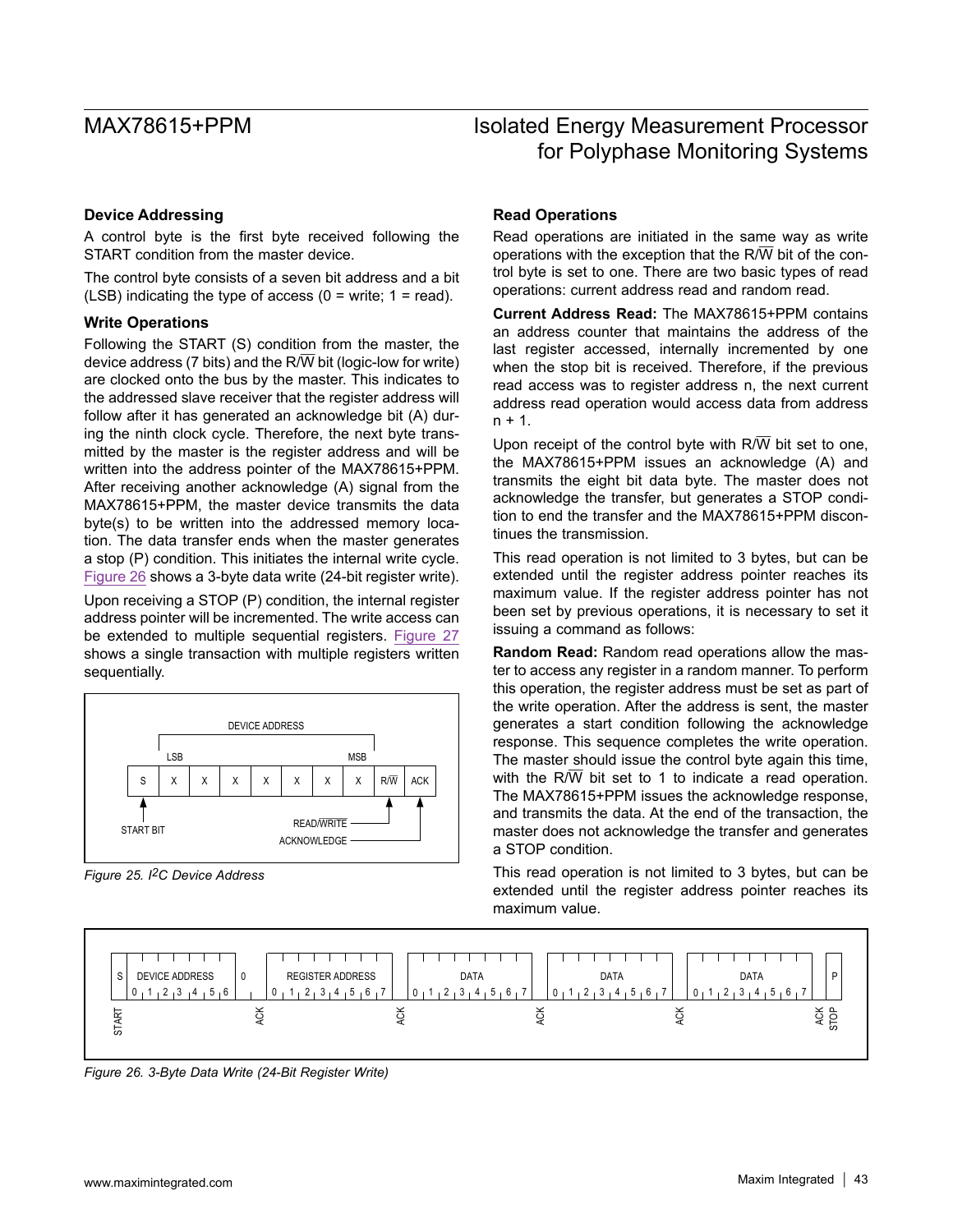### Device Addressing

A control byte is the first byte received following the START condition from the master device.

The control byte consists of a seven bit address and a bit (LSB) indicating the type of access (0 = write; 1 = read).

### Write Operations

Following the START (S) condition from the master, the device address (7 bits) and the R/W̄ bit (logic-low for write) are clocked onto the bus by the master. This indicates to the addressed slave receiver that the register address will follow after it has generated an acknowledge bit (A) during the ninth clock cycle. Therefore, the next byte transmitted by the master is the register address and will be written into the address pointer of the MAX78615+PPM. After receiving another acknowledge (A) signal from the MAX78615+PPM, the master device transmits the data byte(s) to be written into the addressed memory location. The data transfer ends when the master generates a stop (P) condition. This initiates the internal write cycle. Figure 26 shows a 3-byte data write (24-bit register write).

Upon receiving a STOP (P) condition, the internal register address pointer will be incremented. The write access can be extended to multiple sequential registers. Figure 27 shows a single transaction with multiple registers written sequentially.

DEVICE ADDRESS
LSB
MSB
S X X X X X X X R/W̄ ACK
START BIT
READ/W̄R̄ĪT̄Ē
ACKNOWLEDGE

*Figure 25. I2C Device Address*

### Read Operations

Read operations are initiated in the same way as write operations with the exception that the R/W̄ bit of the control byte is set to one. There are two basic types of read operations: current address read and random read.

**Current Address Read:** The MAX78615+PPM contains an address counter that maintains the address of the last register accessed, internally incremented by one when the stop bit is received. Therefore, if the previous read access was to register address n, the next current address read operation would access data from address n + 1.

Upon receipt of the control byte with R/W̄ bit set to one, the MAX78615+PPM issues an acknowledge (A) and transmits the eight bit data byte. The master does not acknowledge the transfer, but generates a STOP condition to end the transfer and the MAX78615+PPM discontinues the transmission.

This read operation is not limited to 3 bytes, but can be extended until the register address pointer reaches its maximum value. If the register address pointer has not been set by previous operations, it is necessary to set it issuing a command as follows:

**Random Read:** Random read operations allow the master to access any register in a random manner. To perform this operation, the register address must be set as part of the write operation. After the address is sent, the master generates a start condition following the acknowledge response. This sequence completes the write operation. The master should issue the control byte again this time, with the R/W̄ bit set to 1 to indicate a read operation. The MAX78615+PPM issues the acknowledge response, and transmits the data. At the end of the transaction, the master does not acknowledge the transfer and generates a STOP condition.

This read operation is not limited to 3 bytes, but can be extended until the register address pointer reaches its maximum value.

S DEVICE ADDRESS 0 1 2 3 4 5 6 | 0 | REGISTER ADDRESS 0 1 2 3 4 5 6 7 | DATA 0 1 2 3 4 5 6 7 | DATA 0 1 2 3 4 5 6 7 | DATA 0 1 2 3 4 5 6 7 | P
START ACK ACK ACK ACK ACK STOP

*Figure 26. 3-Byte Data Write (24-Bit Register Write)*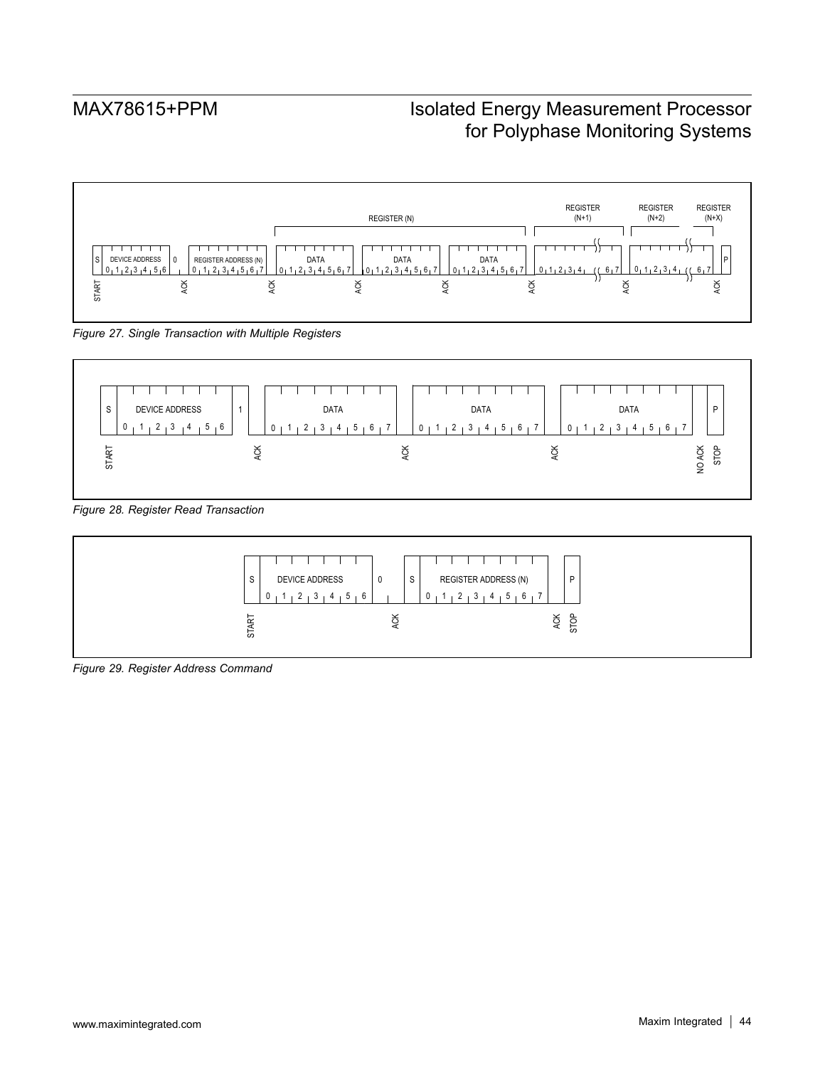START S DEVICE ADDRESS 0 1 2 3 4 5 6 | 0 | ACK | REGISTER ADDRESS (N) 0 1 2 3 4 5 6 7 | ACK | DATA 0 1 2 3 4 5 6 7 | ACK | DATA 0 1 2 3 4 5 6 7 | ACK | DATA 0 1 2 3 4 5 6 7 | ACK | 0 1 2 3 4 6 7 | ACK | 0 1 2 3 4 6 7 | ACK | P

REGISTER (N)

REGISTER (N+1)

REGISTER (N+2)

REGISTER (N+X)

*Figure 27. Single Transaction with Multiple Registers*

START S DEVICE ADDRESS 0 1 2 3 4 5 6 | 1 | ACK | DATA 0 1 2 3 4 5 6 7 | ACK | DATA 0 1 2 3 4 5 6 7 | ACK | DATA 0 1 2 3 4 5 6 7 | NO ACK | STOP P

*Figure 28. Register Read Transaction*

START S DEVICE ADDRESS 0 1 2 3 4 5 6 | 0 | ACK | S REGISTER ADDRESS (N) 0 1 2 3 4 5 6 7 | ACK | STOP P

*Figure 29. Register Address Command*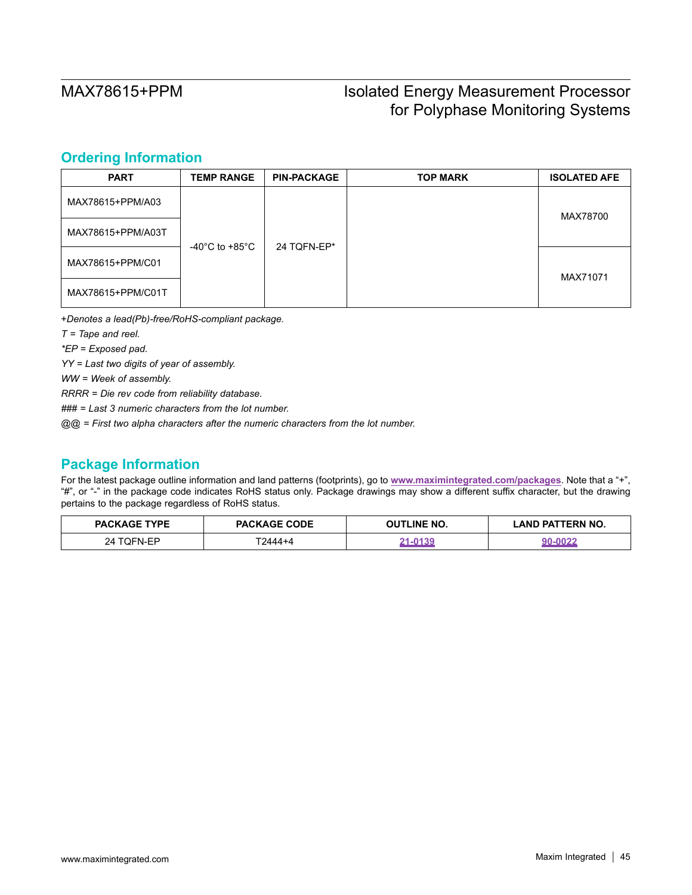## Ordering Information

| PART | TEMP RANGE | PIN-PACKAGE | TOP MARK | ISOLATED AFE |
|---|---|---|---|---|
| MAX78615+PPM/A03 | -40°C to +85°C | 24 TQFN-EP* | | MAX78700 |
| MAX78615+PPM/A03T | -40°C to +85°C | 24 TQFN-EP* | | MAX78700 |
| MAX78615+PPM/C01 | -40°C to +85°C | 24 TQFN-EP* | | MAX71071 |
| MAX78615+PPM/C01T | -40°C to +85°C | 24 TQFN-EP* | | MAX71071 |

*+Denotes a lead(Pb)-free/RoHS-compliant package.*

*T = Tape and reel.*

**EP = Exposed pad.*

*YY = Last two digits of year of assembly.*

*WW = Week of assembly.*

*RRRR = Die rev code from reliability database.*

*### = Last 3 numeric characters from the lot number.*

*@@ = First two alpha characters after the numeric characters from the lot number.*

## Package Information

For the latest package outline information and land patterns (footprints), go to **www.maximintegrated.com/packages**. Note that a "+", "#", or "-" in the package code indicates RoHS status only. Package drawings may show a different suffix character, but the drawing pertains to the package regardless of RoHS status.

| PACKAGE TYPE | PACKAGE CODE | OUTLINE NO. | LAND PATTERN NO. |
|---|---|---|---|
| 24 TQFN-EP | T2444+4 | 21-0139 | 90-0022 |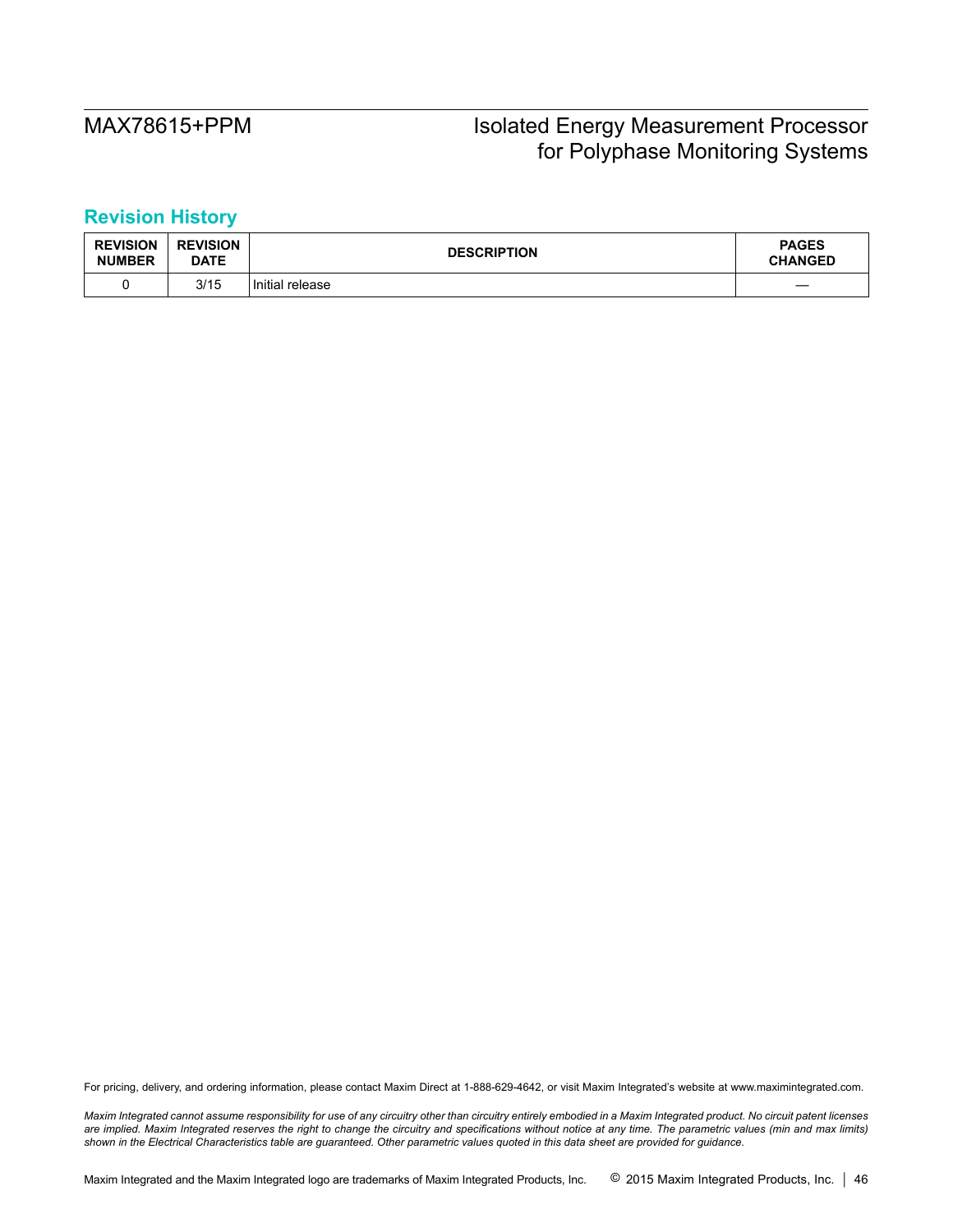## Revision History

| REVISION NUMBER | REVISION DATE | DESCRIPTION | PAGES CHANGED |
|---|---|---|---|
| 0 | 3/15 | Initial release | — |

For pricing, delivery, and ordering information, please contact Maxim Direct at 1-888-629-4642, or visit Maxim Integrated's website at www.maximintegrated.com.

*Maxim Integrated cannot assume responsibility for use of any circuitry other than circuitry entirely embodied in a Maxim Integrated product. No circuit patent licenses are implied. Maxim Integrated reserves the right to change the circuitry and specifications without notice at any time. The parametric values (min and max limits) shown in the Electrical Characteristics table are guaranteed. Other parametric values quoted in this data sheet are provided for guidance.*

Maxim Integrated and the Maxim Integrated logo are trademarks of Maxim Integrated Products, Inc. © 2015 Maxim Integrated Products, Inc.